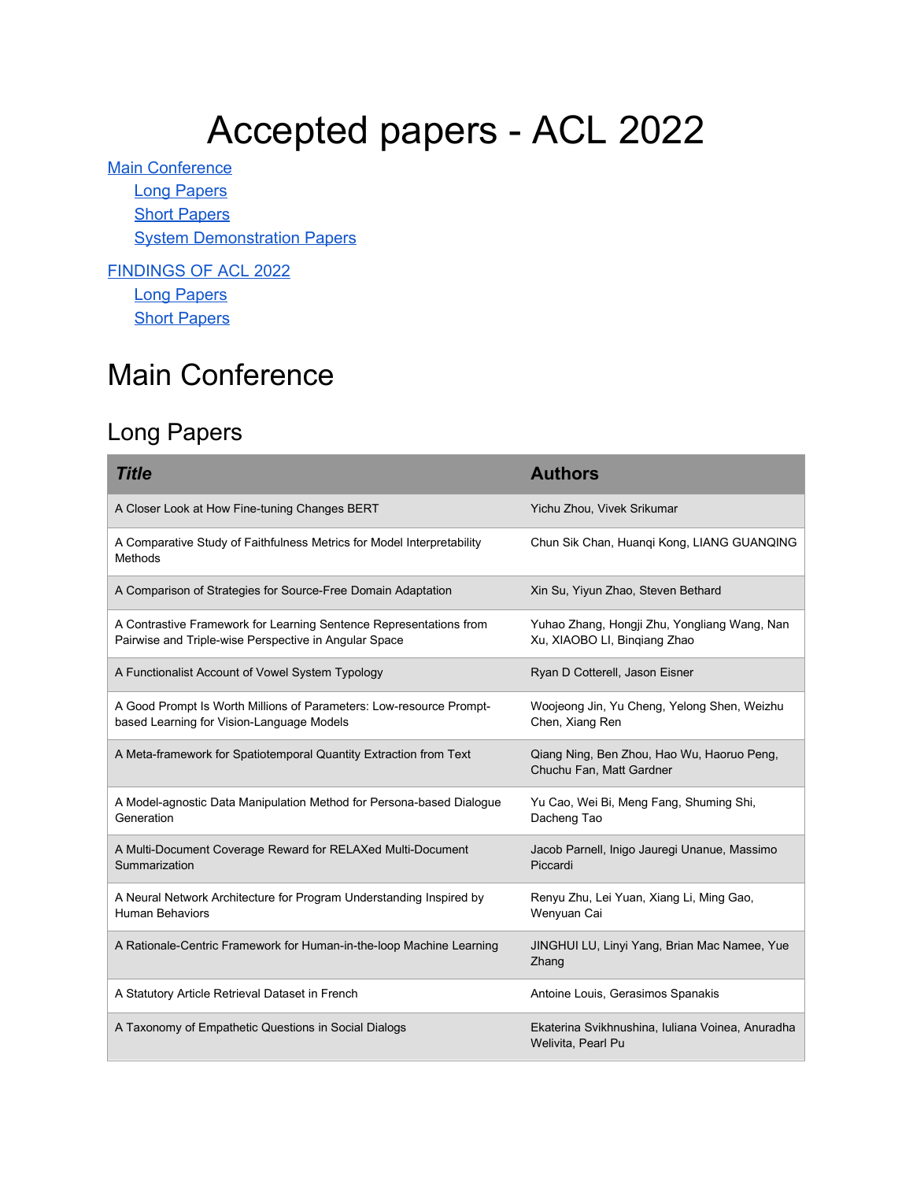# Accepted papers - ACL 2022

- Main Conference
  - Long Papers
  - Short Papers
  - System Demonstration Papers
- FINDINGS OF ACL 2022
  - Long Papers
  - Short Papers

# Main Conference

## Long Papers

| *Title* | Authors |
|---|---|
| A Closer Look at How Fine-tuning Changes BERT | Yichu Zhou, Vivek Srikumar |
| A Comparative Study of Faithfulness Metrics for Model Interpretability Methods | Chun Sik Chan, Huanqi Kong, LIANG GUANQING |
| A Comparison of Strategies for Source-Free Domain Adaptation | Xin Su, Yiyun Zhao, Steven Bethard |
| A Contrastive Framework for Learning Sentence Representations from Pairwise and Triple-wise Perspective in Angular Space | Yuhao Zhang, Hongji Zhu, Yongliang Wang, Nan Xu, XIAOBO LI, Binqiang Zhao |
| A Functionalist Account of Vowel System Typology | Ryan D Cotterell, Jason Eisner |
| A Good Prompt Is Worth Millions of Parameters: Low-resource Prompt-based Learning for Vision-Language Models | Woojeong Jin, Yu Cheng, Yelong Shen, Weizhu Chen, Xiang Ren |
| A Meta-framework for Spatiotemporal Quantity Extraction from Text | Qiang Ning, Ben Zhou, Hao Wu, Haoruo Peng, Chuchu Fan, Matt Gardner |
| A Model-agnostic Data Manipulation Method for Persona-based Dialogue Generation | Yu Cao, Wei Bi, Meng Fang, Shuming Shi, Dacheng Tao |
| A Multi-Document Coverage Reward for RELAXed Multi-Document Summarization | Jacob Parnell, Inigo Jauregi Unanue, Massimo Piccardi |
| A Neural Network Architecture for Program Understanding Inspired by Human Behaviors | Renyu Zhu, Lei Yuan, Xiang Li, Ming Gao, Wenyuan Cai |
| A Rationale-Centric Framework for Human-in-the-loop Machine Learning | JINGHUI LU, Linyi Yang, Brian Mac Namee, Yue Zhang |
| A Statutory Article Retrieval Dataset in French | Antoine Louis, Gerasimos Spanakis |
| A Taxonomy of Empathetic Questions in Social Dialogs | Ekaterina Svikhnushina, Iuliana Voinea, Anuradha Welivita, Pearl Pu |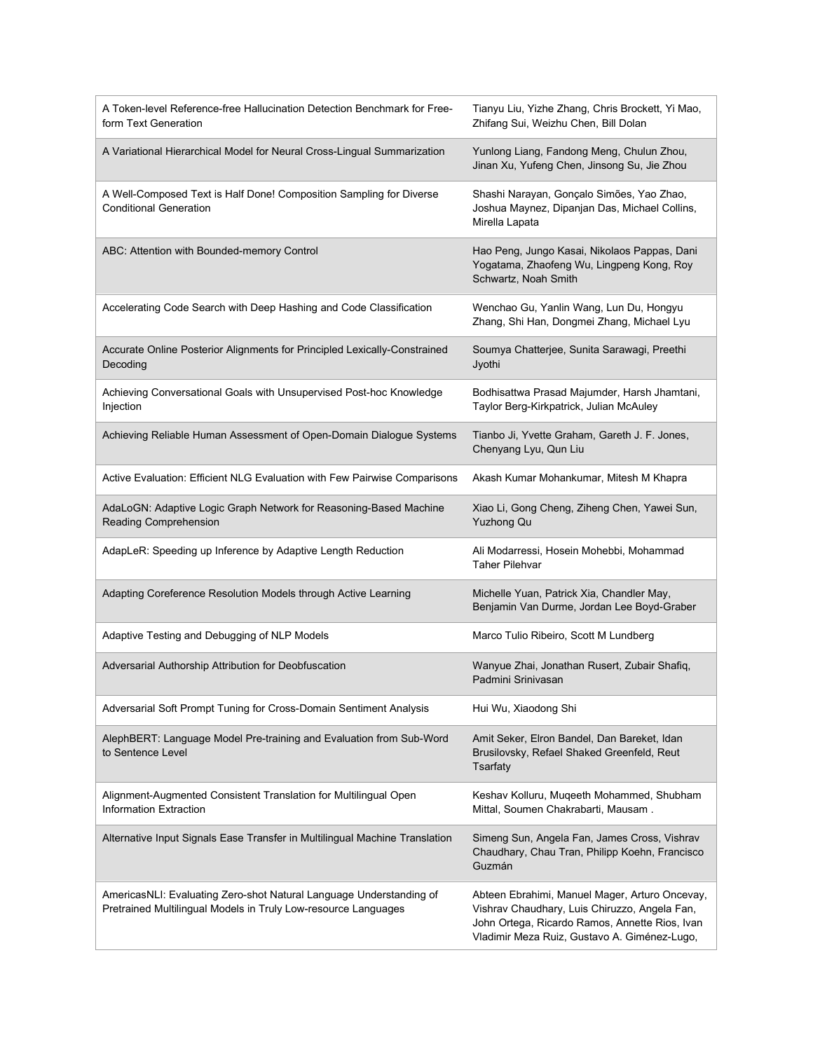| | |
|---|---|
| A Token-level Reference-free Hallucination Detection Benchmark for Free-form Text Generation | Tianyu Liu, Yizhe Zhang, Chris Brockett, Yi Mao, Zhifang Sui, Weizhu Chen, Bill Dolan |
| A Variational Hierarchical Model for Neural Cross-Lingual Summarization | Yunlong Liang, Fandong Meng, Chulun Zhou, Jinan Xu, Yufeng Chen, Jinsong Su, Jie Zhou |
| A Well-Composed Text is Half Done! Composition Sampling for Diverse Conditional Generation | Shashi Narayan, Gonçalo Simões, Yao Zhao, Joshua Maynez, Dipanjan Das, Michael Collins, Mirella Lapata |
| ABC: Attention with Bounded-memory Control | Hao Peng, Jungo Kasai, Nikolaos Pappas, Dani Yogatama, Zhaofeng Wu, Lingpeng Kong, Roy Schwartz, Noah Smith |
| Accelerating Code Search with Deep Hashing and Code Classification | Wenchao Gu, Yanlin Wang, Lun Du, Hongyu Zhang, Shi Han, Dongmei Zhang, Michael Lyu |
| Accurate Online Posterior Alignments for Principled Lexically-Constrained Decoding | Soumya Chatterjee, Sunita Sarawagi, Preethi Jyothi |
| Achieving Conversational Goals with Unsupervised Post-hoc Knowledge Injection | Bodhisattwa Prasad Majumder, Harsh Jhamtani, Taylor Berg-Kirkpatrick, Julian McAuley |
| Achieving Reliable Human Assessment of Open-Domain Dialogue Systems | Tianbo Ji, Yvette Graham, Gareth J. F. Jones, Chenyang Lyu, Qun Liu |
| Active Evaluation: Efficient NLG Evaluation with Few Pairwise Comparisons | Akash Kumar Mohankumar, Mitesh M Khapra |
| AdaLoGN: Adaptive Logic Graph Network for Reasoning-Based Machine Reading Comprehension | Xiao Li, Gong Cheng, Ziheng Chen, Yawei Sun, Yuzhong Qu |
| AdapLeR: Speeding up Inference by Adaptive Length Reduction | Ali Modarressi, Hosein Mohebbi, Mohammad Taher Pilehvar |
| Adapting Coreference Resolution Models through Active Learning | Michelle Yuan, Patrick Xia, Chandler May, Benjamin Van Durme, Jordan Lee Boyd-Graber |
| Adaptive Testing and Debugging of NLP Models | Marco Tulio Ribeiro, Scott M Lundberg |
| Adversarial Authorship Attribution for Deobfuscation | Wanyue Zhai, Jonathan Rusert, Zubair Shafiq, Padmini Srinivasan |
| Adversarial Soft Prompt Tuning for Cross-Domain Sentiment Analysis | Hui Wu, Xiaodong Shi |
| AlephBERT: Language Model Pre-training and Evaluation from Sub-Word to Sentence Level | Amit Seker, Elron Bandel, Dan Bareket, Idan Brusilovsky, Refael Shaked Greenfeld, Reut Tsarfaty |
| Alignment-Augmented Consistent Translation for Multilingual Open Information Extraction | Keshav Kolluru, Muqeeth Mohammed, Shubham Mittal, Soumen Chakrabarti, Mausam . |
| Alternative Input Signals Ease Transfer in Multilingual Machine Translation | Simeng Sun, Angela Fan, James Cross, Vishrav Chaudhary, Chau Tran, Philipp Koehn, Francisco Guzmán |
| AmericasNLI: Evaluating Zero-shot Natural Language Understanding of Pretrained Multilingual Models in Truly Low-resource Languages | Abteen Ebrahimi, Manuel Mager, Arturo Oncevay, Vishrav Chaudhary, Luis Chiruzzo, Angela Fan, John Ortega, Ricardo Ramos, Annette Rios, Ivan Vladimir Meza Ruiz, Gustavo A. Giménez-Lugo, |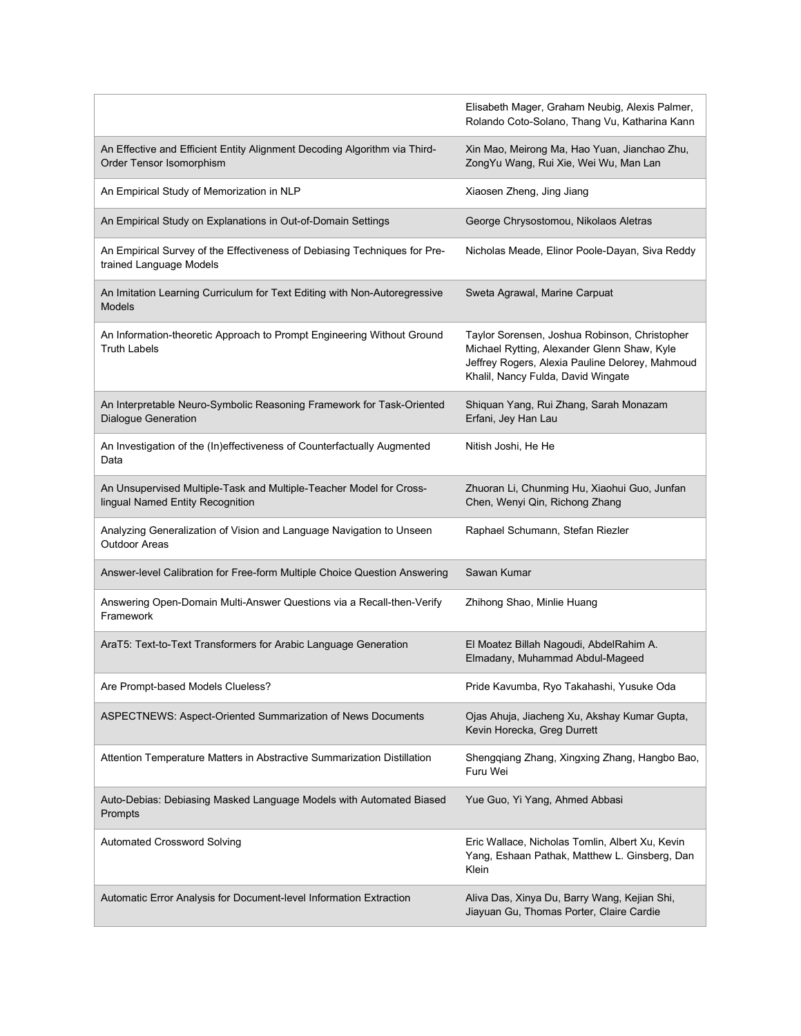| | |
|---|---|
| | Elisabeth Mager, Graham Neubig, Alexis Palmer, Rolando Coto-Solano, Thang Vu, Katharina Kann |
| An Effective and Efficient Entity Alignment Decoding Algorithm via Third-Order Tensor Isomorphism | Xin Mao, Meirong Ma, Hao Yuan, Jianchao Zhu, ZongYu Wang, Rui Xie, Wei Wu, Man Lan |
| An Empirical Study of Memorization in NLP | Xiaosen Zheng, Jing Jiang |
| An Empirical Study on Explanations in Out-of-Domain Settings | George Chrysostomou, Nikolaos Aletras |
| An Empirical Survey of the Effectiveness of Debiasing Techniques for Pre-trained Language Models | Nicholas Meade, Elinor Poole-Dayan, Siva Reddy |
| An Imitation Learning Curriculum for Text Editing with Non-Autoregressive Models | Sweta Agrawal, Marine Carpuat |
| An Information-theoretic Approach to Prompt Engineering Without Ground Truth Labels | Taylor Sorensen, Joshua Robinson, Christopher Michael Rytting, Alexander Glenn Shaw, Kyle Jeffrey Rogers, Alexia Pauline Delorey, Mahmoud Khalil, Nancy Fulda, David Wingate |
| An Interpretable Neuro-Symbolic Reasoning Framework for Task-Oriented Dialogue Generation | Shiquan Yang, Rui Zhang, Sarah Monazam Erfani, Jey Han Lau |
| An Investigation of the (In)effectiveness of Counterfactually Augmented Data | Nitish Joshi, He He |
| An Unsupervised Multiple-Task and Multiple-Teacher Model for Cross-lingual Named Entity Recognition | Zhuoran Li, Chunming Hu, Xiaohui Guo, Junfan Chen, Wenyi Qin, Richong Zhang |
| Analyzing Generalization of Vision and Language Navigation to Unseen Outdoor Areas | Raphael Schumann, Stefan Riezler |
| Answer-level Calibration for Free-form Multiple Choice Question Answering | Sawan Kumar |
| Answering Open-Domain Multi-Answer Questions via a Recall-then-Verify Framework | Zhihong Shao, Minlie Huang |
| AraT5: Text-to-Text Transformers for Arabic Language Generation | El Moatez Billah Nagoudi, AbdelRahim A. Elmadany, Muhammad Abdul-Mageed |
| Are Prompt-based Models Clueless? | Pride Kavumba, Ryo Takahashi, Yusuke Oda |
| ASPECTNEWS: Aspect-Oriented Summarization of News Documents | Ojas Ahuja, Jiacheng Xu, Akshay Kumar Gupta, Kevin Horecka, Greg Durrett |
| Attention Temperature Matters in Abstractive Summarization Distillation | Shengqiang Zhang, Xingxing Zhang, Hangbo Bao, Furu Wei |
| Auto-Debias: Debiasing Masked Language Models with Automated Biased Prompts | Yue Guo, Yi Yang, Ahmed Abbasi |
| Automated Crossword Solving | Eric Wallace, Nicholas Tomlin, Albert Xu, Kevin Yang, Eshaan Pathak, Matthew L. Ginsberg, Dan Klein |
| Automatic Error Analysis for Document-level Information Extraction | Aliva Das, Xinya Du, Barry Wang, Kejian Shi, Jiayuan Gu, Thomas Porter, Claire Cardie |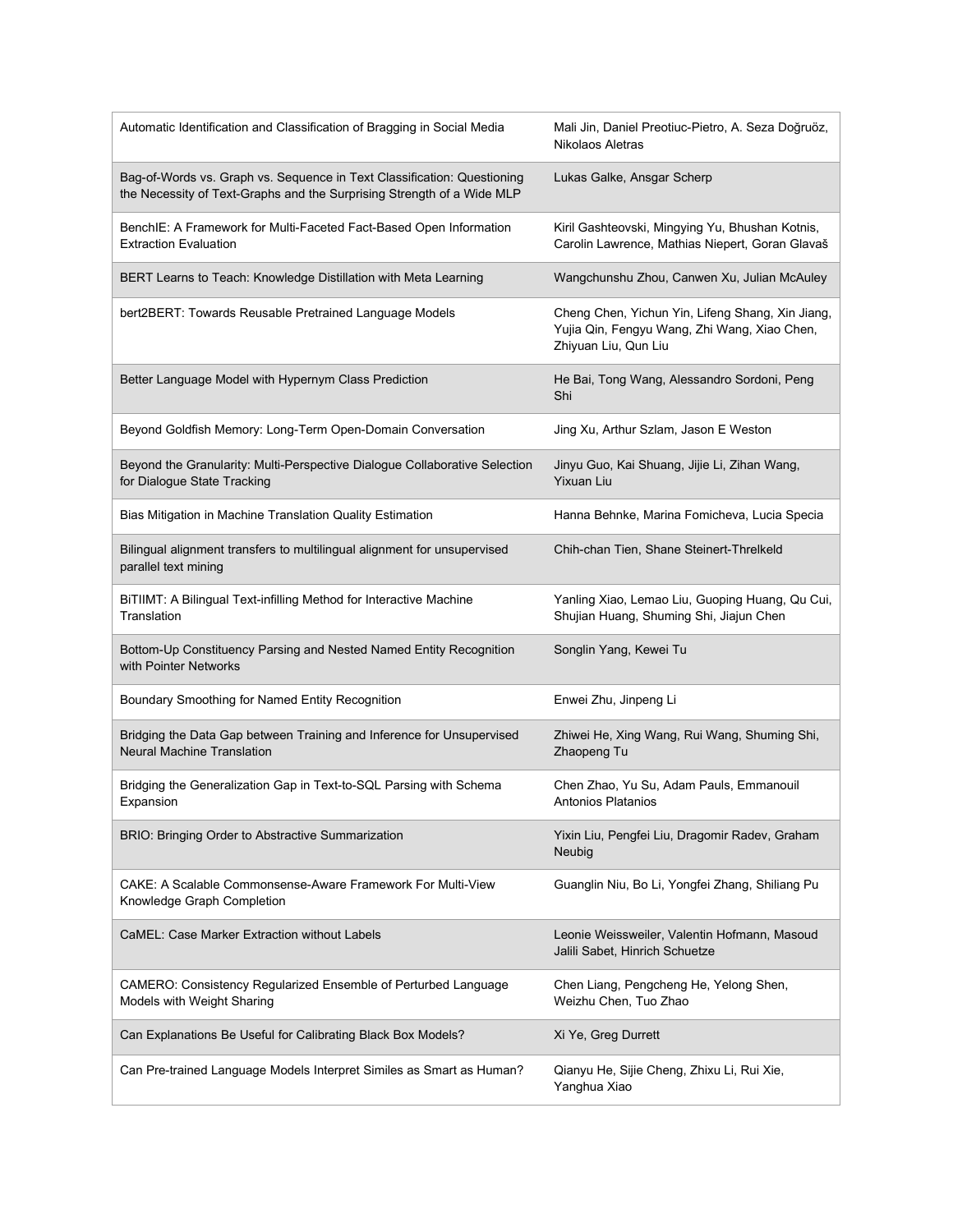| | |
|---|---|
| Automatic Identification and Classification of Bragging in Social Media | Mali Jin, Daniel Preotiuc-Pietro, A. Seza Doğruöz, Nikolaos Aletras |
| Bag-of-Words vs. Graph vs. Sequence in Text Classification: Questioning the Necessity of Text-Graphs and the Surprising Strength of a Wide MLP | Lukas Galke, Ansgar Scherp |
| BenchIE: A Framework for Multi-Faceted Fact-Based Open Information Extraction Evaluation | Kiril Gashteovski, Mingying Yu, Bhushan Kotnis, Carolin Lawrence, Mathias Niepert, Goran Glavaš |
| BERT Learns to Teach: Knowledge Distillation with Meta Learning | Wangchunshu Zhou, Canwen Xu, Julian McAuley |
| bert2BERT: Towards Reusable Pretrained Language Models | Cheng Chen, Yichun Yin, Lifeng Shang, Xin Jiang, Yujia Qin, Fengyu Wang, Zhi Wang, Xiao Chen, Zhiyuan Liu, Qun Liu |
| Better Language Model with Hypernym Class Prediction | He Bai, Tong Wang, Alessandro Sordoni, Peng Shi |
| Beyond Goldfish Memory: Long-Term Open-Domain Conversation | Jing Xu, Arthur Szlam, Jason E Weston |
| Beyond the Granularity: Multi-Perspective Dialogue Collaborative Selection for Dialogue State Tracking | Jinyu Guo, Kai Shuang, Jijie Li, Zihan Wang, Yixuan Liu |
| Bias Mitigation in Machine Translation Quality Estimation | Hanna Behnke, Marina Fomicheva, Lucia Specia |
| Bilingual alignment transfers to multilingual alignment for unsupervised parallel text mining | Chih-chan Tien, Shane Steinert-Threlkeld |
| BiTIIMT: A Bilingual Text-infilling Method for Interactive Machine Translation | Yanling Xiao, Lemao Liu, Guoping Huang, Qu Cui, Shujian Huang, Shuming Shi, Jiajun Chen |
| Bottom-Up Constituency Parsing and Nested Named Entity Recognition with Pointer Networks | Songlin Yang, Kewei Tu |
| Boundary Smoothing for Named Entity Recognition | Enwei Zhu, Jinpeng Li |
| Bridging the Data Gap between Training and Inference for Unsupervised Neural Machine Translation | Zhiwei He, Xing Wang, Rui Wang, Shuming Shi, Zhaopeng Tu |
| Bridging the Generalization Gap in Text-to-SQL Parsing with Schema Expansion | Chen Zhao, Yu Su, Adam Pauls, Emmanouil Antonios Platanios |
| BRIO: Bringing Order to Abstractive Summarization | Yixin Liu, Pengfei Liu, Dragomir Radev, Graham Neubig |
| CAKE: A Scalable Commonsense-Aware Framework For Multi-View Knowledge Graph Completion | Guanglin Niu, Bo Li, Yongfei Zhang, Shiliang Pu |
| CaMEL: Case Marker Extraction without Labels | Leonie Weissweiler, Valentin Hofmann, Masoud Jalili Sabet, Hinrich Schuetze |
| CAMERO: Consistency Regularized Ensemble of Perturbed Language Models with Weight Sharing | Chen Liang, Pengcheng He, Yelong Shen, Weizhu Chen, Tuo Zhao |
| Can Explanations Be Useful for Calibrating Black Box Models? | Xi Ye, Greg Durrett |
| Can Pre-trained Language Models Interpret Similes as Smart as Human? | Qianyu He, Sijie Cheng, Zhixu Li, Rui Xie, Yanghua Xiao |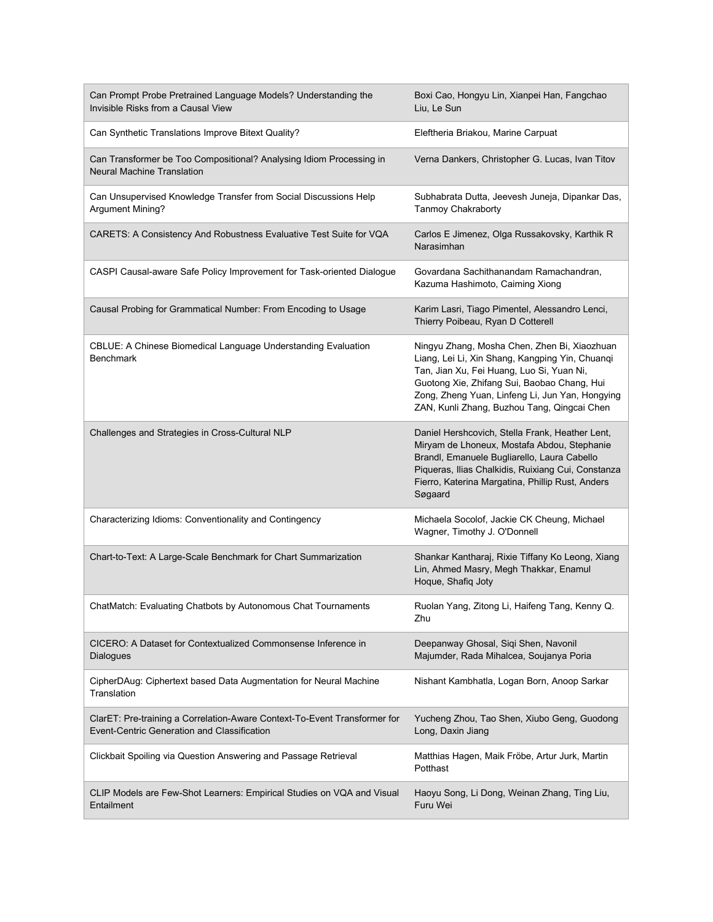| | |
|---|---|
| Can Prompt Probe Pretrained Language Models? Understanding the Invisible Risks from a Causal View | Boxi Cao, Hongyu Lin, Xianpei Han, Fangchao Liu, Le Sun |
| Can Synthetic Translations Improve Bitext Quality? | Eleftheria Briakou, Marine Carpuat |
| Can Transformer be Too Compositional? Analysing Idiom Processing in Neural Machine Translation | Verna Dankers, Christopher G. Lucas, Ivan Titov |
| Can Unsupervised Knowledge Transfer from Social Discussions Help Argument Mining? | Subhabrata Dutta, Jeevesh Juneja, Dipankar Das, Tanmoy Chakraborty |
| CARETS: A Consistency And Robustness Evaluative Test Suite for VQA | Carlos E Jimenez, Olga Russakovsky, Karthik R Narasimhan |
| CASPI Causal-aware Safe Policy Improvement for Task-oriented Dialogue | Govardana Sachithanandam Ramachandran, Kazuma Hashimoto, Caiming Xiong |
| Causal Probing for Grammatical Number: From Encoding to Usage | Karim Lasri, Tiago Pimentel, Alessandro Lenci, Thierry Poibeau, Ryan D Cotterell |
| CBLUE: A Chinese Biomedical Language Understanding Evaluation Benchmark | Ningyu Zhang, Mosha Chen, Zhen Bi, Xiaozhuan Liang, Lei Li, Xin Shang, Kangping Yin, Chuanqi Tan, Jian Xu, Fei Huang, Luo Si, Yuan Ni, Guotong Xie, Zhifang Sui, Baobao Chang, Hui Zong, Zheng Yuan, Linfeng Li, Jun Yan, Hongying ZAN, Kunli Zhang, Buzhou Tang, Qingcai Chen |
| Challenges and Strategies in Cross-Cultural NLP | Daniel Hershcovich, Stella Frank, Heather Lent, Miryam de Lhoneux, Mostafa Abdou, Stephanie Brandl, Emanuele Bugliarello, Laura Cabello Piqueras, Ilias Chalkidis, Ruixiang Cui, Constanza Fierro, Katerina Margatina, Phillip Rust, Anders Søgaard |
| Characterizing Idioms: Conventionality and Contingency | Michaela Socolof, Jackie CK Cheung, Michael Wagner, Timothy J. O'Donnell |
| Chart-to-Text: A Large-Scale Benchmark for Chart Summarization | Shankar Kantharaj, Rixie Tiffany Ko Leong, Xiang Lin, Ahmed Masry, Megh Thakkar, Enamul Hoque, Shafiq Joty |
| ChatMatch: Evaluating Chatbots by Autonomous Chat Tournaments | Ruolan Yang, Zitong Li, Haifeng Tang, Kenny Q. Zhu |
| CICERO: A Dataset for Contextualized Commonsense Inference in Dialogues | Deepanway Ghosal, Siqi Shen, Navonil Majumder, Rada Mihalcea, Soujanya Poria |
| CipherDAug: Ciphertext based Data Augmentation for Neural Machine Translation | Nishant Kambhatla, Logan Born, Anoop Sarkar |
| ClarET: Pre-training a Correlation-Aware Context-To-Event Transformer for Event-Centric Generation and Classification | Yucheng Zhou, Tao Shen, Xiubo Geng, Guodong Long, Daxin Jiang |
| Clickbait Spoiling via Question Answering and Passage Retrieval | Matthias Hagen, Maik Fröbe, Artur Jurk, Martin Potthast |
| CLIP Models are Few-Shot Learners: Empirical Studies on VQA and Visual Entailment | Haoyu Song, Li Dong, Weinan Zhang, Ting Liu, Furu Wei |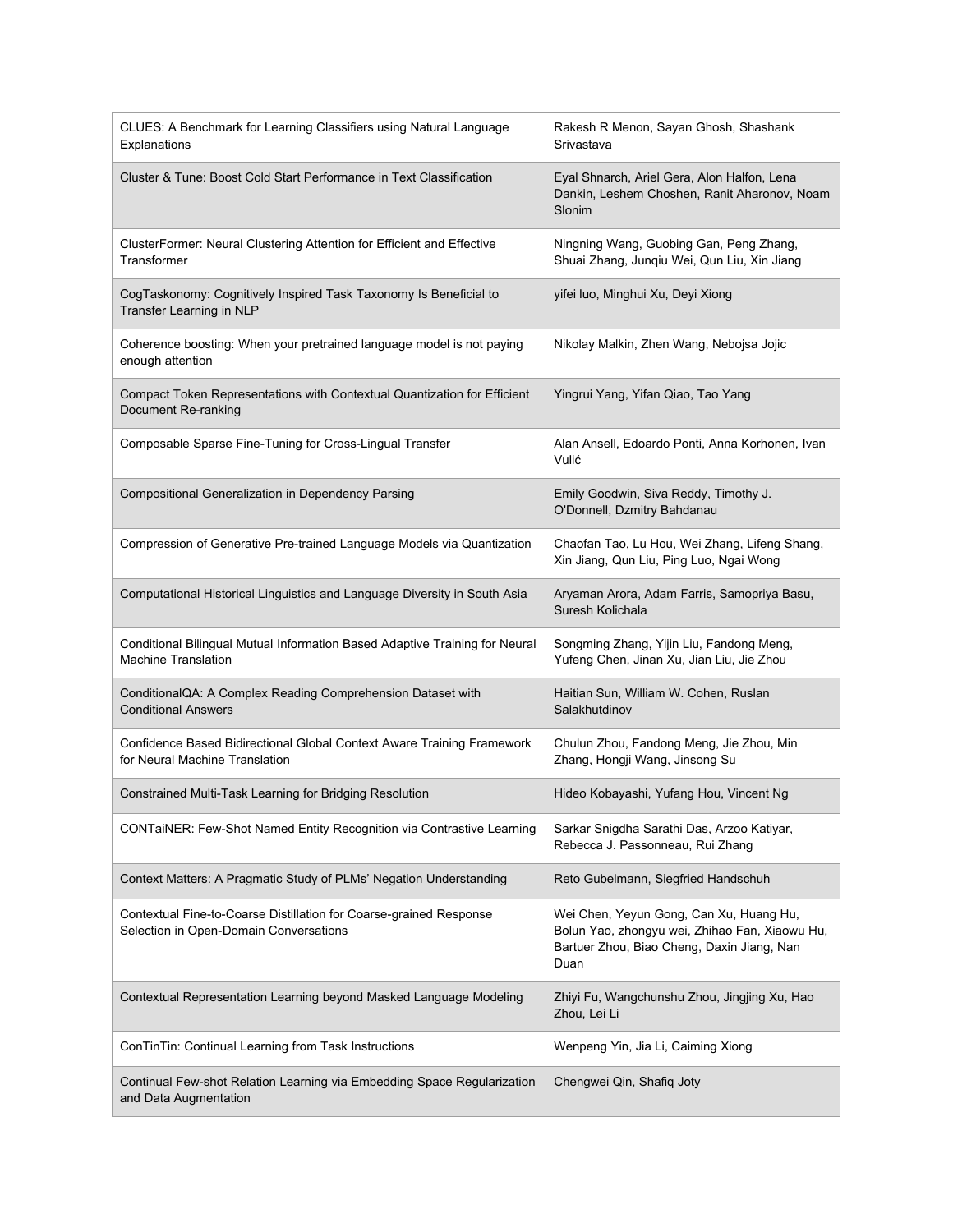| | |
|---|---|
| CLUES: A Benchmark for Learning Classifiers using Natural Language Explanations | Rakesh R Menon, Sayan Ghosh, Shashank Srivastava |
| Cluster & Tune: Boost Cold Start Performance in Text Classification | Eyal Shnarch, Ariel Gera, Alon Halfon, Lena Dankin, Leshem Choshen, Ranit Aharonov, Noam Slonim |
| ClusterFormer: Neural Clustering Attention for Efficient and Effective Transformer | Ningning Wang, Guobing Gan, Peng Zhang, Shuai Zhang, Junqiu Wei, Qun Liu, Xin Jiang |
| CogTaskonomy: Cognitively Inspired Task Taxonomy Is Beneficial to Transfer Learning in NLP | yifei luo, Minghui Xu, Deyi Xiong |
| Coherence boosting: When your pretrained language model is not paying enough attention | Nikolay Malkin, Zhen Wang, Nebojsa Jojic |
| Compact Token Representations with Contextual Quantization for Efficient Document Re-ranking | Yingrui Yang, Yifan Qiao, Tao Yang |
| Composable Sparse Fine-Tuning for Cross-Lingual Transfer | Alan Ansell, Edoardo Ponti, Anna Korhonen, Ivan Vulić |
| Compositional Generalization in Dependency Parsing | Emily Goodwin, Siva Reddy, Timothy J. O'Donnell, Dzmitry Bahdanau |
| Compression of Generative Pre-trained Language Models via Quantization | Chaofan Tao, Lu Hou, Wei Zhang, Lifeng Shang, Xin Jiang, Qun Liu, Ping Luo, Ngai Wong |
| Computational Historical Linguistics and Language Diversity in South Asia | Aryaman Arora, Adam Farris, Samopriya Basu, Suresh Kolichala |
| Conditional Bilingual Mutual Information Based Adaptive Training for Neural Machine Translation | Songming Zhang, Yijin Liu, Fandong Meng, Yufeng Chen, Jinan Xu, Jian Liu, Jie Zhou |
| ConditionalQA: A Complex Reading Comprehension Dataset with Conditional Answers | Haitian Sun, William W. Cohen, Ruslan Salakhutdinov |
| Confidence Based Bidirectional Global Context Aware Training Framework for Neural Machine Translation | Chulun Zhou, Fandong Meng, Jie Zhou, Min Zhang, Hongji Wang, Jinsong Su |
| Constrained Multi-Task Learning for Bridging Resolution | Hideo Kobayashi, Yufang Hou, Vincent Ng |
| CONTaiNER: Few-Shot Named Entity Recognition via Contrastive Learning | Sarkar Snigdha Sarathi Das, Arzoo Katiyar, Rebecca J. Passonneau, Rui Zhang |
| Context Matters: A Pragmatic Study of PLMs' Negation Understanding | Reto Gubelmann, Siegfried Handschuh |
| Contextual Fine-to-Coarse Distillation for Coarse-grained Response Selection in Open-Domain Conversations | Wei Chen, Yeyun Gong, Can Xu, Huang Hu, Bolun Yao, zhongyu wei, Zhihao Fan, Xiaowu Hu, Bartuer Zhou, Biao Cheng, Daxin Jiang, Nan Duan |
| Contextual Representation Learning beyond Masked Language Modeling | Zhiyi Fu, Wangchunshu Zhou, Jingjing Xu, Hao Zhou, Lei Li |
| ConTinTin: Continual Learning from Task Instructions | Wenpeng Yin, Jia Li, Caiming Xiong |
| Continual Few-shot Relation Learning via Embedding Space Regularization and Data Augmentation | Chengwei Qin, Shafiq Joty |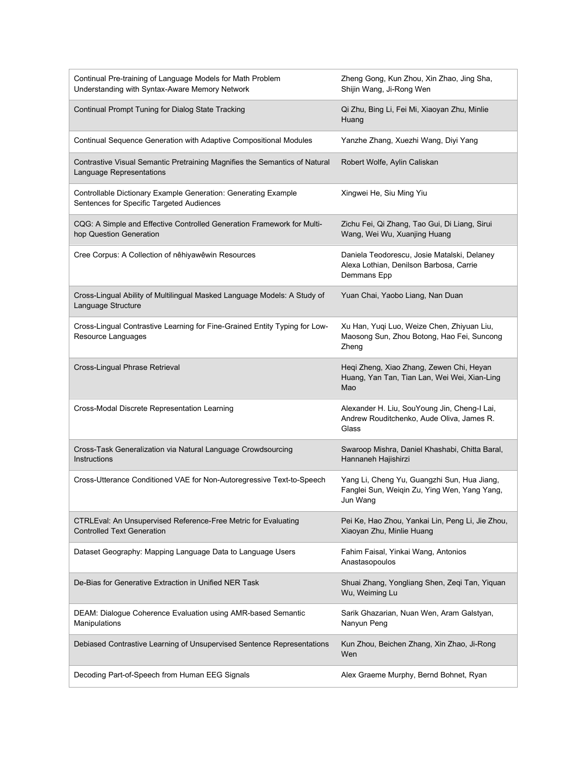| | |
|---|---|
| Continual Pre-training of Language Models for Math Problem Understanding with Syntax-Aware Memory Network | Zheng Gong, Kun Zhou, Xin Zhao, Jing Sha, Shijin Wang, Ji-Rong Wen |
| Continual Prompt Tuning for Dialog State Tracking | Qi Zhu, Bing Li, Fei Mi, Xiaoyan Zhu, Minlie Huang |
| Continual Sequence Generation with Adaptive Compositional Modules | Yanzhe Zhang, Xuezhi Wang, Diyi Yang |
| Contrastive Visual Semantic Pretraining Magnifies the Semantics of Natural Language Representations | Robert Wolfe, Aylin Caliskan |
| Controllable Dictionary Example Generation: Generating Example Sentences for Specific Targeted Audiences | Xingwei He, Siu Ming Yiu |
| CQG: A Simple and Effective Controlled Generation Framework for Multi-hop Question Generation | Zichu Fei, Qi Zhang, Tao Gui, Di Liang, Sirui Wang, Wei Wu, Xuanjing Huang |
| Cree Corpus: A Collection of nêhiyawêwin Resources | Daniela Teodorescu, Josie Matalski, Delaney Alexa Lothian, Denilson Barbosa, Carrie Demmans Epp |
| Cross-Lingual Ability of Multilingual Masked Language Models: A Study of Language Structure | Yuan Chai, Yaobo Liang, Nan Duan |
| Cross-Lingual Contrastive Learning for Fine-Grained Entity Typing for Low-Resource Languages | Xu Han, Yuqi Luo, Weize Chen, Zhiyuan Liu, Maosong Sun, Zhou Botong, Hao Fei, Suncong Zheng |
| Cross-Lingual Phrase Retrieval | Heqi Zheng, Xiao Zhang, Zewen Chi, Heyan Huang, Yan Tan, Tian Lan, Wei Wei, Xian-Ling Mao |
| Cross-Modal Discrete Representation Learning | Alexander H. Liu, SouYoung Jin, Cheng-I Lai, Andrew Rouditchenko, Aude Oliva, James R. Glass |
| Cross-Task Generalization via Natural Language Crowdsourcing Instructions | Swaroop Mishra, Daniel Khashabi, Chitta Baral, Hannaneh Hajishirzi |
| Cross-Utterance Conditioned VAE for Non-Autoregressive Text-to-Speech | Yang Li, Cheng Yu, Guangzhi Sun, Hua Jiang, Fanglei Sun, Weiqin Zu, Ying Wen, Yang Yang, Jun Wang |
| CTRLEval: An Unsupervised Reference-Free Metric for Evaluating Controlled Text Generation | Pei Ke, Hao Zhou, Yankai Lin, Peng Li, Jie Zhou, Xiaoyan Zhu, Minlie Huang |
| Dataset Geography: Mapping Language Data to Language Users | Fahim Faisal, Yinkai Wang, Antonios Anastasopoulos |
| De-Bias for Generative Extraction in Unified NER Task | Shuai Zhang, Yongliang Shen, Zeqi Tan, Yiquan Wu, Weiming Lu |
| DEAM: Dialogue Coherence Evaluation using AMR-based Semantic Manipulations | Sarik Ghazarian, Nuan Wen, Aram Galstyan, Nanyun Peng |
| Debiased Contrastive Learning of Unsupervised Sentence Representations | Kun Zhou, Beichen Zhang, Xin Zhao, Ji-Rong Wen |
| Decoding Part-of-Speech from Human EEG Signals | Alex Graeme Murphy, Bernd Bohnet, Ryan |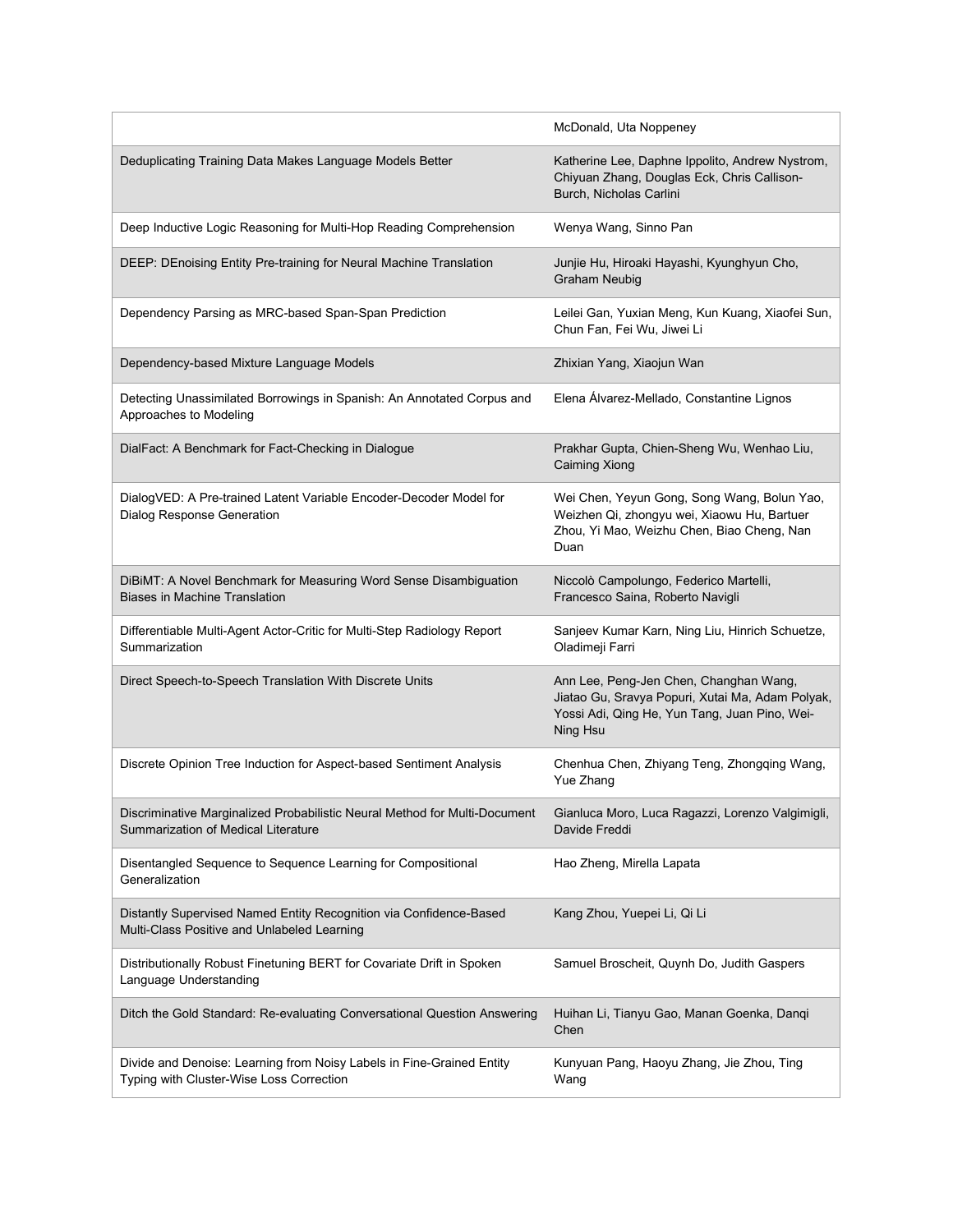| | |
|---|---|
| | McDonald, Uta Noppeney |
| Deduplicating Training Data Makes Language Models Better | Katherine Lee, Daphne Ippolito, Andrew Nystrom, Chiyuan Zhang, Douglas Eck, Chris Callison-Burch, Nicholas Carlini |
| Deep Inductive Logic Reasoning for Multi-Hop Reading Comprehension | Wenya Wang, Sinno Pan |
| DEEP: DEnoising Entity Pre-training for Neural Machine Translation | Junjie Hu, Hiroaki Hayashi, Kyunghyun Cho, Graham Neubig |
| Dependency Parsing as MRC-based Span-Span Prediction | Leilei Gan, Yuxian Meng, Kun Kuang, Xiaofei Sun, Chun Fan, Fei Wu, Jiwei Li |
| Dependency-based Mixture Language Models | Zhixian Yang, Xiaojun Wan |
| Detecting Unassimilated Borrowings in Spanish: An Annotated Corpus and Approaches to Modeling | Elena Álvarez-Mellado, Constantine Lignos |
| DialFact: A Benchmark for Fact-Checking in Dialogue | Prakhar Gupta, Chien-Sheng Wu, Wenhao Liu, Caiming Xiong |
| DialogVED: A Pre-trained Latent Variable Encoder-Decoder Model for Dialog Response Generation | Wei Chen, Yeyun Gong, Song Wang, Bolun Yao, Weizhen Qi, zhongyu wei, Xiaowu Hu, Bartuer Zhou, Yi Mao, Weizhu Chen, Biao Cheng, Nan Duan |
| DiBiMT: A Novel Benchmark for Measuring Word Sense Disambiguation Biases in Machine Translation | Niccolò Campolungo, Federico Martelli, Francesco Saina, Roberto Navigli |
| Differentiable Multi-Agent Actor-Critic for Multi-Step Radiology Report Summarization | Sanjeev Kumar Karn, Ning Liu, Hinrich Schuetze, Oladimeji Farri |
| Direct Speech-to-Speech Translation With Discrete Units | Ann Lee, Peng-Jen Chen, Changhan Wang, Jiatao Gu, Sravya Popuri, Xutai Ma, Adam Polyak, Yossi Adi, Qing He, Yun Tang, Juan Pino, Wei-Ning Hsu |
| Discrete Opinion Tree Induction for Aspect-based Sentiment Analysis | Chenhua Chen, Zhiyang Teng, Zhongqing Wang, Yue Zhang |
| Discriminative Marginalized Probabilistic Neural Method for Multi-Document Summarization of Medical Literature | Gianluca Moro, Luca Ragazzi, Lorenzo Valgimigli, Davide Freddi |
| Disentangled Sequence to Sequence Learning for Compositional Generalization | Hao Zheng, Mirella Lapata |
| Distantly Supervised Named Entity Recognition via Confidence-Based Multi-Class Positive and Unlabeled Learning | Kang Zhou, Yuepei Li, Qi Li |
| Distributionally Robust Finetuning BERT for Covariate Drift in Spoken Language Understanding | Samuel Broscheit, Quynh Do, Judith Gaspers |
| Ditch the Gold Standard: Re-evaluating Conversational Question Answering | Huihan Li, Tianyu Gao, Manan Goenka, Danqi Chen |
| Divide and Denoise: Learning from Noisy Labels in Fine-Grained Entity Typing with Cluster-Wise Loss Correction | Kunyuan Pang, Haoyu Zhang, Jie Zhou, Ting Wang |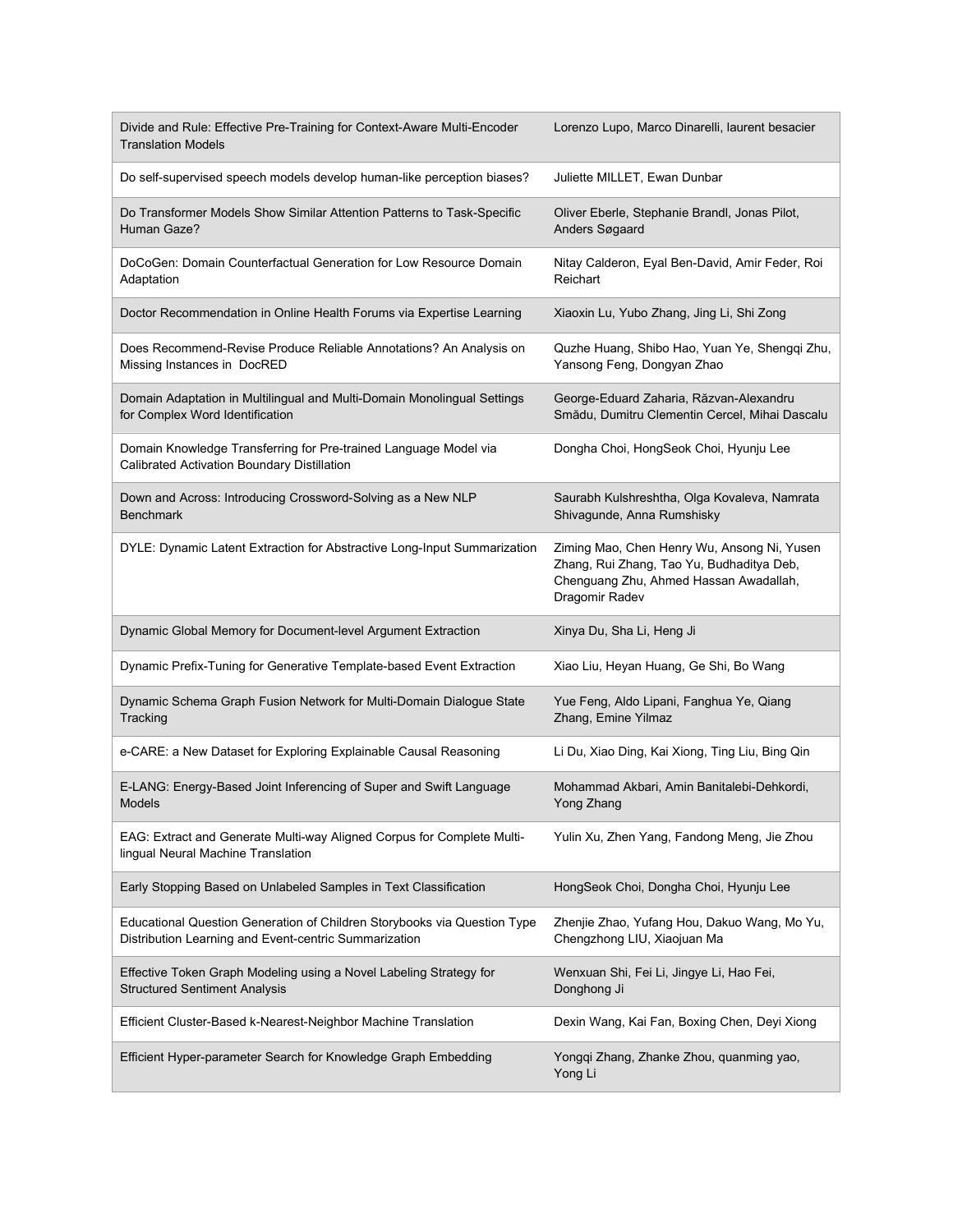| | |
|---|---|
| Divide and Rule: Effective Pre-Training for Context-Aware Multi-Encoder Translation Models | Lorenzo Lupo, Marco Dinarelli, laurent besacier |
| Do self-supervised speech models develop human-like perception biases? | Juliette MILLET, Ewan Dunbar |
| Do Transformer Models Show Similar Attention Patterns to Task-Specific Human Gaze? | Oliver Eberle, Stephanie Brandl, Jonas Pilot, Anders Søgaard |
| DoCoGen: Domain Counterfactual Generation for Low Resource Domain Adaptation | Nitay Calderon, Eyal Ben-David, Amir Feder, Roi Reichart |
| Doctor Recommendation in Online Health Forums via Expertise Learning | Xiaoxin Lu, Yubo Zhang, Jing Li, Shi Zong |
| Does Recommend-Revise Produce Reliable Annotations? An Analysis on Missing Instances in DocRED | Quzhe Huang, Shibo Hao, Yuan Ye, Shengqi Zhu, Yansong Feng, Dongyan Zhao |
| Domain Adaptation in Multilingual and Multi-Domain Monolingual Settings for Complex Word Identification | George-Eduard Zaharia, Răzvan-Alexandru Smădu, Dumitru Clementin Cercel, Mihai Dascalu |
| Domain Knowledge Transferring for Pre-trained Language Model via Calibrated Activation Boundary Distillation | Dongha Choi, HongSeok Choi, Hyunju Lee |
| Down and Across: Introducing Crossword-Solving as a New NLP Benchmark | Saurabh Kulshreshtha, Olga Kovaleva, Namrata Shivagunde, Anna Rumshisky |
| DYLE: Dynamic Latent Extraction for Abstractive Long-Input Summarization | Ziming Mao, Chen Henry Wu, Ansong Ni, Yusen Zhang, Rui Zhang, Tao Yu, Budhaditya Deb, Chenguang Zhu, Ahmed Hassan Awadallah, Dragomir Radev |
| Dynamic Global Memory for Document-level Argument Extraction | Xinya Du, Sha Li, Heng Ji |
| Dynamic Prefix-Tuning for Generative Template-based Event Extraction | Xiao Liu, Heyan Huang, Ge Shi, Bo Wang |
| Dynamic Schema Graph Fusion Network for Multi-Domain Dialogue State Tracking | Yue Feng, Aldo Lipani, Fanghua Ye, Qiang Zhang, Emine Yilmaz |
| e-CARE: a New Dataset for Exploring Explainable Causal Reasoning | Li Du, Xiao Ding, Kai Xiong, Ting Liu, Bing Qin |
| E-LANG: Energy-Based Joint Inferencing of Super and Swift Language Models | Mohammad Akbari, Amin Banitalebi-Dehkordi, Yong Zhang |
| EAG: Extract and Generate Multi-way Aligned Corpus for Complete Multi-lingual Neural Machine Translation | Yulin Xu, Zhen Yang, Fandong Meng, Jie Zhou |
| Early Stopping Based on Unlabeled Samples in Text Classification | HongSeok Choi, Dongha Choi, Hyunju Lee |
| Educational Question Generation of Children Storybooks via Question Type Distribution Learning and Event-centric Summarization | Zhenjie Zhao, Yufang Hou, Dakuo Wang, Mo Yu, Chengzhong LIU, Xiaojuan Ma |
| Effective Token Graph Modeling using a Novel Labeling Strategy for Structured Sentiment Analysis | Wenxuan Shi, Fei Li, Jingye Li, Hao Fei, Donghong Ji |
| Efficient Cluster-Based k-Nearest-Neighbor Machine Translation | Dexin Wang, Kai Fan, Boxing Chen, Deyi Xiong |
| Efficient Hyper-parameter Search for Knowledge Graph Embedding | Yongqi Zhang, Zhanke Zhou, quanming yao, Yong Li |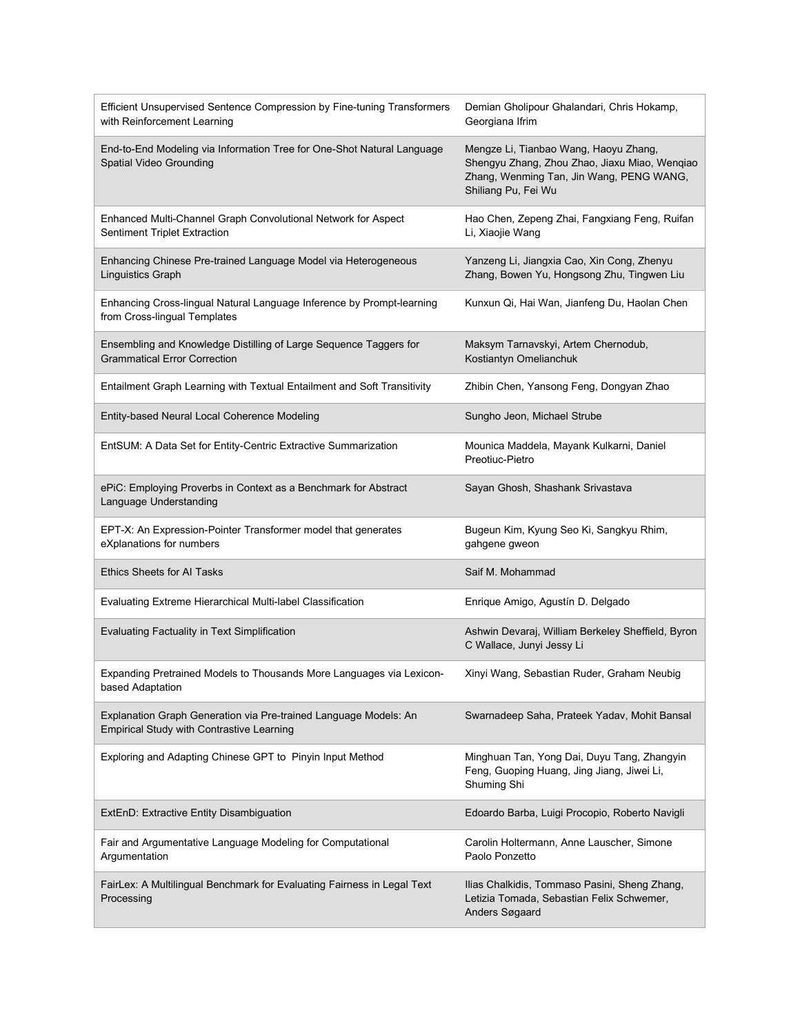| | |
|---|---|
| Efficient Unsupervised Sentence Compression by Fine-tuning Transformers with Reinforcement Learning | Demian Gholipour Ghalandari, Chris Hokamp, Georgiana Ifrim |
| End-to-End Modeling via Information Tree for One-Shot Natural Language Spatial Video Grounding | Mengze Li, Tianbao Wang, Haoyu Zhang, Shengyu Zhang, Zhou Zhao, Jiaxu Miao, Wenqiao Zhang, Wenming Tan, Jin Wang, PENG WANG, Shiliang Pu, Fei Wu |
| Enhanced Multi-Channel Graph Convolutional Network for Aspect Sentiment Triplet Extraction | Hao Chen, Zepeng Zhai, Fangxiang Feng, Ruifan Li, Xiaojie Wang |
| Enhancing Chinese Pre-trained Language Model via Heterogeneous Linguistics Graph | Yanzeng Li, Jiangxia Cao, Xin Cong, Zhenyu Zhang, Bowen Yu, Hongsong Zhu, Tingwen Liu |
| Enhancing Cross-lingual Natural Language Inference by Prompt-learning from Cross-lingual Templates | Kunxun Qi, Hai Wan, Jianfeng Du, Haolan Chen |
| Ensembling and Knowledge Distilling of Large Sequence Taggers for Grammatical Error Correction | Maksym Tarnavskyi, Artem Chernodub, Kostiantyn Omelianchuk |
| Entailment Graph Learning with Textual Entailment and Soft Transitivity | Zhibin Chen, Yansong Feng, Dongyan Zhao |
| Entity-based Neural Local Coherence Modeling | Sungho Jeon, Michael Strube |
| EntSUM: A Data Set for Entity-Centric Extractive Summarization | Mounica Maddela, Mayank Kulkarni, Daniel Preotiuc-Pietro |
| ePiC: Employing Proverbs in Context as a Benchmark for Abstract Language Understanding | Sayan Ghosh, Shashank Srivastava |
| EPT-X: An Expression-Pointer Transformer model that generates eXplanations for numbers | Bugeun Kim, Kyung Seo Ki, Sangkyu Rhim, gahgene gweon |
| Ethics Sheets for AI Tasks | Saif M. Mohammad |
| Evaluating Extreme Hierarchical Multi-label Classification | Enrique Amigo, Agustín D. Delgado |
| Evaluating Factuality in Text Simplification | Ashwin Devaraj, William Berkeley Sheffield, Byron C Wallace, Junyi Jessy Li |
| Expanding Pretrained Models to Thousands More Languages via Lexicon-based Adaptation | Xinyi Wang, Sebastian Ruder, Graham Neubig |
| Explanation Graph Generation via Pre-trained Language Models: An Empirical Study with Contrastive Learning | Swarnadeep Saha, Prateek Yadav, Mohit Bansal |
| Exploring and Adapting Chinese GPT to Pinyin Input Method | Minghuan Tan, Yong Dai, Duyu Tang, Zhangyin Feng, Guoping Huang, Jing Jiang, Jiwei Li, Shuming Shi |
| ExtEnD: Extractive Entity Disambiguation | Edoardo Barba, Luigi Procopio, Roberto Navigli |
| Fair and Argumentative Language Modeling for Computational Argumentation | Carolin Holtermann, Anne Lauscher, Simone Paolo Ponzetto |
| FairLex: A Multilingual Benchmark for Evaluating Fairness in Legal Text Processing | Ilias Chalkidis, Tommaso Pasini, Sheng Zhang, Letizia Tomada, Sebastian Felix Schwemer, Anders Søgaard |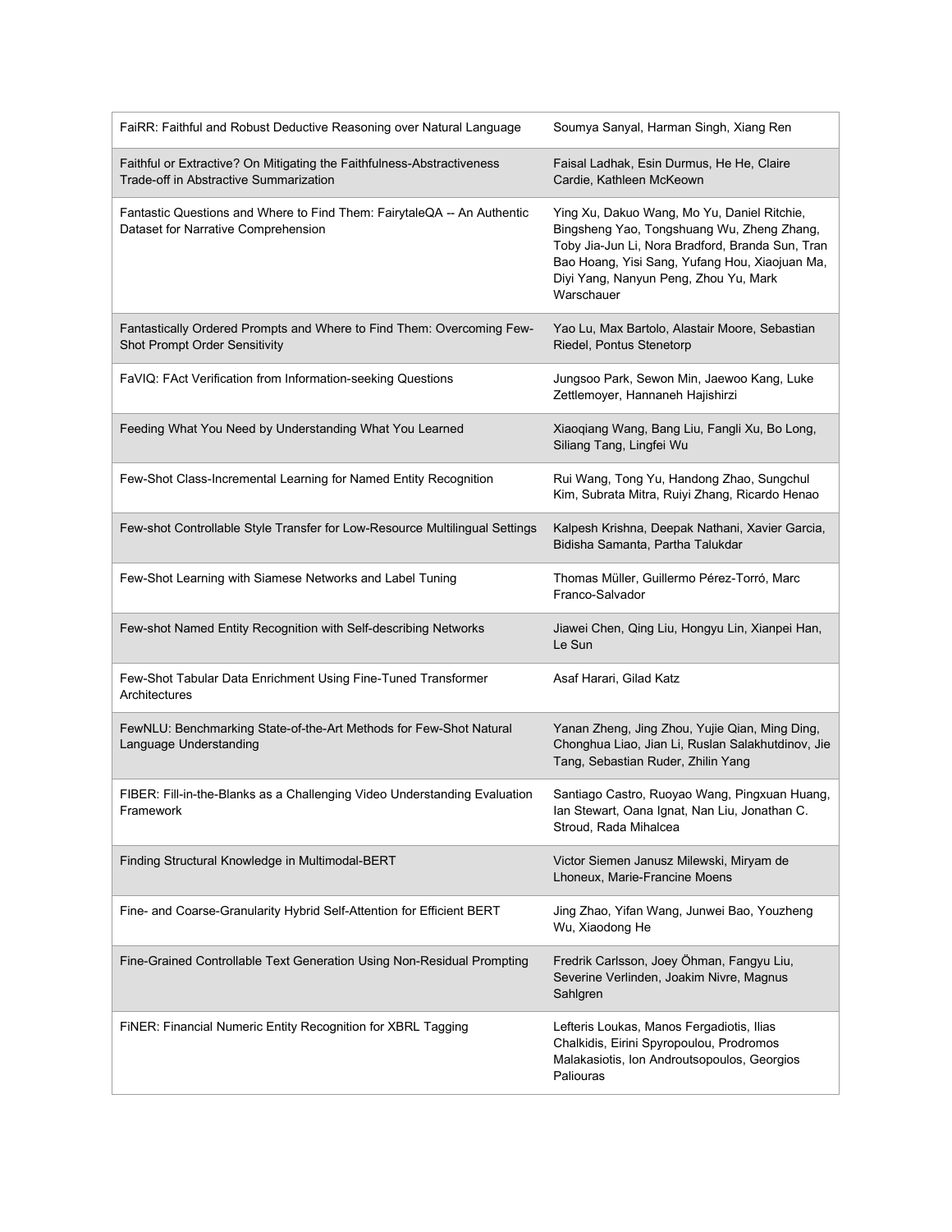| | |
|---|---|
| FaiRR: Faithful and Robust Deductive Reasoning over Natural Language | Soumya Sanyal, Harman Singh, Xiang Ren |
| Faithful or Extractive? On Mitigating the Faithfulness-Abstractiveness Trade-off in Abstractive Summarization | Faisal Ladhak, Esin Durmus, He He, Claire Cardie, Kathleen McKeown |
| Fantastic Questions and Where to Find Them: FairytaleQA -- An Authentic Dataset for Narrative Comprehension | Ying Xu, Dakuo Wang, Mo Yu, Daniel Ritchie, Bingsheng Yao, Tongshuang Wu, Zheng Zhang, Toby Jia-Jun Li, Nora Bradford, Branda Sun, Tran Bao Hoang, Yisi Sang, Yufang Hou, Xiaojuan Ma, Diyi Yang, Nanyun Peng, Zhou Yu, Mark Warschauer |
| Fantastically Ordered Prompts and Where to Find Them: Overcoming Few-Shot Prompt Order Sensitivity | Yao Lu, Max Bartolo, Alastair Moore, Sebastian Riedel, Pontus Stenetorp |
| FaVIQ: FAct Verification from Information-seeking Questions | Jungsoo Park, Sewon Min, Jaewoo Kang, Luke Zettlemoyer, Hannaneh Hajishirzi |
| Feeding What You Need by Understanding What You Learned | Xiaoqiang Wang, Bang Liu, Fangli Xu, Bo Long, Siliang Tang, Lingfei Wu |
| Few-Shot Class-Incremental Learning for Named Entity Recognition | Rui Wang, Tong Yu, Handong Zhao, Sungchul Kim, Subrata Mitra, Ruiyi Zhang, Ricardo Henao |
| Few-shot Controllable Style Transfer for Low-Resource Multilingual Settings | Kalpesh Krishna, Deepak Nathani, Xavier Garcia, Bidisha Samanta, Partha Talukdar |
| Few-Shot Learning with Siamese Networks and Label Tuning | Thomas Müller, Guillermo Pérez-Torró, Marc Franco-Salvador |
| Few-shot Named Entity Recognition with Self-describing Networks | Jiawei Chen, Qing Liu, Hongyu Lin, Xianpei Han, Le Sun |
| Few-Shot Tabular Data Enrichment Using Fine-Tuned Transformer Architectures | Asaf Harari, Gilad Katz |
| FewNLU: Benchmarking State-of-the-Art Methods for Few-Shot Natural Language Understanding | Yanan Zheng, Jing Zhou, Yujie Qian, Ming Ding, Chonghua Liao, Jian Li, Ruslan Salakhutdinov, Jie Tang, Sebastian Ruder, Zhilin Yang |
| FIBER: Fill-in-the-Blanks as a Challenging Video Understanding Evaluation Framework | Santiago Castro, Ruoyao Wang, Pingxuan Huang, Ian Stewart, Oana Ignat, Nan Liu, Jonathan C. Stroud, Rada Mihalcea |
| Finding Structural Knowledge in Multimodal-BERT | Victor Siemen Janusz Milewski, Miryam de Lhoneux, Marie-Francine Moens |
| Fine- and Coarse-Granularity Hybrid Self-Attention for Efficient BERT | Jing Zhao, Yifan Wang, Junwei Bao, Youzheng Wu, Xiaodong He |
| Fine-Grained Controllable Text Generation Using Non-Residual Prompting | Fredrik Carlsson, Joey Öhman, Fangyu Liu, Severine Verlinden, Joakim Nivre, Magnus Sahlgren |
| FiNER: Financial Numeric Entity Recognition for XBRL Tagging | Lefteris Loukas, Manos Fergadiotis, Ilias Chalkidis, Eirini Spyropoulou, Prodromos Malakasiotis, Ion Androutsopoulos, Georgios Paliouras |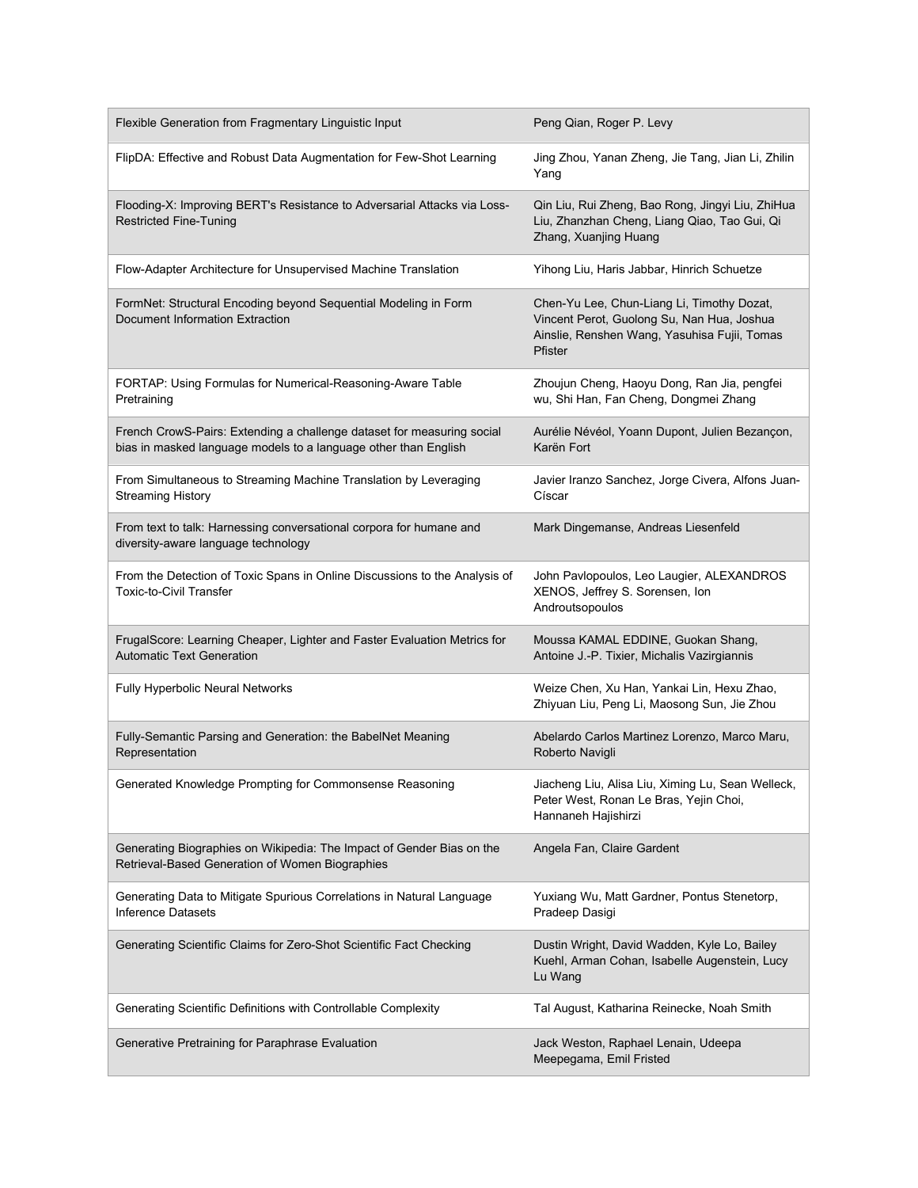| | |
|---|---|
| Flexible Generation from Fragmentary Linguistic Input | Peng Qian, Roger P. Levy |
| FlipDA: Effective and Robust Data Augmentation for Few-Shot Learning | Jing Zhou, Yanan Zheng, Jie Tang, Jian Li, Zhilin Yang |
| Flooding-X: Improving BERT's Resistance to Adversarial Attacks via Loss-Restricted Fine-Tuning | Qin Liu, Rui Zheng, Bao Rong, Jingyi Liu, ZhiHua Liu, Zhanzhan Cheng, Liang Qiao, Tao Gui, Qi Zhang, Xuanjing Huang |
| Flow-Adapter Architecture for Unsupervised Machine Translation | Yihong Liu, Haris Jabbar, Hinrich Schuetze |
| FormNet: Structural Encoding beyond Sequential Modeling in Form Document Information Extraction | Chen-Yu Lee, Chun-Liang Li, Timothy Dozat, Vincent Perot, Guolong Su, Nan Hua, Joshua Ainslie, Renshen Wang, Yasuhisa Fujii, Tomas Pfister |
| FORTAP: Using Formulas for Numerical-Reasoning-Aware Table Pretraining | Zhoujun Cheng, Haoyu Dong, Ran Jia, pengfei wu, Shi Han, Fan Cheng, Dongmei Zhang |
| French CrowS-Pairs: Extending a challenge dataset for measuring social bias in masked language models to a language other than English | Aurélie Névéol, Yoann Dupont, Julien Bezançon, Karën Fort |
| From Simultaneous to Streaming Machine Translation by Leveraging Streaming History | Javier Iranzo Sanchez, Jorge Civera, Alfons Juan-Císcar |
| From text to talk: Harnessing conversational corpora for humane and diversity-aware language technology | Mark Dingemanse, Andreas Liesenfeld |
| From the Detection of Toxic Spans in Online Discussions to the Analysis of Toxic-to-Civil Transfer | John Pavlopoulos, Leo Laugier, ALEXANDROS XENOS, Jeffrey S. Sorensen, Ion Androutsopoulos |
| FrugalScore: Learning Cheaper, Lighter and Faster Evaluation Metrics for Automatic Text Generation | Moussa KAMAL EDDINE, Guokan Shang, Antoine J.-P. Tixier, Michalis Vazirgiannis |
| Fully Hyperbolic Neural Networks | Weize Chen, Xu Han, Yankai Lin, Hexu Zhao, Zhiyuan Liu, Peng Li, Maosong Sun, Jie Zhou |
| Fully-Semantic Parsing and Generation: the BabelNet Meaning Representation | Abelardo Carlos Martinez Lorenzo, Marco Maru, Roberto Navigli |
| Generated Knowledge Prompting for Commonsense Reasoning | Jiacheng Liu, Alisa Liu, Ximing Lu, Sean Welleck, Peter West, Ronan Le Bras, Yejin Choi, Hannaneh Hajishirzi |
| Generating Biographies on Wikipedia: The Impact of Gender Bias on the Retrieval-Based Generation of Women Biographies | Angela Fan, Claire Gardent |
| Generating Data to Mitigate Spurious Correlations in Natural Language Inference Datasets | Yuxiang Wu, Matt Gardner, Pontus Stenetorp, Pradeep Dasigi |
| Generating Scientific Claims for Zero-Shot Scientific Fact Checking | Dustin Wright, David Wadden, Kyle Lo, Bailey Kuehl, Arman Cohan, Isabelle Augenstein, Lucy Lu Wang |
| Generating Scientific Definitions with Controllable Complexity | Tal August, Katharina Reinecke, Noah Smith |
| Generative Pretraining for Paraphrase Evaluation | Jack Weston, Raphael Lenain, Udeepa Meepegama, Emil Fristed |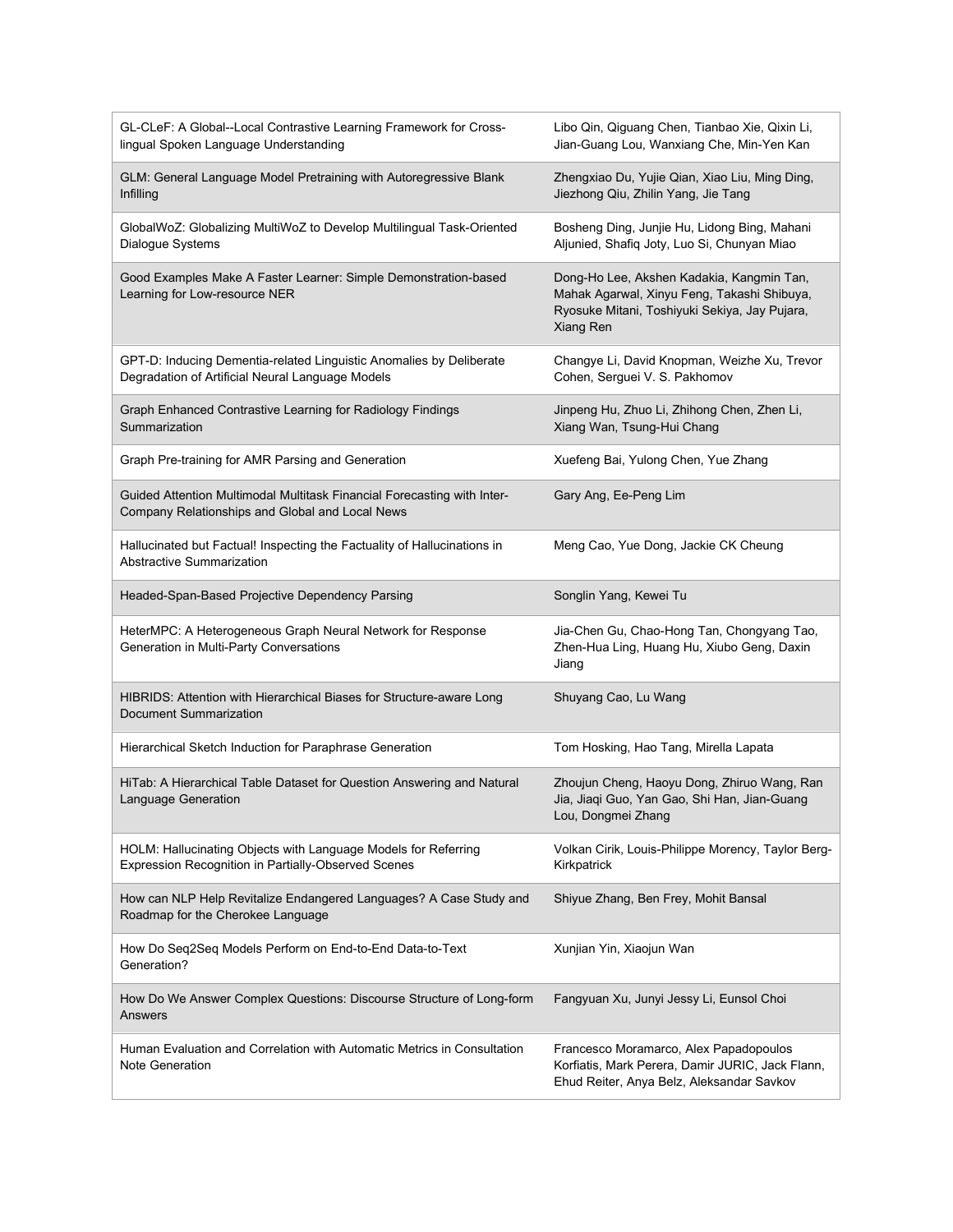| | |
|---|---|
| GL-CLeF: A Global--Local Contrastive Learning Framework for Cross-lingual Spoken Language Understanding | Libo Qin, Qiguang Chen, Tianbao Xie, Qixin Li, Jian-Guang Lou, Wanxiang Che, Min-Yen Kan |
| GLM: General Language Model Pretraining with Autoregressive Blank Infilling | Zhengxiao Du, Yujie Qian, Xiao Liu, Ming Ding, Jiezhong Qiu, Zhilin Yang, Jie Tang |
| GlobalWoZ: Globalizing MultiWoZ to Develop Multilingual Task-Oriented Dialogue Systems | Bosheng Ding, Junjie Hu, Lidong Bing, Mahani Aljunied, Shafiq Joty, Luo Si, Chunyan Miao |
| Good Examples Make A Faster Learner: Simple Demonstration-based Learning for Low-resource NER | Dong-Ho Lee, Akshen Kadakia, Kangmin Tan, Mahak Agarwal, Xinyu Feng, Takashi Shibuya, Ryosuke Mitani, Toshiyuki Sekiya, Jay Pujara, Xiang Ren |
| GPT-D: Inducing Dementia-related Linguistic Anomalies by Deliberate Degradation of Artificial Neural Language Models | Changye Li, David Knopman, Weizhe Xu, Trevor Cohen, Serguei V. S. Pakhomov |
| Graph Enhanced Contrastive Learning for Radiology Findings Summarization | Jinpeng Hu, Zhuo Li, Zhihong Chen, Zhen Li, Xiang Wan, Tsung-Hui Chang |
| Graph Pre-training for AMR Parsing and Generation | Xuefeng Bai, Yulong Chen, Yue Zhang |
| Guided Attention Multimodal Multitask Financial Forecasting with Inter-Company Relationships and Global and Local News | Gary Ang, Ee-Peng Lim |
| Hallucinated but Factual! Inspecting the Factuality of Hallucinations in Abstractive Summarization | Meng Cao, Yue Dong, Jackie CK Cheung |
| Headed-Span-Based Projective Dependency Parsing | Songlin Yang, Kewei Tu |
| HeterMPC: A Heterogeneous Graph Neural Network for Response Generation in Multi-Party Conversations | Jia-Chen Gu, Chao-Hong Tan, Chongyang Tao, Zhen-Hua Ling, Huang Hu, Xiubo Geng, Daxin Jiang |
| HIBRIDS: Attention with Hierarchical Biases for Structure-aware Long Document Summarization | Shuyang Cao, Lu Wang |
| Hierarchical Sketch Induction for Paraphrase Generation | Tom Hosking, Hao Tang, Mirella Lapata |
| HiTab: A Hierarchical Table Dataset for Question Answering and Natural Language Generation | Zhoujun Cheng, Haoyu Dong, Zhiruo Wang, Ran Jia, Jiaqi Guo, Yan Gao, Shi Han, Jian-Guang Lou, Dongmei Zhang |
| HOLM: Hallucinating Objects with Language Models for Referring Expression Recognition in Partially-Observed Scenes | Volkan Cirik, Louis-Philippe Morency, Taylor Berg-Kirkpatrick |
| How can NLP Help Revitalize Endangered Languages? A Case Study and Roadmap for the Cherokee Language | Shiyue Zhang, Ben Frey, Mohit Bansal |
| How Do Seq2Seq Models Perform on End-to-End Data-to-Text Generation? | Xunjian Yin, Xiaojun Wan |
| How Do We Answer Complex Questions: Discourse Structure of Long-form Answers | Fangyuan Xu, Junyi Jessy Li, Eunsol Choi |
| Human Evaluation and Correlation with Automatic Metrics in Consultation Note Generation | Francesco Moramarco, Alex Papadopoulos Korfiatis, Mark Perera, Damir JURIC, Jack Flann, Ehud Reiter, Anya Belz, Aleksandar Savkov |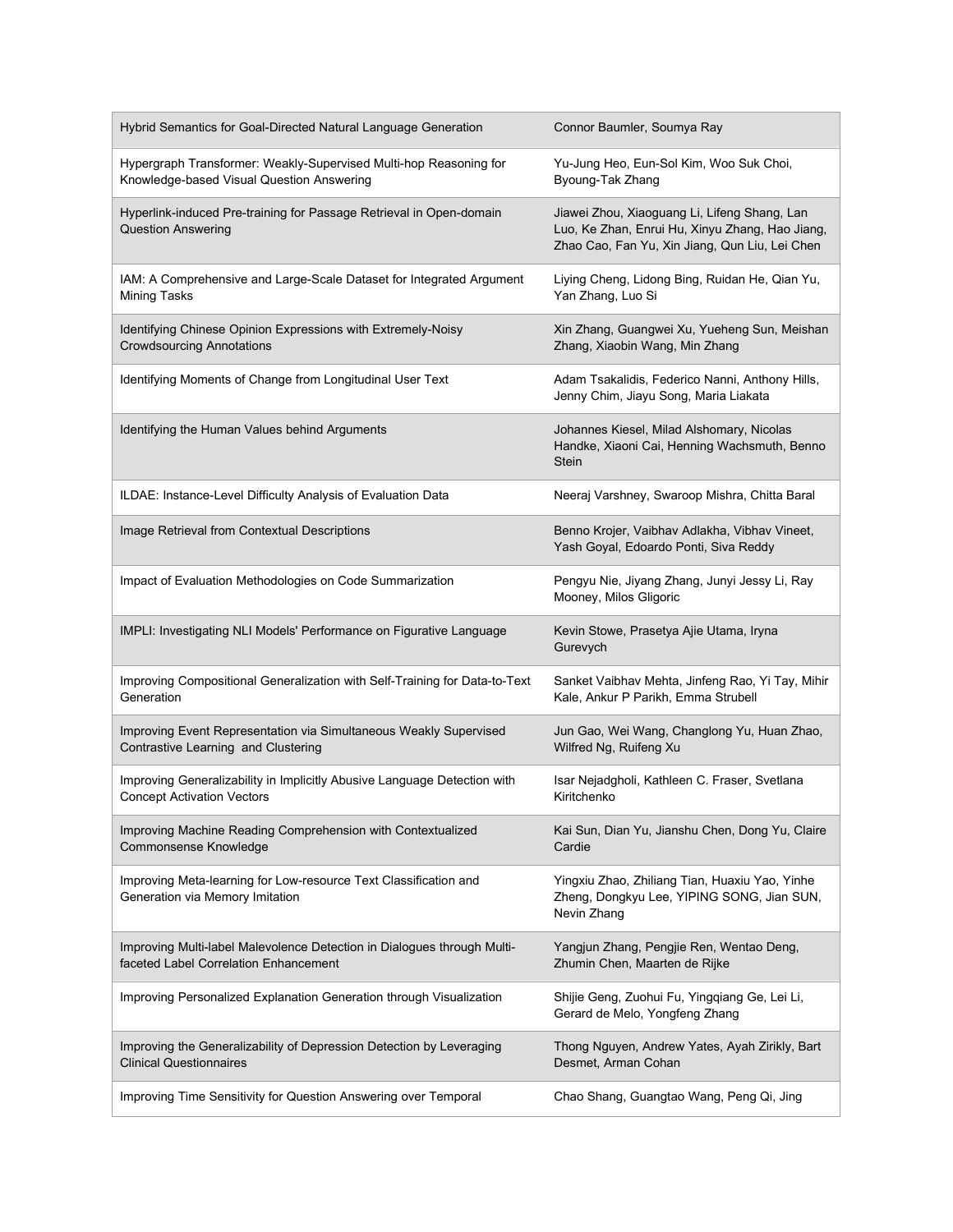| | |
|---|---|
| Hybrid Semantics for Goal-Directed Natural Language Generation | Connor Baumler, Soumya Ray |
| Hypergraph Transformer: Weakly-Supervised Multi-hop Reasoning for Knowledge-based Visual Question Answering | Yu-Jung Heo, Eun-Sol Kim, Woo Suk Choi, Byoung-Tak Zhang |
| Hyperlink-induced Pre-training for Passage Retrieval in Open-domain Question Answering | Jiawei Zhou, Xiaoguang Li, Lifeng Shang, Lan Luo, Ke Zhan, Enrui Hu, Xinyu Zhang, Hao Jiang, Zhao Cao, Fan Yu, Xin Jiang, Qun Liu, Lei Chen |
| IAM: A Comprehensive and Large-Scale Dataset for Integrated Argument Mining Tasks | Liying Cheng, Lidong Bing, Ruidan He, Qian Yu, Yan Zhang, Luo Si |
| Identifying Chinese Opinion Expressions with Extremely-Noisy Crowdsourcing Annotations | Xin Zhang, Guangwei Xu, Yueheng Sun, Meishan Zhang, Xiaobin Wang, Min Zhang |
| Identifying Moments of Change from Longitudinal User Text | Adam Tsakalidis, Federico Nanni, Anthony Hills, Jenny Chim, Jiayu Song, Maria Liakata |
| Identifying the Human Values behind Arguments | Johannes Kiesel, Milad Alshomary, Nicolas Handke, Xiaoni Cai, Henning Wachsmuth, Benno Stein |
| ILDAE: Instance-Level Difficulty Analysis of Evaluation Data | Neeraj Varshney, Swaroop Mishra, Chitta Baral |
| Image Retrieval from Contextual Descriptions | Benno Krojer, Vaibhav Adlakha, Vibhav Vineet, Yash Goyal, Edoardo Ponti, Siva Reddy |
| Impact of Evaluation Methodologies on Code Summarization | Pengyu Nie, Jiyang Zhang, Junyi Jessy Li, Ray Mooney, Milos Gligoric |
| IMPLI: Investigating NLI Models' Performance on Figurative Language | Kevin Stowe, Prasetya Ajie Utama, Iryna Gurevych |
| Improving Compositional Generalization with Self-Training for Data-to-Text Generation | Sanket Vaibhav Mehta, Jinfeng Rao, Yi Tay, Mihir Kale, Ankur P Parikh, Emma Strubell |
| Improving Event Representation via Simultaneous Weakly Supervised Contrastive Learning and Clustering | Jun Gao, Wei Wang, Changlong Yu, Huan Zhao, Wilfred Ng, Ruifeng Xu |
| Improving Generalizability in Implicitly Abusive Language Detection with Concept Activation Vectors | Isar Nejadgholi, Kathleen C. Fraser, Svetlana Kiritchenko |
| Improving Machine Reading Comprehension with Contextualized Commonsense Knowledge | Kai Sun, Dian Yu, Jianshu Chen, Dong Yu, Claire Cardie |
| Improving Meta-learning for Low-resource Text Classification and Generation via Memory Imitation | Yingxiu Zhao, Zhiliang Tian, Huaxiu Yao, Yinhe Zheng, Dongkyu Lee, YIPING SONG, Jian SUN, Nevin Zhang |
| Improving Multi-label Malevolence Detection in Dialogues through Multi-faceted Label Correlation Enhancement | Yangjun Zhang, Pengjie Ren, Wentao Deng, Zhumin Chen, Maarten de Rijke |
| Improving Personalized Explanation Generation through Visualization | Shijie Geng, Zuohui Fu, Yingqiang Ge, Lei Li, Gerard de Melo, Yongfeng Zhang |
| Improving the Generalizability of Depression Detection by Leveraging Clinical Questionnaires | Thong Nguyen, Andrew Yates, Ayah Zirikly, Bart Desmet, Arman Cohan |
| Improving Time Sensitivity for Question Answering over Temporal | Chao Shang, Guangtao Wang, Peng Qi, Jing |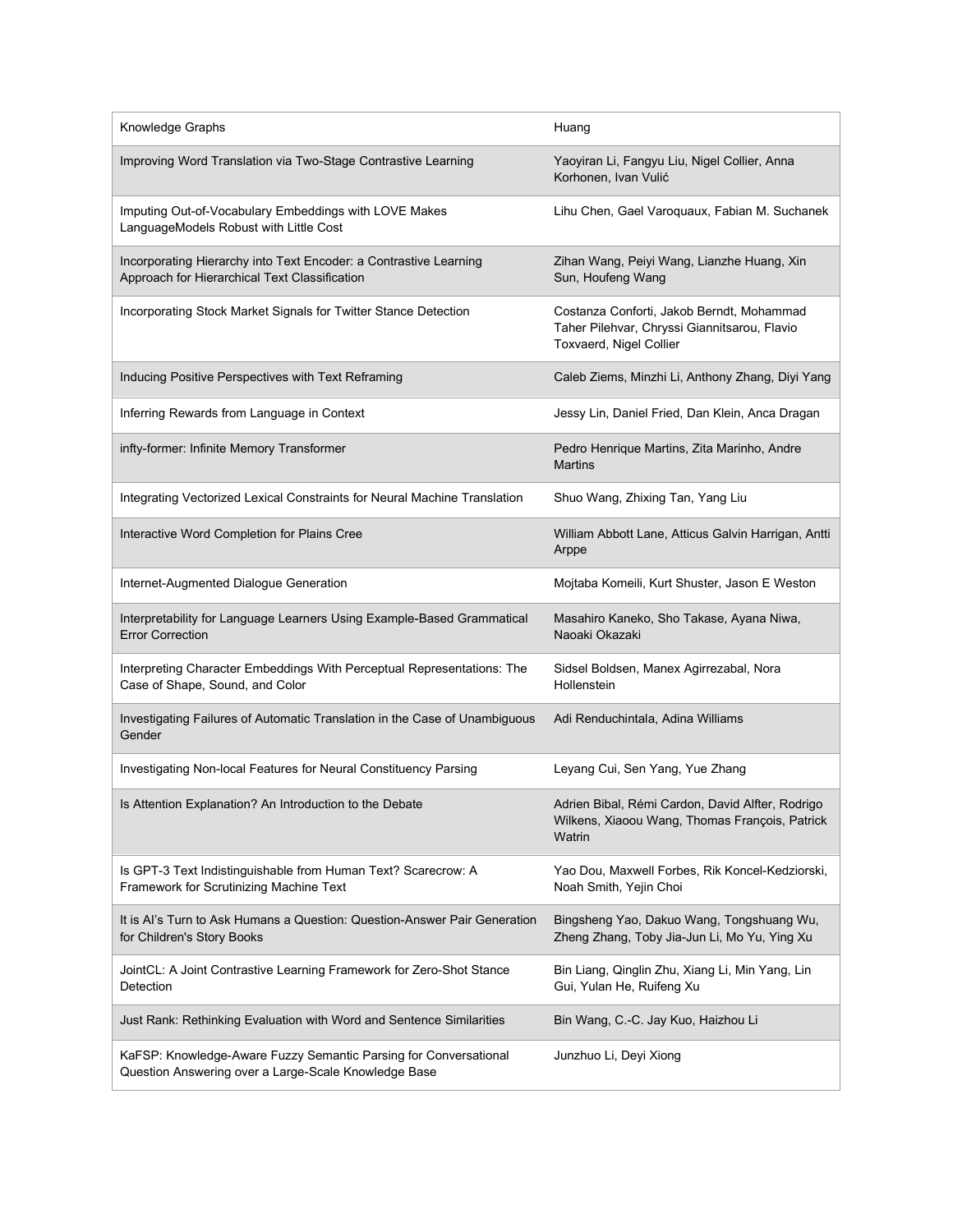| | |
|---|---|
| Knowledge Graphs | Huang |
| Improving Word Translation via Two-Stage Contrastive Learning | Yaoyiran Li, Fangyu Liu, Nigel Collier, Anna Korhonen, Ivan Vulić |
| Imputing Out-of-Vocabulary Embeddings with LOVE Makes LanguageModels Robust with Little Cost | Lihu Chen, Gael Varoquaux, Fabian M. Suchanek |
| Incorporating Hierarchy into Text Encoder: a Contrastive Learning Approach for Hierarchical Text Classification | Zihan Wang, Peiyi Wang, Lianzhe Huang, Xin Sun, Houfeng Wang |
| Incorporating Stock Market Signals for Twitter Stance Detection | Costanza Conforti, Jakob Berndt, Mohammad Taher Pilehvar, Chryssi Giannitsarou, Flavio Toxvaerd, Nigel Collier |
| Inducing Positive Perspectives with Text Reframing | Caleb Ziems, Minzhi Li, Anthony Zhang, Diyi Yang |
| Inferring Rewards from Language in Context | Jessy Lin, Daniel Fried, Dan Klein, Anca Dragan |
| infty-former: Infinite Memory Transformer | Pedro Henrique Martins, Zita Marinho, Andre Martins |
| Integrating Vectorized Lexical Constraints for Neural Machine Translation | Shuo Wang, Zhixing Tan, Yang Liu |
| Interactive Word Completion for Plains Cree | William Abbott Lane, Atticus Galvin Harrigan, Antti Arppe |
| Internet-Augmented Dialogue Generation | Mojtaba Komeili, Kurt Shuster, Jason E Weston |
| Interpretability for Language Learners Using Example-Based Grammatical Error Correction | Masahiro Kaneko, Sho Takase, Ayana Niwa, Naoaki Okazaki |
| Interpreting Character Embeddings With Perceptual Representations: The Case of Shape, Sound, and Color | Sidsel Boldsen, Manex Agirrezabal, Nora Hollenstein |
| Investigating Failures of Automatic Translation in the Case of Unambiguous Gender | Adi Renduchintala, Adina Williams |
| Investigating Non-local Features for Neural Constituency Parsing | Leyang Cui, Sen Yang, Yue Zhang |
| Is Attention Explanation? An Introduction to the Debate | Adrien Bibal, Rémi Cardon, David Alfter, Rodrigo Wilkens, Xiaoou Wang, Thomas François, Patrick Watrin |
| Is GPT-3 Text Indistinguishable from Human Text? Scarecrow: A Framework for Scrutinizing Machine Text | Yao Dou, Maxwell Forbes, Rik Koncel-Kedziorski, Noah Smith, Yejin Choi |
| It is AI's Turn to Ask Humans a Question: Question-Answer Pair Generation for Children's Story Books | Bingsheng Yao, Dakuo Wang, Tongshuang Wu, Zheng Zhang, Toby Jia-Jun Li, Mo Yu, Ying Xu |
| JointCL: A Joint Contrastive Learning Framework for Zero-Shot Stance Detection | Bin Liang, Qinglin Zhu, Xiang Li, Min Yang, Lin Gui, Yulan He, Ruifeng Xu |
| Just Rank: Rethinking Evaluation with Word and Sentence Similarities | Bin Wang, C.-C. Jay Kuo, Haizhou Li |
| KaFSP: Knowledge-Aware Fuzzy Semantic Parsing for Conversational Question Answering over a Large-Scale Knowledge Base | Junzhuo Li, Deyi Xiong |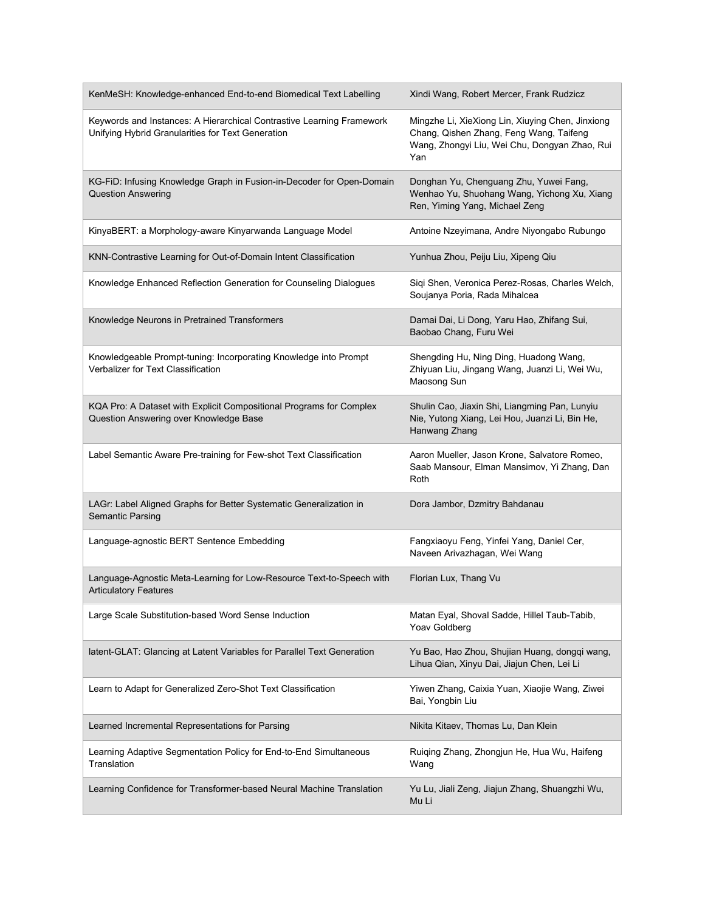| | |
|---|---|
| KenMeSH: Knowledge-enhanced End-to-end Biomedical Text Labelling | Xindi Wang, Robert Mercer, Frank Rudzicz |
| Keywords and Instances: A Hierarchical Contrastive Learning Framework Unifying Hybrid Granularities for Text Generation | Mingzhe Li, XieXiong Lin, Xiuying Chen, Jinxiong Chang, Qishen Zhang, Feng Wang, Taifeng Wang, Zhongyi Liu, Wei Chu, Dongyan Zhao, Rui Yan |
| KG-FiD: Infusing Knowledge Graph in Fusion-in-Decoder for Open-Domain Question Answering | Donghan Yu, Chenguang Zhu, Yuwei Fang, Wenhao Yu, Shuohang Wang, Yichong Xu, Xiang Ren, Yiming Yang, Michael Zeng |
| KinyaBERT: a Morphology-aware Kinyarwanda Language Model | Antoine Nzeyimana, Andre Niyongabo Rubungo |
| KNN-Contrastive Learning for Out-of-Domain Intent Classification | Yunhua Zhou, Peiju Liu, Xipeng Qiu |
| Knowledge Enhanced Reflection Generation for Counseling Dialogues | Siqi Shen, Veronica Perez-Rosas, Charles Welch, Soujanya Poria, Rada Mihalcea |
| Knowledge Neurons in Pretrained Transformers | Damai Dai, Li Dong, Yaru Hao, Zhifang Sui, Baobao Chang, Furu Wei |
| Knowledgeable Prompt-tuning: Incorporating Knowledge into Prompt Verbalizer for Text Classification | Shengding Hu, Ning Ding, Huadong Wang, Zhiyuan Liu, Jingang Wang, Juanzi Li, Wei Wu, Maosong Sun |
| KQA Pro: A Dataset with Explicit Compositional Programs for Complex Question Answering over Knowledge Base | Shulin Cao, Jiaxin Shi, Liangming Pan, Lunyiu Nie, Yutong Xiang, Lei Hou, Juanzi Li, Bin He, Hanwang Zhang |
| Label Semantic Aware Pre-training for Few-shot Text Classification | Aaron Mueller, Jason Krone, Salvatore Romeo, Saab Mansour, Elman Mansimov, Yi Zhang, Dan Roth |
| LAGr: Label Aligned Graphs for Better Systematic Generalization in Semantic Parsing | Dora Jambor, Dzmitry Bahdanau |
| Language-agnostic BERT Sentence Embedding | Fangxiaoyu Feng, Yinfei Yang, Daniel Cer, Naveen Arivazhagan, Wei Wang |
| Language-Agnostic Meta-Learning for Low-Resource Text-to-Speech with Articulatory Features | Florian Lux, Thang Vu |
| Large Scale Substitution-based Word Sense Induction | Matan Eyal, Shoval Sadde, Hillel Taub-Tabib, Yoav Goldberg |
| latent-GLAT: Glancing at Latent Variables for Parallel Text Generation | Yu Bao, Hao Zhou, Shujian Huang, dongqi wang, Lihua Qian, Xinyu Dai, Jiajun Chen, Lei Li |
| Learn to Adapt for Generalized Zero-Shot Text Classification | Yiwen Zhang, Caixia Yuan, Xiaojie Wang, Ziwei Bai, Yongbin Liu |
| Learned Incremental Representations for Parsing | Nikita Kitaev, Thomas Lu, Dan Klein |
| Learning Adaptive Segmentation Policy for End-to-End Simultaneous Translation | Ruiqing Zhang, Zhongjun He, Hua Wu, Haifeng Wang |
| Learning Confidence for Transformer-based Neural Machine Translation | Yu Lu, Jiali Zeng, Jiajun Zhang, Shuangzhi Wu, Mu Li |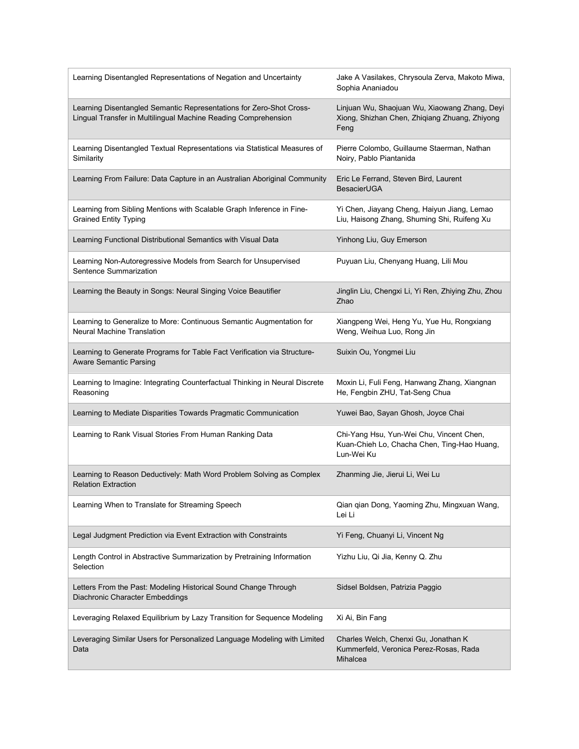| | |
|---|---|
| Learning Disentangled Representations of Negation and Uncertainty | Jake A Vasilakes, Chrysoula Zerva, Makoto Miwa, Sophia Ananiadou |
| Learning Disentangled Semantic Representations for Zero-Shot Cross-Lingual Transfer in Multilingual Machine Reading Comprehension | Linjuan Wu, Shaojuan Wu, Xiaowang Zhang, Deyi Xiong, Shizhan Chen, Zhiqiang Zhuang, Zhiyong Feng |
| Learning Disentangled Textual Representations via Statistical Measures of Similarity | Pierre Colombo, Guillaume Staerman, Nathan Noiry, Pablo Piantanida |
| Learning From Failure: Data Capture in an Australian Aboriginal Community | Eric Le Ferrand, Steven Bird, Laurent BesacierUGA |
| Learning from Sibling Mentions with Scalable Graph Inference in Fine-Grained Entity Typing | Yi Chen, Jiayang Cheng, Haiyun Jiang, Lemao Liu, Haisong Zhang, Shuming Shi, Ruifeng Xu |
| Learning Functional Distributional Semantics with Visual Data | Yinhong Liu, Guy Emerson |
| Learning Non-Autoregressive Models from Search for Unsupervised Sentence Summarization | Puyuan Liu, Chenyang Huang, Lili Mou |
| Learning the Beauty in Songs: Neural Singing Voice Beautifier | Jinglin Liu, Chengxi Li, Yi Ren, Zhiying Zhu, Zhou Zhao |
| Learning to Generalize to More: Continuous Semantic Augmentation for Neural Machine Translation | Xiangpeng Wei, Heng Yu, Yue Hu, Rongxiang Weng, Weihua Luo, Rong Jin |
| Learning to Generate Programs for Table Fact Verification via Structure-Aware Semantic Parsing | Suixin Ou, Yongmei Liu |
| Learning to Imagine: Integrating Counterfactual Thinking in Neural Discrete Reasoning | Moxin Li, Fuli Feng, Hanwang Zhang, Xiangnan He, Fengbin ZHU, Tat-Seng Chua |
| Learning to Mediate Disparities Towards Pragmatic Communication | Yuwei Bao, Sayan Ghosh, Joyce Chai |
| Learning to Rank Visual Stories From Human Ranking Data | Chi-Yang Hsu, Yun-Wei Chu, Vincent Chen, Kuan-Chieh Lo, Chacha Chen, Ting-Hao Huang, Lun-Wei Ku |
| Learning to Reason Deductively: Math Word Problem Solving as Complex Relation Extraction | Zhanming Jie, Jierui Li, Wei Lu |
| Learning When to Translate for Streaming Speech | Qian qian Dong, Yaoming Zhu, Mingxuan Wang, Lei Li |
| Legal Judgment Prediction via Event Extraction with Constraints | Yi Feng, Chuanyi Li, Vincent Ng |
| Length Control in Abstractive Summarization by Pretraining Information Selection | Yizhu Liu, Qi Jia, Kenny Q. Zhu |
| Letters From the Past: Modeling Historical Sound Change Through Diachronic Character Embeddings | Sidsel Boldsen, Patrizia Paggio |
| Leveraging Relaxed Equilibrium by Lazy Transition for Sequence Modeling | Xi Ai, Bin Fang |
| Leveraging Similar Users for Personalized Language Modeling with Limited Data | Charles Welch, Chenxi Gu, Jonathan K Kummerfeld, Veronica Perez-Rosas, Rada Mihalcea |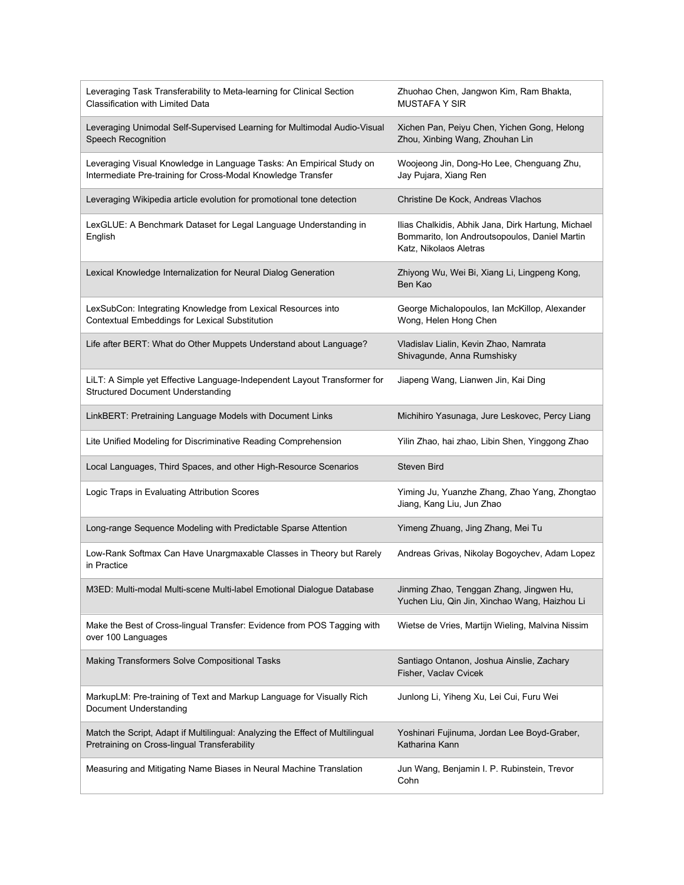| | |
|---|---|
| Leveraging Task Transferability to Meta-learning for Clinical Section Classification with Limited Data | Zhuohao Chen, Jangwon Kim, Ram Bhakta, MUSTAFA Y SIR |
| Leveraging Unimodal Self-Supervised Learning for Multimodal Audio-Visual Speech Recognition | Xichen Pan, Peiyu Chen, Yichen Gong, Helong Zhou, Xinbing Wang, Zhouhan Lin |
| Leveraging Visual Knowledge in Language Tasks: An Empirical Study on Intermediate Pre-training for Cross-Modal Knowledge Transfer | Woojeong Jin, Dong-Ho Lee, Chenguang Zhu, Jay Pujara, Xiang Ren |
| Leveraging Wikipedia article evolution for promotional tone detection | Christine De Kock, Andreas Vlachos |
| LexGLUE: A Benchmark Dataset for Legal Language Understanding in English | Ilias Chalkidis, Abhik Jana, Dirk Hartung, Michael Bommarito, Ion Androutsopoulos, Daniel Martin Katz, Nikolaos Aletras |
| Lexical Knowledge Internalization for Neural Dialog Generation | Zhiyong Wu, Wei Bi, Xiang Li, Lingpeng Kong, Ben Kao |
| LexSubCon: Integrating Knowledge from Lexical Resources into Contextual Embeddings for Lexical Substitution | George Michalopoulos, Ian McKillop, Alexander Wong, Helen Hong Chen |
| Life after BERT: What do Other Muppets Understand about Language? | Vladislav Lialin, Kevin Zhao, Namrata Shivagunde, Anna Rumshisky |
| LiLT: A Simple yet Effective Language-Independent Layout Transformer for Structured Document Understanding | Jiapeng Wang, Lianwen Jin, Kai Ding |
| LinkBERT: Pretraining Language Models with Document Links | Michihiro Yasunaga, Jure Leskovec, Percy Liang |
| Lite Unified Modeling for Discriminative Reading Comprehension | Yilin Zhao, hai zhao, Libin Shen, Yinggong Zhao |
| Local Languages, Third Spaces, and other High-Resource Scenarios | Steven Bird |
| Logic Traps in Evaluating Attribution Scores | Yiming Ju, Yuanzhe Zhang, Zhao Yang, Zhongtao Jiang, Kang Liu, Jun Zhao |
| Long-range Sequence Modeling with Predictable Sparse Attention | Yimeng Zhuang, Jing Zhang, Mei Tu |
| Low-Rank Softmax Can Have Unargmaxable Classes in Theory but Rarely in Practice | Andreas Grivas, Nikolay Bogoychev, Adam Lopez |
| M3ED: Multi-modal Multi-scene Multi-label Emotional Dialogue Database | Jinming Zhao, Tenggan Zhang, Jingwen Hu, Yuchen Liu, Qin Jin, Xinchao Wang, Haizhou Li |
| Make the Best of Cross-lingual Transfer: Evidence from POS Tagging with over 100 Languages | Wietse de Vries, Martijn Wieling, Malvina Nissim |
| Making Transformers Solve Compositional Tasks | Santiago Ontanon, Joshua Ainslie, Zachary Fisher, Vaclav Cvicek |
| MarkupLM: Pre-training of Text and Markup Language for Visually Rich Document Understanding | Junlong Li, Yiheng Xu, Lei Cui, Furu Wei |
| Match the Script, Adapt if Multilingual: Analyzing the Effect of Multilingual Pretraining on Cross-lingual Transferability | Yoshinari Fujinuma, Jordan Lee Boyd-Graber, Katharina Kann |
| Measuring and Mitigating Name Biases in Neural Machine Translation | Jun Wang, Benjamin I. P. Rubinstein, Trevor Cohn |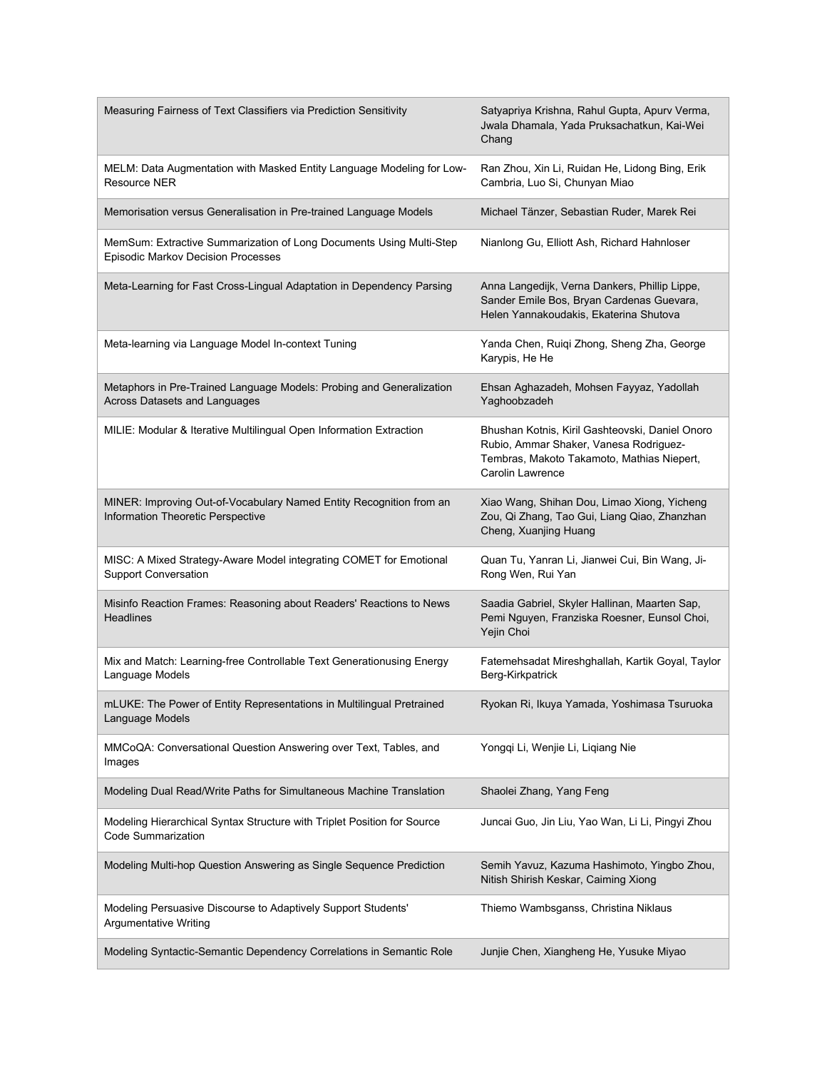| | |
|---|---|
| Measuring Fairness of Text Classifiers via Prediction Sensitivity | Satyapriya Krishna, Rahul Gupta, Apurv Verma, Jwala Dhamala, Yada Pruksachatkun, Kai-Wei Chang |
| MELM: Data Augmentation with Masked Entity Language Modeling for Low-Resource NER | Ran Zhou, Xin Li, Ruidan He, Lidong Bing, Erik Cambria, Luo Si, Chunyan Miao |
| Memorisation versus Generalisation in Pre-trained Language Models | Michael Tänzer, Sebastian Ruder, Marek Rei |
| MemSum: Extractive Summarization of Long Documents Using Multi-Step Episodic Markov Decision Processes | Nianlong Gu, Elliott Ash, Richard Hahnloser |
| Meta-Learning for Fast Cross-Lingual Adaptation in Dependency Parsing | Anna Langedijk, Verna Dankers, Phillip Lippe, Sander Emile Bos, Bryan Cardenas Guevara, Helen Yannakoudakis, Ekaterina Shutova |
| Meta-learning via Language Model In-context Tuning | Yanda Chen, Ruiqi Zhong, Sheng Zha, George Karypis, He He |
| Metaphors in Pre-Trained Language Models: Probing and Generalization Across Datasets and Languages | Ehsan Aghazadeh, Mohsen Fayyaz, Yadollah Yaghoobzadeh |
| MILIE: Modular & Iterative Multilingual Open Information Extraction | Bhushan Kotnis, Kiril Gashteovski, Daniel Onoro Rubio, Ammar Shaker, Vanesa Rodriguez-Tembras, Makoto Takamoto, Mathias Niepert, Carolin Lawrence |
| MINER: Improving Out-of-Vocabulary Named Entity Recognition from an Information Theoretic Perspective | Xiao Wang, Shihan Dou, Limao Xiong, Yicheng Zou, Qi Zhang, Tao Gui, Liang Qiao, Zhanzhan Cheng, Xuanjing Huang |
| MISC: A Mixed Strategy-Aware Model integrating COMET for Emotional Support Conversation | Quan Tu, Yanran Li, Jianwei Cui, Bin Wang, Ji-Rong Wen, Rui Yan |
| Misinfo Reaction Frames: Reasoning about Readers' Reactions to News Headlines | Saadia Gabriel, Skyler Hallinan, Maarten Sap, Pemi Nguyen, Franziska Roesner, Eunsol Choi, Yejin Choi |
| Mix and Match: Learning-free Controllable Text Generationusing Energy Language Models | Fatemehsadat Mireshghallah, Kartik Goyal, Taylor Berg-Kirkpatrick |
| mLUKE: The Power of Entity Representations in Multilingual Pretrained Language Models | Ryokan Ri, Ikuya Yamada, Yoshimasa Tsuruoka |
| MMCoQA: Conversational Question Answering over Text, Tables, and Images | Yongqi Li, Wenjie Li, Liqiang Nie |
| Modeling Dual Read/Write Paths for Simultaneous Machine Translation | Shaolei Zhang, Yang Feng |
| Modeling Hierarchical Syntax Structure with Triplet Position for Source Code Summarization | Juncai Guo, Jin Liu, Yao Wan, Li Li, Pingyi Zhou |
| Modeling Multi-hop Question Answering as Single Sequence Prediction | Semih Yavuz, Kazuma Hashimoto, Yingbo Zhou, Nitish Shirish Keskar, Caiming Xiong |
| Modeling Persuasive Discourse to Adaptively Support Students' Argumentative Writing | Thiemo Wambsganss, Christina Niklaus |
| Modeling Syntactic-Semantic Dependency Correlations in Semantic Role | Junjie Chen, Xiangheng He, Yusuke Miyao |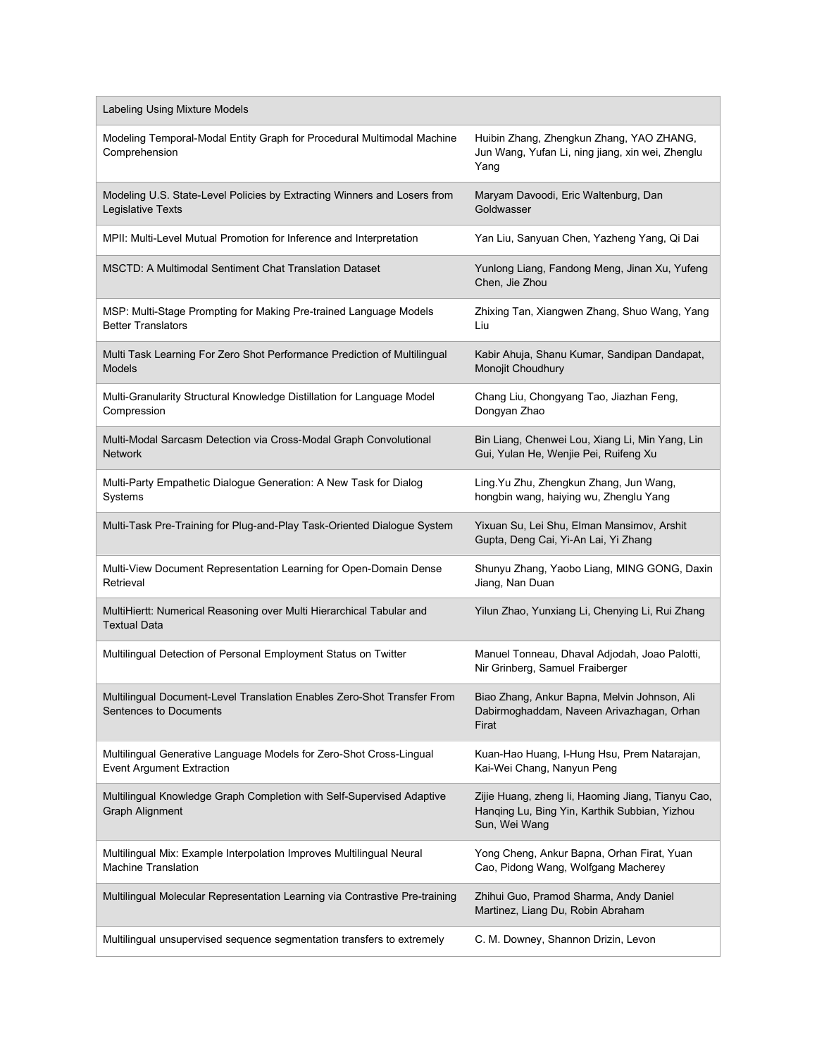| | |
|---|---|
| Labeling Using Mixture Models | |
| Modeling Temporal-Modal Entity Graph for Procedural Multimodal Machine Comprehension | Huibin Zhang, Zhengkun Zhang, YAO ZHANG, Jun Wang, Yufan Li, ning jiang, xin wei, Zhenglu Yang |
| Modeling U.S. State-Level Policies by Extracting Winners and Losers from Legislative Texts | Maryam Davoodi, Eric Waltenburg, Dan Goldwasser |
| MPII: Multi-Level Mutual Promotion for Inference and Interpretation | Yan Liu, Sanyuan Chen, Yazheng Yang, Qi Dai |
| MSCTD: A Multimodal Sentiment Chat Translation Dataset | Yunlong Liang, Fandong Meng, Jinan Xu, Yufeng Chen, Jie Zhou |
| MSP: Multi-Stage Prompting for Making Pre-trained Language Models Better Translators | Zhixing Tan, Xiangwen Zhang, Shuo Wang, Yang Liu |
| Multi Task Learning For Zero Shot Performance Prediction of Multilingual Models | Kabir Ahuja, Shanu Kumar, Sandipan Dandapat, Monojit Choudhury |
| Multi-Granularity Structural Knowledge Distillation for Language Model Compression | Chang Liu, Chongyang Tao, Jiazhan Feng, Dongyan Zhao |
| Multi-Modal Sarcasm Detection via Cross-Modal Graph Convolutional Network | Bin Liang, Chenwei Lou, Xiang Li, Min Yang, Lin Gui, Yulan He, Wenjie Pei, Ruifeng Xu |
| Multi-Party Empathetic Dialogue Generation: A New Task for Dialog Systems | Ling.Yu Zhu, Zhengkun Zhang, Jun Wang, hongbin wang, haiying wu, Zhenglu Yang |
| Multi-Task Pre-Training for Plug-and-Play Task-Oriented Dialogue System | Yixuan Su, Lei Shu, Elman Mansimov, Arshit Gupta, Deng Cai, Yi-An Lai, Yi Zhang |
| Multi-View Document Representation Learning for Open-Domain Dense Retrieval | Shunyu Zhang, Yaobo Liang, MING GONG, Daxin Jiang, Nan Duan |
| MultiHiertt: Numerical Reasoning over Multi Hierarchical Tabular and Textual Data | Yilun Zhao, Yunxiang Li, Chenying Li, Rui Zhang |
| Multilingual Detection of Personal Employment Status on Twitter | Manuel Tonneau, Dhaval Adjodah, Joao Palotti, Nir Grinberg, Samuel Fraiberger |
| Multilingual Document-Level Translation Enables Zero-Shot Transfer From Sentences to Documents | Biao Zhang, Ankur Bapna, Melvin Johnson, Ali Dabirmoghaddam, Naveen Arivazhagan, Orhan Firat |
| Multilingual Generative Language Models for Zero-Shot Cross-Lingual Event Argument Extraction | Kuan-Hao Huang, I-Hung Hsu, Prem Natarajan, Kai-Wei Chang, Nanyun Peng |
| Multilingual Knowledge Graph Completion with Self-Supervised Adaptive Graph Alignment | Zijie Huang, zheng li, Haoming Jiang, Tianyu Cao, Hanqing Lu, Bing Yin, Karthik Subbian, Yizhou Sun, Wei Wang |
| Multilingual Mix: Example Interpolation Improves Multilingual Neural Machine Translation | Yong Cheng, Ankur Bapna, Orhan Firat, Yuan Cao, Pidong Wang, Wolfgang Macherey |
| Multilingual Molecular Representation Learning via Contrastive Pre-training | Zhihui Guo, Pramod Sharma, Andy Daniel Martinez, Liang Du, Robin Abraham |
| Multilingual unsupervised sequence segmentation transfers to extremely | C. M. Downey, Shannon Drizin, Levon |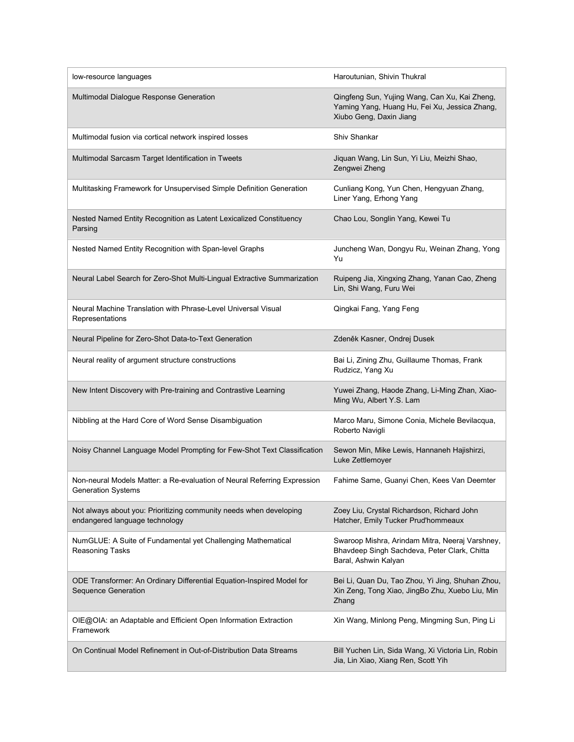| | |
|---|---|
| low-resource languages | Haroutunian, Shivin Thukral |
| Multimodal Dialogue Response Generation | Qingfeng Sun, Yujing Wang, Can Xu, Kai Zheng, Yaming Yang, Huang Hu, Fei Xu, Jessica Zhang, Xiubo Geng, Daxin Jiang |
| Multimodal fusion via cortical network inspired losses | Shiv Shankar |
| Multimodal Sarcasm Target Identification in Tweets | Jiquan Wang, Lin Sun, Yi Liu, Meizhi Shao, Zengwei Zheng |
| Multitasking Framework for Unsupervised Simple Definition Generation | Cunliang Kong, Yun Chen, Hengyuan Zhang, Liner Yang, Erhong Yang |
| Nested Named Entity Recognition as Latent Lexicalized Constituency Parsing | Chao Lou, Songlin Yang, Kewei Tu |
| Nested Named Entity Recognition with Span-level Graphs | Juncheng Wan, Dongyu Ru, Weinan Zhang, Yong Yu |
| Neural Label Search for Zero-Shot Multi-Lingual Extractive Summarization | Ruipeng Jia, Xingxing Zhang, Yanan Cao, Zheng Lin, Shi Wang, Furu Wei |
| Neural Machine Translation with Phrase-Level Universal Visual Representations | Qingkai Fang, Yang Feng |
| Neural Pipeline for Zero-Shot Data-to-Text Generation | Zdeněk Kasner, Ondrej Dusek |
| Neural reality of argument structure constructions | Bai Li, Zining Zhu, Guillaume Thomas, Frank Rudzicz, Yang Xu |
| New Intent Discovery with Pre-training and Contrastive Learning | Yuwei Zhang, Haode Zhang, Li-Ming Zhan, Xiao-Ming Wu, Albert Y.S. Lam |
| Nibbling at the Hard Core of Word Sense Disambiguation | Marco Maru, Simone Conia, Michele Bevilacqua, Roberto Navigli |
| Noisy Channel Language Model Prompting for Few-Shot Text Classification | Sewon Min, Mike Lewis, Hannaneh Hajishirzi, Luke Zettlemoyer |
| Non-neural Models Matter: a Re-evaluation of Neural Referring Expression Generation Systems | Fahime Same, Guanyi Chen, Kees Van Deemter |
| Not always about you: Prioritizing community needs when developing endangered language technology | Zoey Liu, Crystal Richardson, Richard John Hatcher, Emily Tucker Prud'hommeaux |
| NumGLUE: A Suite of Fundamental yet Challenging Mathematical Reasoning Tasks | Swaroop Mishra, Arindam Mitra, Neeraj Varshney, Bhavdeep Singh Sachdeva, Peter Clark, Chitta Baral, Ashwin Kalyan |
| ODE Transformer: An Ordinary Differential Equation-Inspired Model for Sequence Generation | Bei Li, Quan Du, Tao Zhou, Yi Jing, Shuhan Zhou, Xin Zeng, Tong Xiao, JingBo Zhu, Xuebo Liu, Min Zhang |
| OIE@OIA: an Adaptable and Efficient Open Information Extraction Framework | Xin Wang, Minlong Peng, Mingming Sun, Ping Li |
| On Continual Model Refinement in Out-of-Distribution Data Streams | Bill Yuchen Lin, Sida Wang, Xi Victoria Lin, Robin Jia, Lin Xiao, Xiang Ren, Scott Yih |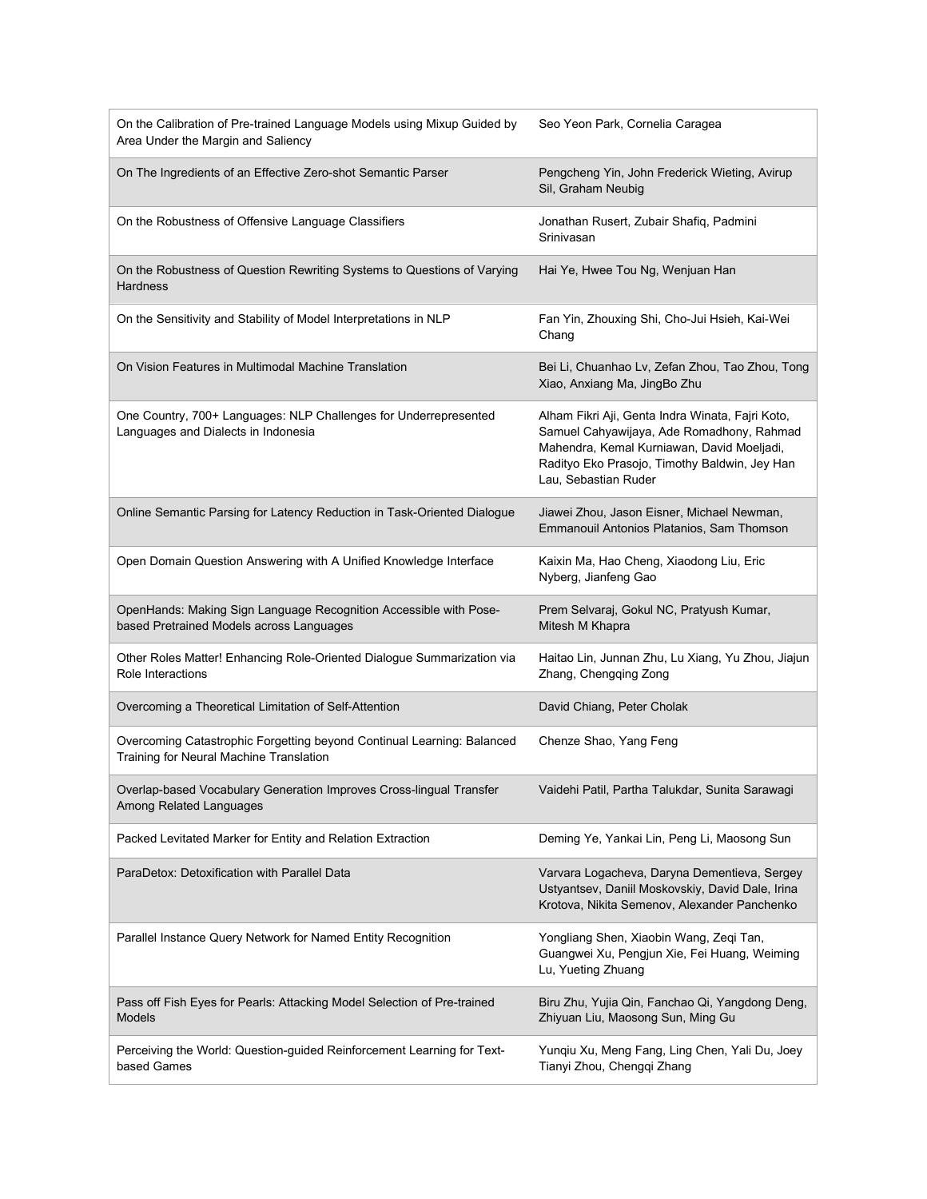| | |
|---|---|
| On the Calibration of Pre-trained Language Models using Mixup Guided by Area Under the Margin and Saliency | Seo Yeon Park, Cornelia Caragea |
| On The Ingredients of an Effective Zero-shot Semantic Parser | Pengcheng Yin, John Frederick Wieting, Avirup Sil, Graham Neubig |
| On the Robustness of Offensive Language Classifiers | Jonathan Rusert, Zubair Shafiq, Padmini Srinivasan |
| On the Robustness of Question Rewriting Systems to Questions of Varying Hardness | Hai Ye, Hwee Tou Ng, Wenjuan Han |
| On the Sensitivity and Stability of Model Interpretations in NLP | Fan Yin, Zhouxing Shi, Cho-Jui Hsieh, Kai-Wei Chang |
| On Vision Features in Multimodal Machine Translation | Bei Li, Chuanhao Lv, Zefan Zhou, Tao Zhou, Tong Xiao, Anxiang Ma, JingBo Zhu |
| One Country, 700+ Languages: NLP Challenges for Underrepresented Languages and Dialects in Indonesia | Alham Fikri Aji, Genta Indra Winata, Fajri Koto, Samuel Cahyawijaya, Ade Romadhony, Rahmad Mahendra, Kemal Kurniawan, David Moeljadi, Radityo Eko Prasojo, Timothy Baldwin, Jey Han Lau, Sebastian Ruder |
| Online Semantic Parsing for Latency Reduction in Task-Oriented Dialogue | Jiawei Zhou, Jason Eisner, Michael Newman, Emmanouil Antonios Platanios, Sam Thomson |
| Open Domain Question Answering with A Unified Knowledge Interface | Kaixin Ma, Hao Cheng, Xiaodong Liu, Eric Nyberg, Jianfeng Gao |
| OpenHands: Making Sign Language Recognition Accessible with Pose-based Pretrained Models across Languages | Prem Selvaraj, Gokul NC, Pratyush Kumar, Mitesh M Khapra |
| Other Roles Matter! Enhancing Role-Oriented Dialogue Summarization via Role Interactions | Haitao Lin, Junnan Zhu, Lu Xiang, Yu Zhou, Jiajun Zhang, Chengqing Zong |
| Overcoming a Theoretical Limitation of Self-Attention | David Chiang, Peter Cholak |
| Overcoming Catastrophic Forgetting beyond Continual Learning: Balanced Training for Neural Machine Translation | Chenze Shao, Yang Feng |
| Overlap-based Vocabulary Generation Improves Cross-lingual Transfer Among Related Languages | Vaidehi Patil, Partha Talukdar, Sunita Sarawagi |
| Packed Levitated Marker for Entity and Relation Extraction | Deming Ye, Yankai Lin, Peng Li, Maosong Sun |
| ParaDetox: Detoxification with Parallel Data | Varvara Logacheva, Daryna Dementieva, Sergey Ustyantsev, Daniil Moskovskiy, David Dale, Irina Krotova, Nikita Semenov, Alexander Panchenko |
| Parallel Instance Query Network for Named Entity Recognition | Yongliang Shen, Xiaobin Wang, Zeqi Tan, Guangwei Xu, Pengjun Xie, Fei Huang, Weiming Lu, Yueting Zhuang |
| Pass off Fish Eyes for Pearls: Attacking Model Selection of Pre-trained Models | Biru Zhu, Yujia Qin, Fanchao Qi, Yangdong Deng, Zhiyuan Liu, Maosong Sun, Ming Gu |
| Perceiving the World: Question-guided Reinforcement Learning for Text-based Games | Yunqiu Xu, Meng Fang, Ling Chen, Yali Du, Joey Tianyi Zhou, Chengqi Zhang |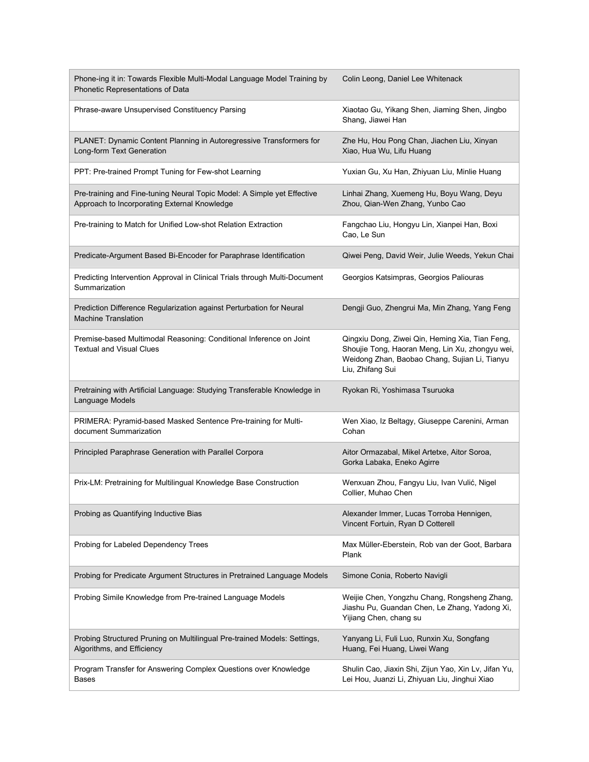| | |
|---|---|
| Phone-ing it in: Towards Flexible Multi-Modal Language Model Training by Phonetic Representations of Data | Colin Leong, Daniel Lee Whitenack |
| Phrase-aware Unsupervised Constituency Parsing | Xiaotao Gu, Yikang Shen, Jiaming Shen, Jingbo Shang, Jiawei Han |
| PLANET: Dynamic Content Planning in Autoregressive Transformers for Long-form Text Generation | Zhe Hu, Hou Pong Chan, Jiachen Liu, Xinyan Xiao, Hua Wu, Lifu Huang |
| PPT: Pre-trained Prompt Tuning for Few-shot Learning | Yuxian Gu, Xu Han, Zhiyuan Liu, Minlie Huang |
| Pre-training and Fine-tuning Neural Topic Model: A Simple yet Effective Approach to Incorporating External Knowledge | Linhai Zhang, Xuemeng Hu, Boyu Wang, Deyu Zhou, Qian-Wen Zhang, Yunbo Cao |
| Pre-training to Match for Unified Low-shot Relation Extraction | Fangchao Liu, Hongyu Lin, Xianpei Han, Boxi Cao, Le Sun |
| Predicate-Argument Based Bi-Encoder for Paraphrase Identification | Qiwei Peng, David Weir, Julie Weeds, Yekun Chai |
| Predicting Intervention Approval in Clinical Trials through Multi-Document Summarization | Georgios Katsimpras, Georgios Paliouras |
| Prediction Difference Regularization against Perturbation for Neural Machine Translation | Dengji Guo, Zhengrui Ma, Min Zhang, Yang Feng |
| Premise-based Multimodal Reasoning: Conditional Inference on Joint Textual and Visual Clues | Qingxiu Dong, Ziwei Qin, Heming Xia, Tian Feng, Shoujie Tong, Haoran Meng, Lin Xu, zhongyu wei, Weidong Zhan, Baobao Chang, Sujian Li, Tianyu Liu, Zhifang Sui |
| Pretraining with Artificial Language: Studying Transferable Knowledge in Language Models | Ryokan Ri, Yoshimasa Tsuruoka |
| PRIMERA: Pyramid-based Masked Sentence Pre-training for Multi-document Summarization | Wen Xiao, Iz Beltagy, Giuseppe Carenini, Arman Cohan |
| Principled Paraphrase Generation with Parallel Corpora | Aitor Ormazabal, Mikel Artetxe, Aitor Soroa, Gorka Labaka, Eneko Agirre |
| Prix-LM: Pretraining for Multilingual Knowledge Base Construction | Wenxuan Zhou, Fangyu Liu, Ivan Vulić, Nigel Collier, Muhao Chen |
| Probing as Quantifying Inductive Bias | Alexander Immer, Lucas Torroba Hennigen, Vincent Fortuin, Ryan D Cotterell |
| Probing for Labeled Dependency Trees | Max Müller-Eberstein, Rob van der Goot, Barbara Plank |
| Probing for Predicate Argument Structures in Pretrained Language Models | Simone Conia, Roberto Navigli |
| Probing Simile Knowledge from Pre-trained Language Models | Weijie Chen, Yongzhu Chang, Rongsheng Zhang, Jiashu Pu, Guandan Chen, Le Zhang, Yadong Xi, Yijiang Chen, chang su |
| Probing Structured Pruning on Multilingual Pre-trained Models: Settings, Algorithms, and Efficiency | Yanyang Li, Fuli Luo, Runxin Xu, Songfang Huang, Fei Huang, Liwei Wang |
| Program Transfer for Answering Complex Questions over Knowledge Bases | Shulin Cao, Jiaxin Shi, Zijun Yao, Xin Lv, Jifan Yu, Lei Hou, Juanzi Li, Zhiyuan Liu, Jinghui Xiao |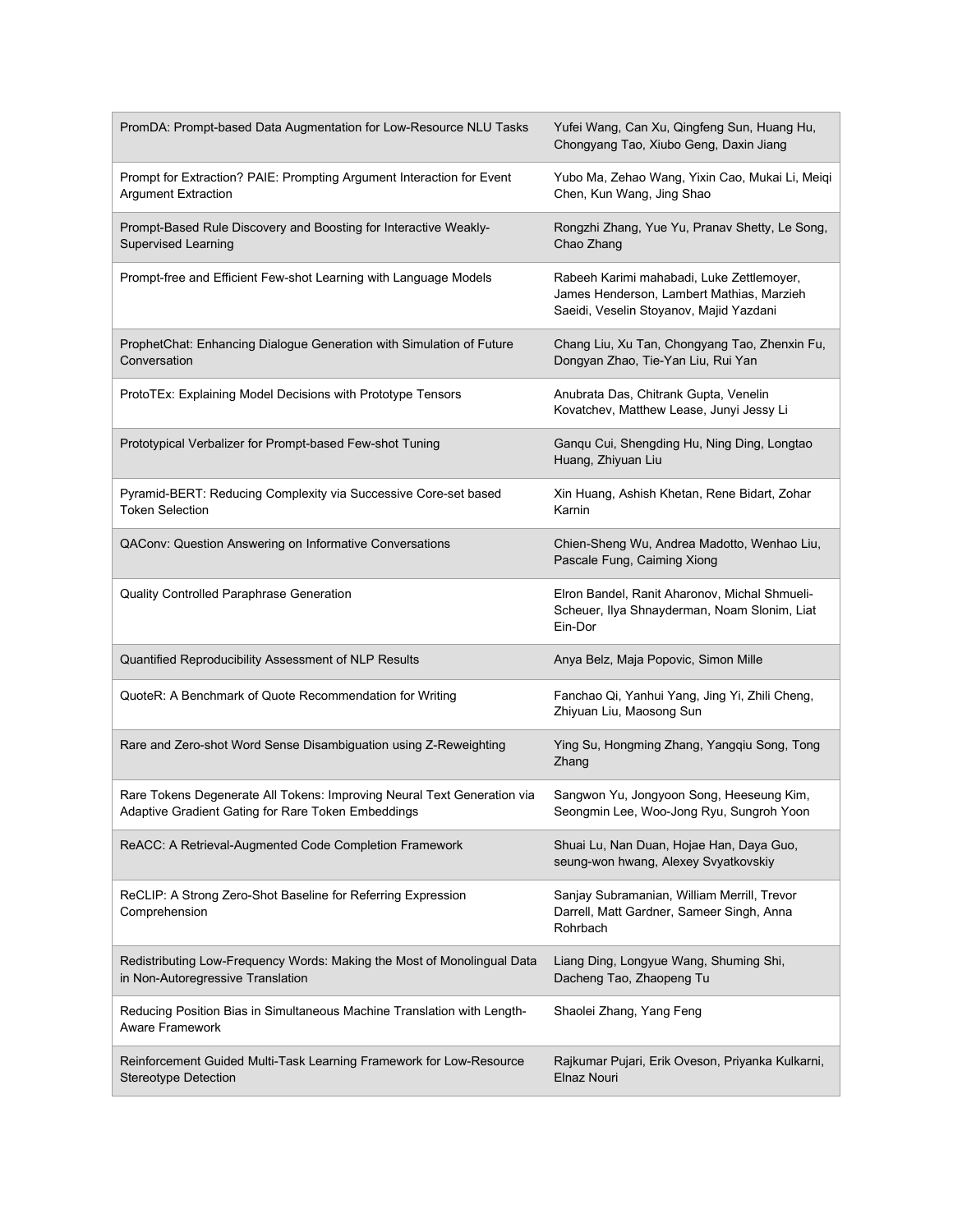| | |
|---|---|
| PromDA: Prompt-based Data Augmentation for Low-Resource NLU Tasks | Yufei Wang, Can Xu, Qingfeng Sun, Huang Hu, Chongyang Tao, Xiubo Geng, Daxin Jiang |
| Prompt for Extraction? PAIE: Prompting Argument Interaction for Event Argument Extraction | Yubo Ma, Zehao Wang, Yixin Cao, Mukai Li, Meiqi Chen, Kun Wang, Jing Shao |
| Prompt-Based Rule Discovery and Boosting for Interactive Weakly-Supervised Learning | Rongzhi Zhang, Yue Yu, Pranav Shetty, Le Song, Chao Zhang |
| Prompt-free and Efficient Few-shot Learning with Language Models | Rabeeh Karimi mahabadi, Luke Zettlemoyer, James Henderson, Lambert Mathias, Marzieh Saeidi, Veselin Stoyanov, Majid Yazdani |
| ProphetChat: Enhancing Dialogue Generation with Simulation of Future Conversation | Chang Liu, Xu Tan, Chongyang Tao, Zhenxin Fu, Dongyan Zhao, Tie-Yan Liu, Rui Yan |
| ProtoTEx: Explaining Model Decisions with Prototype Tensors | Anubrata Das, Chitrank Gupta, Venelin Kovatchev, Matthew Lease, Junyi Jessy Li |
| Prototypical Verbalizer for Prompt-based Few-shot Tuning | Ganqu Cui, Shengding Hu, Ning Ding, Longtao Huang, Zhiyuan Liu |
| Pyramid-BERT: Reducing Complexity via Successive Core-set based Token Selection | Xin Huang, Ashish Khetan, Rene Bidart, Zohar Karnin |
| QAConv: Question Answering on Informative Conversations | Chien-Sheng Wu, Andrea Madotto, Wenhao Liu, Pascale Fung, Caiming Xiong |
| Quality Controlled Paraphrase Generation | Elron Bandel, Ranit Aharonov, Michal Shmueli-Scheuer, Ilya Shnayderman, Noam Slonim, Liat Ein-Dor |
| Quantified Reproducibility Assessment of NLP Results | Anya Belz, Maja Popovic, Simon Mille |
| QuoteR: A Benchmark of Quote Recommendation for Writing | Fanchao Qi, Yanhui Yang, Jing Yi, Zhili Cheng, Zhiyuan Liu, Maosong Sun |
| Rare and Zero-shot Word Sense Disambiguation using Z-Reweighting | Ying Su, Hongming Zhang, Yangqiu Song, Tong Zhang |
| Rare Tokens Degenerate All Tokens: Improving Neural Text Generation via Adaptive Gradient Gating for Rare Token Embeddings | Sangwon Yu, Jongyoon Song, Heeseung Kim, Seongmin Lee, Woo-Jong Ryu, Sungroh Yoon |
| ReACC: A Retrieval-Augmented Code Completion Framework | Shuai Lu, Nan Duan, Hojae Han, Daya Guo, seung-won hwang, Alexey Svyatkovskiy |
| ReCLIP: A Strong Zero-Shot Baseline for Referring Expression Comprehension | Sanjay Subramanian, William Merrill, Trevor Darrell, Matt Gardner, Sameer Singh, Anna Rohrbach |
| Redistributing Low-Frequency Words: Making the Most of Monolingual Data in Non-Autoregressive Translation | Liang Ding, Longyue Wang, Shuming Shi, Dacheng Tao, Zhaopeng Tu |
| Reducing Position Bias in Simultaneous Machine Translation with Length-Aware Framework | Shaolei Zhang, Yang Feng |
| Reinforcement Guided Multi-Task Learning Framework for Low-Resource Stereotype Detection | Rajkumar Pujari, Erik Oveson, Priyanka Kulkarni, Elnaz Nouri |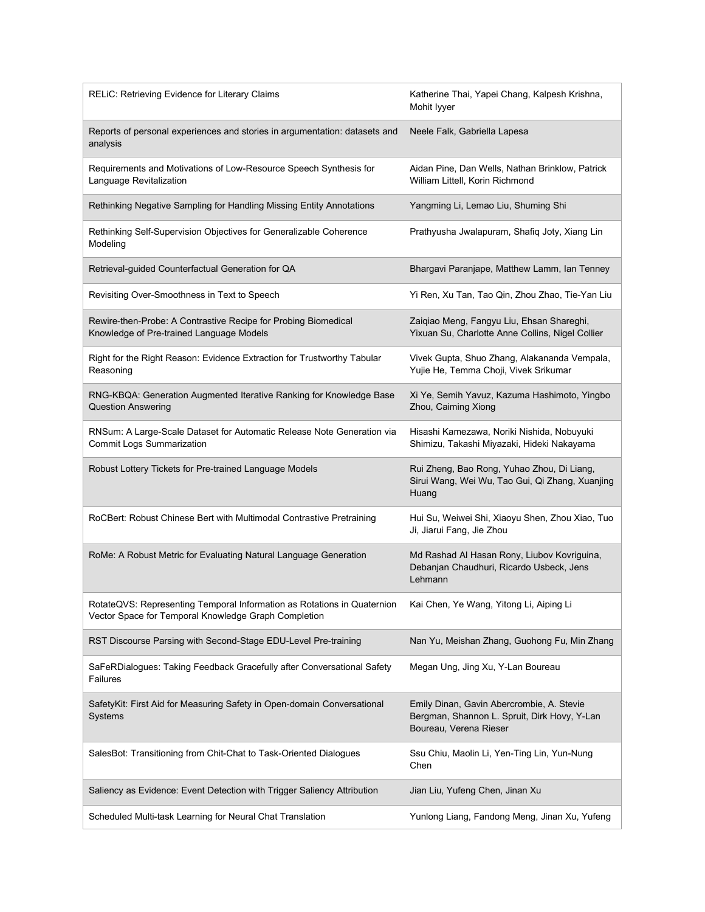| | |
|---|---|
| RELiC: Retrieving Evidence for Literary Claims | Katherine Thai, Yapei Chang, Kalpesh Krishna, Mohit Iyyer |
| Reports of personal experiences and stories in argumentation: datasets and analysis | Neele Falk, Gabriella Lapesa |
| Requirements and Motivations of Low-Resource Speech Synthesis for Language Revitalization | Aidan Pine, Dan Wells, Nathan Brinklow, Patrick William Littell, Korin Richmond |
| Rethinking Negative Sampling for Handling Missing Entity Annotations | Yangming Li, Lemao Liu, Shuming Shi |
| Rethinking Self-Supervision Objectives for Generalizable Coherence Modeling | Prathyusha Jwalapuram, Shafiq Joty, Xiang Lin |
| Retrieval-guided Counterfactual Generation for QA | Bhargavi Paranjape, Matthew Lamm, Ian Tenney |
| Revisiting Over-Smoothness in Text to Speech | Yi Ren, Xu Tan, Tao Qin, Zhou Zhao, Tie-Yan Liu |
| Rewire-then-Probe: A Contrastive Recipe for Probing Biomedical Knowledge of Pre-trained Language Models | Zaiqiao Meng, Fangyu Liu, Ehsan Shareghi, Yixuan Su, Charlotte Anne Collins, Nigel Collier |
| Right for the Right Reason: Evidence Extraction for Trustworthy Tabular Reasoning | Vivek Gupta, Shuo Zhang, Alakananda Vempala, Yujie He, Temma Choji, Vivek Srikumar |
| RNG-KBQA: Generation Augmented Iterative Ranking for Knowledge Base Question Answering | Xi Ye, Semih Yavuz, Kazuma Hashimoto, Yingbo Zhou, Caiming Xiong |
| RNSum: A Large-Scale Dataset for Automatic Release Note Generation via Commit Logs Summarization | Hisashi Kamezawa, Noriki Nishida, Nobuyuki Shimizu, Takashi Miyazaki, Hideki Nakayama |
| Robust Lottery Tickets for Pre-trained Language Models | Rui Zheng, Bao Rong, Yuhao Zhou, Di Liang, Sirui Wang, Wei Wu, Tao Gui, Qi Zhang, Xuanjing Huang |
| RoCBert: Robust Chinese Bert with Multimodal Contrastive Pretraining | Hui Su, Weiwei Shi, Xiaoyu Shen, Zhou Xiao, Tuo Ji, Jiarui Fang, Jie Zhou |
| RoMe: A Robust Metric for Evaluating Natural Language Generation | Md Rashad Al Hasan Rony, Liubov Kovriguina, Debanjan Chaudhuri, Ricardo Usbeck, Jens Lehmann |
| RotateQVS: Representing Temporal Information as Rotations in Quaternion Vector Space for Temporal Knowledge Graph Completion | Kai Chen, Ye Wang, Yitong Li, Aiping Li |
| RST Discourse Parsing with Second-Stage EDU-Level Pre-training | Nan Yu, Meishan Zhang, Guohong Fu, Min Zhang |
| SaFeRDialogues: Taking Feedback Gracefully after Conversational Safety Failures | Megan Ung, Jing Xu, Y-Lan Boureau |
| SafetyKit: First Aid for Measuring Safety in Open-domain Conversational Systems | Emily Dinan, Gavin Abercrombie, A. Stevie Bergman, Shannon L. Spruit, Dirk Hovy, Y-Lan Boureau, Verena Rieser |
| SalesBot: Transitioning from Chit-Chat to Task-Oriented Dialogues | Ssu Chiu, Maolin Li, Yen-Ting Lin, Yun-Nung Chen |
| Saliency as Evidence: Event Detection with Trigger Saliency Attribution | Jian Liu, Yufeng Chen, Jinan Xu |
| Scheduled Multi-task Learning for Neural Chat Translation | Yunlong Liang, Fandong Meng, Jinan Xu, Yufeng |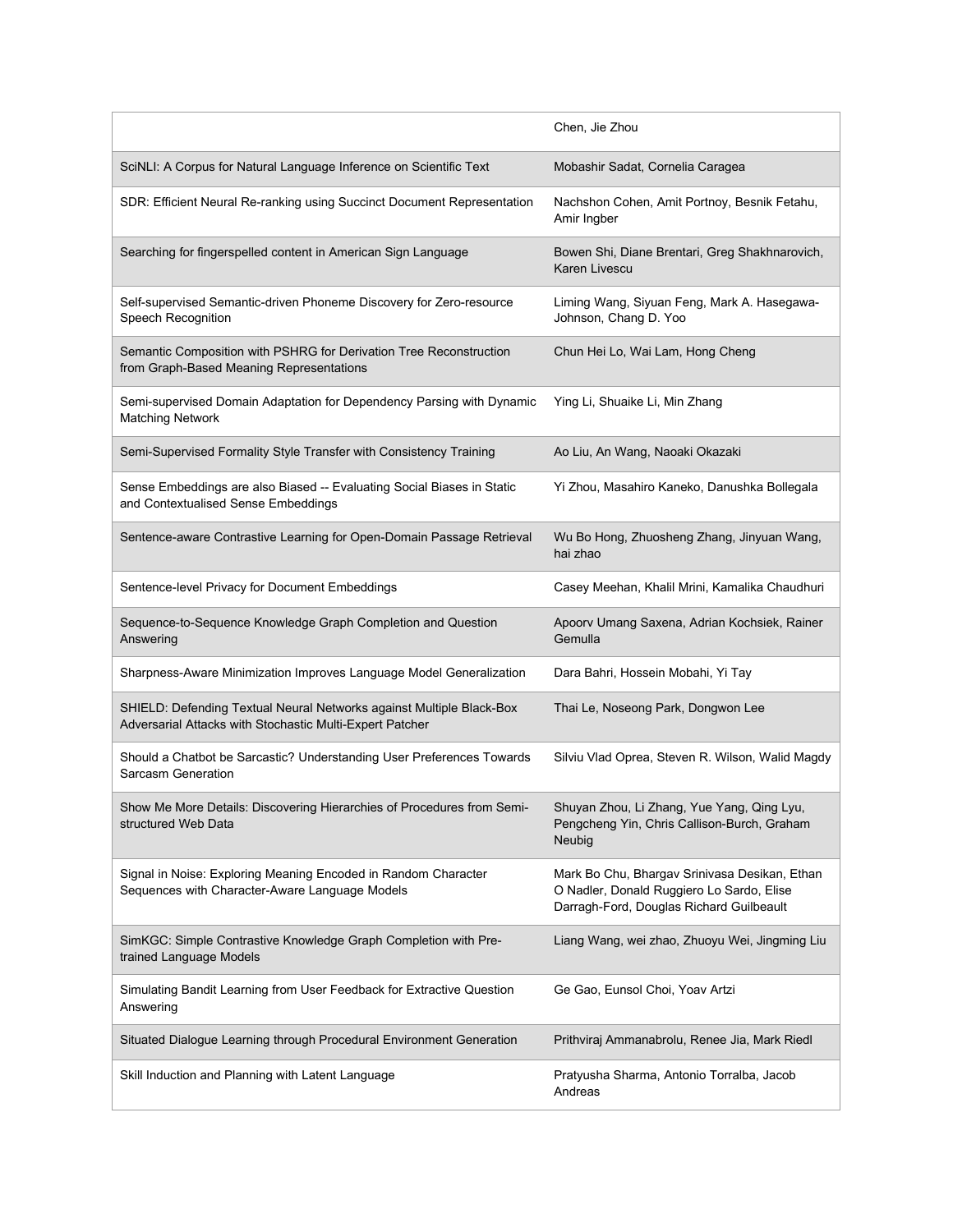| | |
|---|---|
| | Chen, Jie Zhou |
| SciNLI: A Corpus for Natural Language Inference on Scientific Text | Mobashir Sadat, Cornelia Caragea |
| SDR: Efficient Neural Re-ranking using Succinct Document Representation | Nachshon Cohen, Amit Portnoy, Besnik Fetahu, Amir Ingber |
| Searching for fingerspelled content in American Sign Language | Bowen Shi, Diane Brentari, Greg Shakhnarovich, Karen Livescu |
| Self-supervised Semantic-driven Phoneme Discovery for Zero-resource Speech Recognition | Liming Wang, Siyuan Feng, Mark A. Hasegawa-Johnson, Chang D. Yoo |
| Semantic Composition with PSHRG for Derivation Tree Reconstruction from Graph-Based Meaning Representations | Chun Hei Lo, Wai Lam, Hong Cheng |
| Semi-supervised Domain Adaptation for Dependency Parsing with Dynamic Matching Network | Ying Li, Shuaike Li, Min Zhang |
| Semi-Supervised Formality Style Transfer with Consistency Training | Ao Liu, An Wang, Naoaki Okazaki |
| Sense Embeddings are also Biased -- Evaluating Social Biases in Static and Contextualised Sense Embeddings | Yi Zhou, Masahiro Kaneko, Danushka Bollegala |
| Sentence-aware Contrastive Learning for Open-Domain Passage Retrieval | Wu Bo Hong, Zhuosheng Zhang, Jinyuan Wang, hai zhao |
| Sentence-level Privacy for Document Embeddings | Casey Meehan, Khalil Mrini, Kamalika Chaudhuri |
| Sequence-to-Sequence Knowledge Graph Completion and Question Answering | Apoorv Umang Saxena, Adrian Kochsiek, Rainer Gemulla |
| Sharpness-Aware Minimization Improves Language Model Generalization | Dara Bahri, Hossein Mobahi, Yi Tay |
| SHIELD: Defending Textual Neural Networks against Multiple Black-Box Adversarial Attacks with Stochastic Multi-Expert Patcher | Thai Le, Noseong Park, Dongwon Lee |
| Should a Chatbot be Sarcastic? Understanding User Preferences Towards Sarcasm Generation | Silviu Vlad Oprea, Steven R. Wilson, Walid Magdy |
| Show Me More Details: Discovering Hierarchies of Procedures from Semi-structured Web Data | Shuyan Zhou, Li Zhang, Yue Yang, Qing Lyu, Pengcheng Yin, Chris Callison-Burch, Graham Neubig |
| Signal in Noise: Exploring Meaning Encoded in Random Character Sequences with Character-Aware Language Models | Mark Bo Chu, Bhargav Srinivasa Desikan, Ethan O Nadler, Donald Ruggiero Lo Sardo, Elise Darragh-Ford, Douglas Richard Guilbeault |
| SimKGC: Simple Contrastive Knowledge Graph Completion with Pre-trained Language Models | Liang Wang, wei zhao, Zhuoyu Wei, Jingming Liu |
| Simulating Bandit Learning from User Feedback for Extractive Question Answering | Ge Gao, Eunsol Choi, Yoav Artzi |
| Situated Dialogue Learning through Procedural Environment Generation | Prithviraj Ammanabrolu, Renee Jia, Mark Riedl |
| Skill Induction and Planning with Latent Language | Pratyusha Sharma, Antonio Torralba, Jacob Andreas |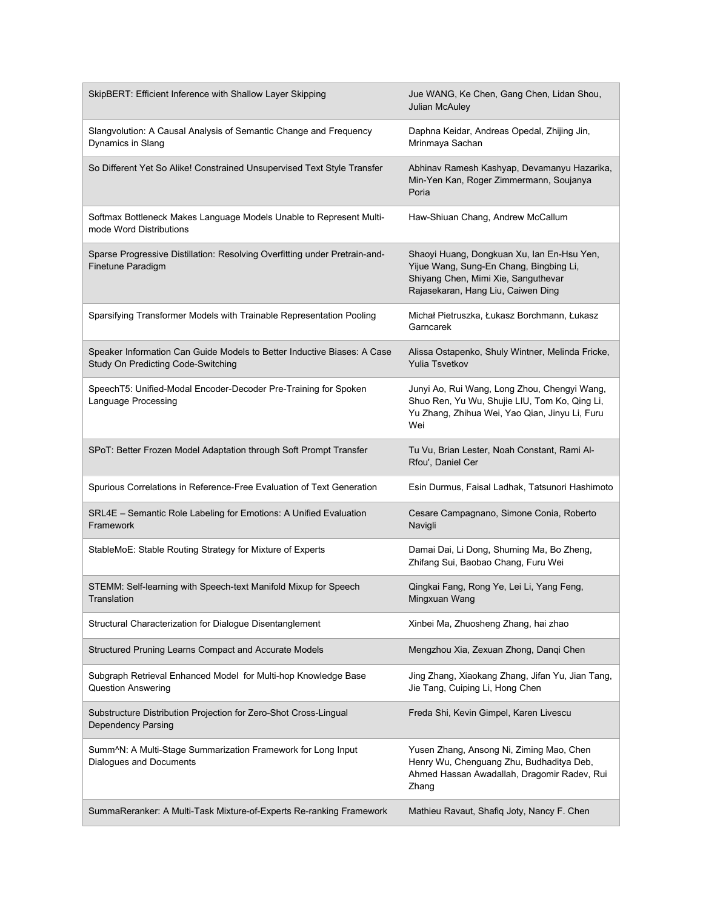| | |
|---|---|
| SkipBERT: Efficient Inference with Shallow Layer Skipping | Jue WANG, Ke Chen, Gang Chen, Lidan Shou, Julian McAuley |
| Slangvolution: A Causal Analysis of Semantic Change and Frequency Dynamics in Slang | Daphna Keidar, Andreas Opedal, Zhijing Jin, Mrinmaya Sachan |
| So Different Yet So Alike! Constrained Unsupervised Text Style Transfer | Abhinav Ramesh Kashyap, Devamanyu Hazarika, Min-Yen Kan, Roger Zimmermann, Soujanya Poria |
| Softmax Bottleneck Makes Language Models Unable to Represent Multi-mode Word Distributions | Haw-Shiuan Chang, Andrew McCallum |
| Sparse Progressive Distillation: Resolving Overfitting under Pretrain-and-Finetune Paradigm | Shaoyi Huang, Dongkuan Xu, Ian En-Hsu Yen, Yijue Wang, Sung-En Chang, Bingbing Li, Shiyang Chen, Mimi Xie, Sanguthevar Rajasekaran, Hang Liu, Caiwen Ding |
| Sparsifying Transformer Models with Trainable Representation Pooling | Michał Pietruszka, Łukasz Borchmann, Łukasz Garncarek |
| Speaker Information Can Guide Models to Better Inductive Biases: A Case Study On Predicting Code-Switching | Alissa Ostapenko, Shuly Wintner, Melinda Fricke, Yulia Tsvetkov |
| SpeechT5: Unified-Modal Encoder-Decoder Pre-Training for Spoken Language Processing | Junyi Ao, Rui Wang, Long Zhou, Chengyi Wang, Shuo Ren, Yu Wu, Shujie LIU, Tom Ko, Qing Li, Yu Zhang, Zhihua Wei, Yao Qian, Jinyu Li, Furu Wei |
| SPoT: Better Frozen Model Adaptation through Soft Prompt Transfer | Tu Vu, Brian Lester, Noah Constant, Rami Al-Rfou', Daniel Cer |
| Spurious Correlations in Reference-Free Evaluation of Text Generation | Esin Durmus, Faisal Ladhak, Tatsunori Hashimoto |
| SRL4E – Semantic Role Labeling for Emotions: A Unified Evaluation Framework | Cesare Campagnano, Simone Conia, Roberto Navigli |
| StableMoE: Stable Routing Strategy for Mixture of Experts | Damai Dai, Li Dong, Shuming Ma, Bo Zheng, Zhifang Sui, Baobao Chang, Furu Wei |
| STEMM: Self-learning with Speech-text Manifold Mixup for Speech Translation | Qingkai Fang, Rong Ye, Lei Li, Yang Feng, Mingxuan Wang |
| Structural Characterization for Dialogue Disentanglement | Xinbei Ma, Zhuosheng Zhang, hai zhao |
| Structured Pruning Learns Compact and Accurate Models | Mengzhou Xia, Zexuan Zhong, Danqi Chen |
| Subgraph Retrieval Enhanced Model for Multi-hop Knowledge Base Question Answering | Jing Zhang, Xiaokang Zhang, Jifan Yu, Jian Tang, Jie Tang, Cuiping Li, Hong Chen |
| Substructure Distribution Projection for Zero-Shot Cross-Lingual Dependency Parsing | Freda Shi, Kevin Gimpel, Karen Livescu |
| Summ^N: A Multi-Stage Summarization Framework for Long Input Dialogues and Documents | Yusen Zhang, Ansong Ni, Ziming Mao, Chen Henry Wu, Chenguang Zhu, Budhaditya Deb, Ahmed Hassan Awadallah, Dragomir Radev, Rui Zhang |
| SummaReranker: A Multi-Task Mixture-of-Experts Re-ranking Framework | Mathieu Ravaut, Shafiq Joty, Nancy F. Chen |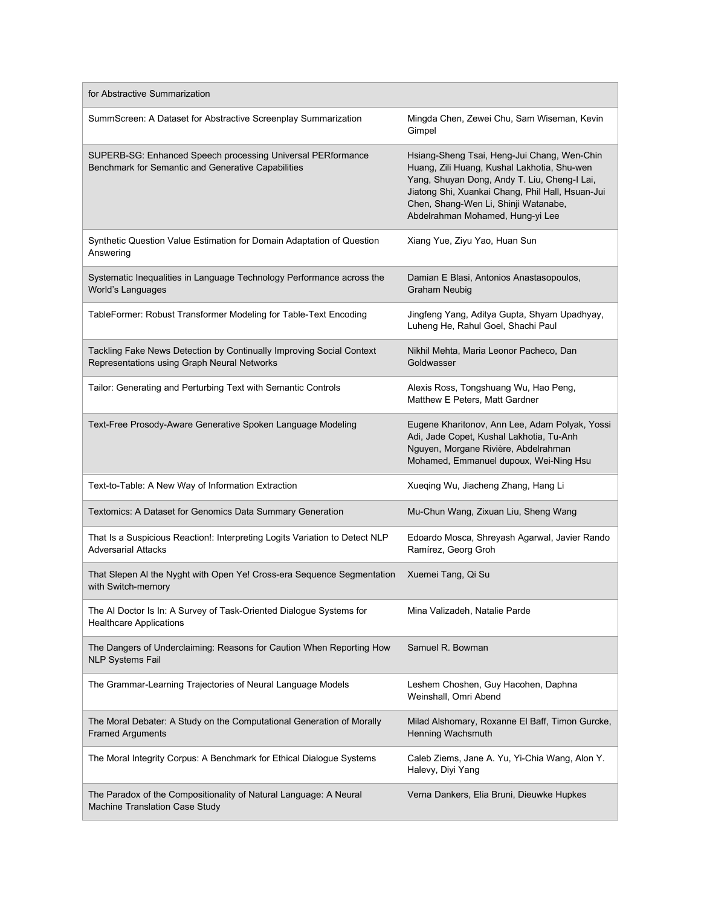| | |
|---|---|
| for Abstractive Summarization | |
| SummScreen: A Dataset for Abstractive Screenplay Summarization | Mingda Chen, Zewei Chu, Sam Wiseman, Kevin Gimpel |
| SUPERB-SG: Enhanced Speech processing Universal PERformance Benchmark for Semantic and Generative Capabilities | Hsiang-Sheng Tsai, Heng-Jui Chang, Wen-Chin Huang, Zili Huang, Kushal Lakhotia, Shu-wen Yang, Shuyan Dong, Andy T. Liu, Cheng-I Lai, Jiatong Shi, Xuankai Chang, Phil Hall, Hsuan-Jui Chen, Shang-Wen Li, Shinji Watanabe, Abdelrahman Mohamed, Hung-yi Lee |
| Synthetic Question Value Estimation for Domain Adaptation of Question Answering | Xiang Yue, Ziyu Yao, Huan Sun |
| Systematic Inequalities in Language Technology Performance across the World's Languages | Damian E Blasi, Antonios Anastasopoulos, Graham Neubig |
| TableFormer: Robust Transformer Modeling for Table-Text Encoding | Jingfeng Yang, Aditya Gupta, Shyam Upadhyay, Luheng He, Rahul Goel, Shachi Paul |
| Tackling Fake News Detection by Continually Improving Social Context Representations using Graph Neural Networks | Nikhil Mehta, Maria Leonor Pacheco, Dan Goldwasser |
| Tailor: Generating and Perturbing Text with Semantic Controls | Alexis Ross, Tongshuang Wu, Hao Peng, Matthew E Peters, Matt Gardner |
| Text-Free Prosody-Aware Generative Spoken Language Modeling | Eugene Kharitonov, Ann Lee, Adam Polyak, Yossi Adi, Jade Copet, Kushal Lakhotia, Tu-Anh Nguyen, Morgane Rivière, Abdelrahman Mohamed, Emmanuel dupoux, Wei-Ning Hsu |
| Text-to-Table: A New Way of Information Extraction | Xueqing Wu, Jiacheng Zhang, Hang Li |
| Textomics: A Dataset for Genomics Data Summary Generation | Mu-Chun Wang, Zixuan Liu, Sheng Wang |
| That Is a Suspicious Reaction!: Interpreting Logits Variation to Detect NLP Adversarial Attacks | Edoardo Mosca, Shreyash Agarwal, Javier Rando Ramírez, Georg Groh |
| That Slepen Al the Nyght with Open Ye! Cross-era Sequence Segmentation with Switch-memory | Xuemei Tang, Qi Su |
| The AI Doctor Is In: A Survey of Task-Oriented Dialogue Systems for Healthcare Applications | Mina Valizadeh, Natalie Parde |
| The Dangers of Underclaiming: Reasons for Caution When Reporting How NLP Systems Fail | Samuel R. Bowman |
| The Grammar-Learning Trajectories of Neural Language Models | Leshem Choshen, Guy Hacohen, Daphna Weinshall, Omri Abend |
| The Moral Debater: A Study on the Computational Generation of Morally Framed Arguments | Milad Alshomary, Roxanne El Baff, Timon Gurcke, Henning Wachsmuth |
| The Moral Integrity Corpus: A Benchmark for Ethical Dialogue Systems | Caleb Ziems, Jane A. Yu, Yi-Chia Wang, Alon Y. Halevy, Diyi Yang |
| The Paradox of the Compositionality of Natural Language: A Neural Machine Translation Case Study | Verna Dankers, Elia Bruni, Dieuwke Hupkes |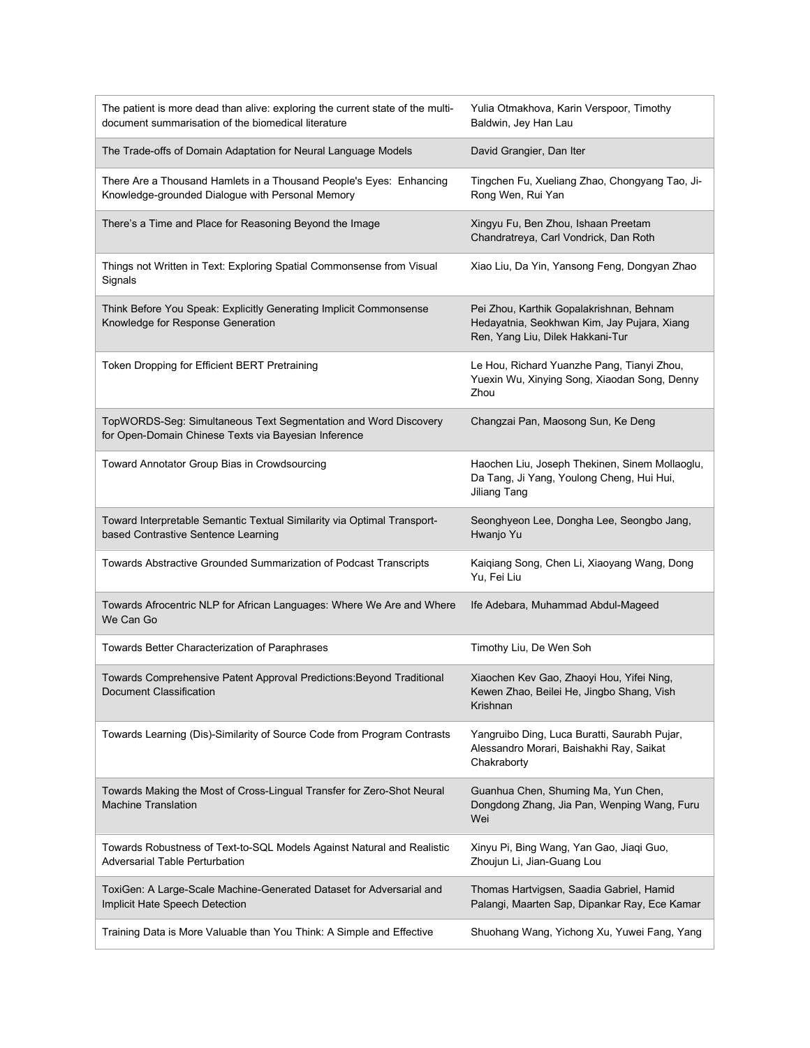| | |
|---|---|
| The patient is more dead than alive: exploring the current state of the multi-document summarisation of the biomedical literature | Yulia Otmakhova, Karin Verspoor, Timothy Baldwin, Jey Han Lau |
| The Trade-offs of Domain Adaptation for Neural Language Models | David Grangier, Dan Iter |
| There Are a Thousand Hamlets in a Thousand People's Eyes: Enhancing Knowledge-grounded Dialogue with Personal Memory | Tingchen Fu, Xueliang Zhao, Chongyang Tao, Ji-Rong Wen, Rui Yan |
| There’s a Time and Place for Reasoning Beyond the Image | Xingyu Fu, Ben Zhou, Ishaan Preetam Chandratreya, Carl Vondrick, Dan Roth |
| Things not Written in Text: Exploring Spatial Commonsense from Visual Signals | Xiao Liu, Da Yin, Yansong Feng, Dongyan Zhao |
| Think Before You Speak: Explicitly Generating Implicit Commonsense Knowledge for Response Generation | Pei Zhou, Karthik Gopalakrishnan, Behnam Hedayatnia, Seokhwan Kim, Jay Pujara, Xiang Ren, Yang Liu, Dilek Hakkani-Tur |
| Token Dropping for Efficient BERT Pretraining | Le Hou, Richard Yuanzhe Pang, Tianyi Zhou, Yuexin Wu, Xinying Song, Xiaodan Song, Denny Zhou |
| TopWORDS-Seg: Simultaneous Text Segmentation and Word Discovery for Open-Domain Chinese Texts via Bayesian Inference | Changzai Pan, Maosong Sun, Ke Deng |
| Toward Annotator Group Bias in Crowdsourcing | Haochen Liu, Joseph Thekinen, Sinem Mollaoglu, Da Tang, Ji Yang, Youlong Cheng, Hui Hui, Jiliang Tang |
| Toward Interpretable Semantic Textual Similarity via Optimal Transport-based Contrastive Sentence Learning | Seonghyeon Lee, Dongha Lee, Seongbo Jang, Hwanjo Yu |
| Towards Abstractive Grounded Summarization of Podcast Transcripts | Kaiqiang Song, Chen Li, Xiaoyang Wang, Dong Yu, Fei Liu |
| Towards Afrocentric NLP for African Languages: Where We Are and Where We Can Go | Ife Adebara, Muhammad Abdul-Mageed |
| Towards Better Characterization of Paraphrases | Timothy Liu, De Wen Soh |
| Towards Comprehensive Patent Approval Predictions:Beyond Traditional Document Classification | Xiaochen Kev Gao, Zhaoyi Hou, Yifei Ning, Kewen Zhao, Beilei He, Jingbo Shang, Vish Krishnan |
| Towards Learning (Dis)-Similarity of Source Code from Program Contrasts | Yangruibo Ding, Luca Buratti, Saurabh Pujar, Alessandro Morari, Baishakhi Ray, Saikat Chakraborty |
| Towards Making the Most of Cross-Lingual Transfer for Zero-Shot Neural Machine Translation | Guanhua Chen, Shuming Ma, Yun Chen, Dongdong Zhang, Jia Pan, Wenping Wang, Furu Wei |
| Towards Robustness of Text-to-SQL Models Against Natural and Realistic Adversarial Table Perturbation | Xinyu Pi, Bing Wang, Yan Gao, Jiaqi Guo, Zhoujun Li, Jian-Guang Lou |
| ToxiGen: A Large-Scale Machine-Generated Dataset for Adversarial and Implicit Hate Speech Detection | Thomas Hartvigsen, Saadia Gabriel, Hamid Palangi, Maarten Sap, Dipankar Ray, Ece Kamar |
| Training Data is More Valuable than You Think: A Simple and Effective | Shuohang Wang, Yichong Xu, Yuwei Fang, Yang |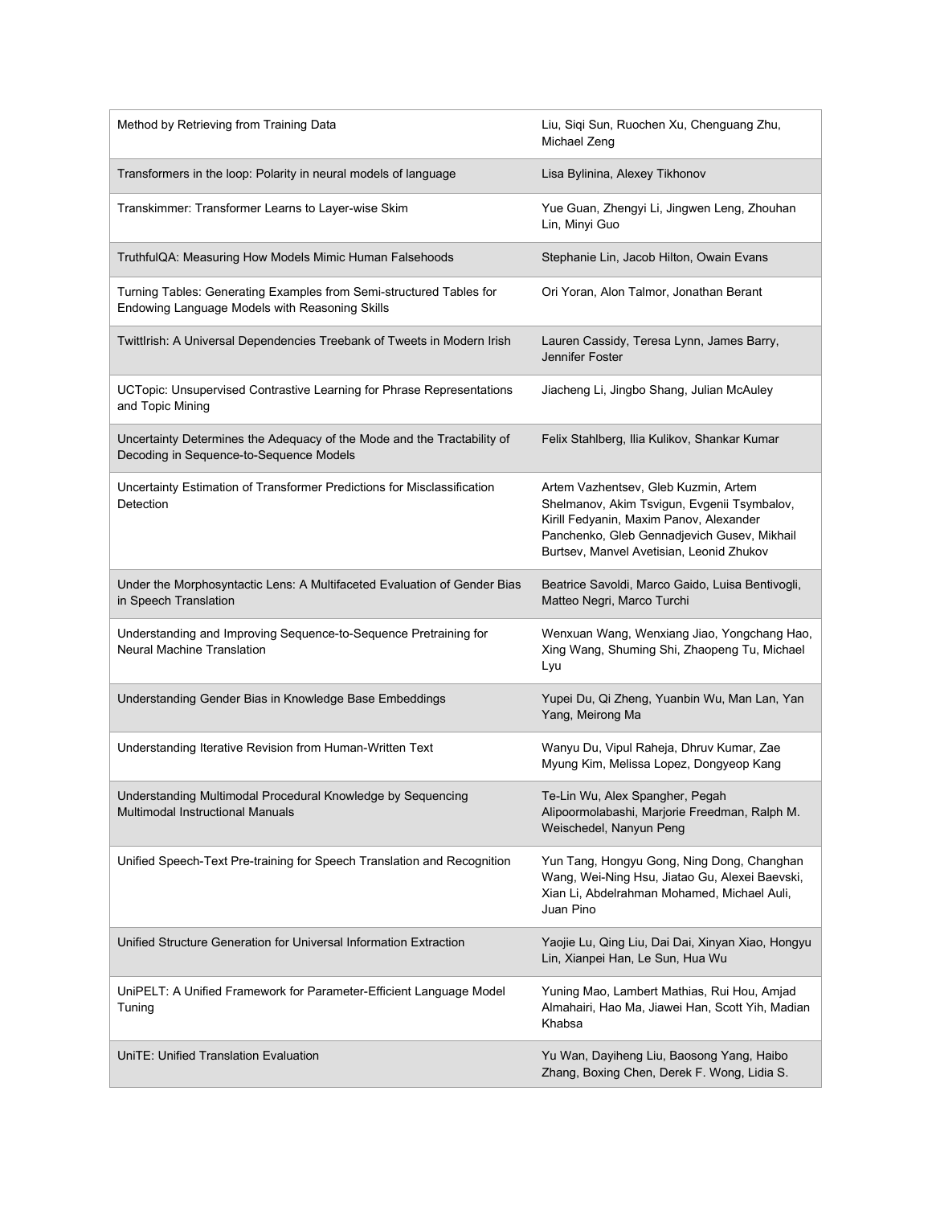| | |
|---|---|
| Method by Retrieving from Training Data | Liu, Siqi Sun, Ruochen Xu, Chenguang Zhu, Michael Zeng |
| Transformers in the loop: Polarity in neural models of language | Lisa Bylinina, Alexey Tikhonov |
| Transkimmer: Transformer Learns to Layer-wise Skim | Yue Guan, Zhengyi Li, Jingwen Leng, Zhouhan Lin, Minyi Guo |
| TruthfulQA: Measuring How Models Mimic Human Falsehoods | Stephanie Lin, Jacob Hilton, Owain Evans |
| Turning Tables: Generating Examples from Semi-structured Tables for Endowing Language Models with Reasoning Skills | Ori Yoran, Alon Talmor, Jonathan Berant |
| TwittIrish: A Universal Dependencies Treebank of Tweets in Modern Irish | Lauren Cassidy, Teresa Lynn, James Barry, Jennifer Foster |
| UCTopic: Unsupervised Contrastive Learning for Phrase Representations and Topic Mining | Jiacheng Li, Jingbo Shang, Julian McAuley |
| Uncertainty Determines the Adequacy of the Mode and the Tractability of Decoding in Sequence-to-Sequence Models | Felix Stahlberg, Ilia Kulikov, Shankar Kumar |
| Uncertainty Estimation of Transformer Predictions for Misclassification Detection | Artem Vazhentsev, Gleb Kuzmin, Artem Shelmanov, Akim Tsvigun, Evgenii Tsymbalov, Kirill Fedyanin, Maxim Panov, Alexander Panchenko, Gleb Gennadjevich Gusev, Mikhail Burtsev, Manvel Avetisian, Leonid Zhukov |
| Under the Morphosyntactic Lens: A Multifaceted Evaluation of Gender Bias in Speech Translation | Beatrice Savoldi, Marco Gaido, Luisa Bentivogli, Matteo Negri, Marco Turchi |
| Understanding and Improving Sequence-to-Sequence Pretraining for Neural Machine Translation | Wenxuan Wang, Wenxiang Jiao, Yongchang Hao, Xing Wang, Shuming Shi, Zhaopeng Tu, Michael Lyu |
| Understanding Gender Bias in Knowledge Base Embeddings | Yupei Du, Qi Zheng, Yuanbin Wu, Man Lan, Yan Yang, Meirong Ma |
| Understanding Iterative Revision from Human-Written Text | Wanyu Du, Vipul Raheja, Dhruv Kumar, Zae Myung Kim, Melissa Lopez, Dongyeop Kang |
| Understanding Multimodal Procedural Knowledge by Sequencing Multimodal Instructional Manuals | Te-Lin Wu, Alex Spangher, Pegah Alipoormolabashi, Marjorie Freedman, Ralph M. Weischedel, Nanyun Peng |
| Unified Speech-Text Pre-training for Speech Translation and Recognition | Yun Tang, Hongyu Gong, Ning Dong, Changhan Wang, Wei-Ning Hsu, Jiatao Gu, Alexei Baevski, Xian Li, Abdelrahman Mohamed, Michael Auli, Juan Pino |
| Unified Structure Generation for Universal Information Extraction | Yaojie Lu, Qing Liu, Dai Dai, Xinyan Xiao, Hongyu Lin, Xianpei Han, Le Sun, Hua Wu |
| UniPELT: A Unified Framework for Parameter-Efficient Language Model Tuning | Yuning Mao, Lambert Mathias, Rui Hou, Amjad Almahairi, Hao Ma, Jiawei Han, Scott Yih, Madian Khabsa |
| UniTE: Unified Translation Evaluation | Yu Wan, Dayiheng Liu, Baosong Yang, Haibo Zhang, Boxing Chen, Derek F. Wong, Lidia S. |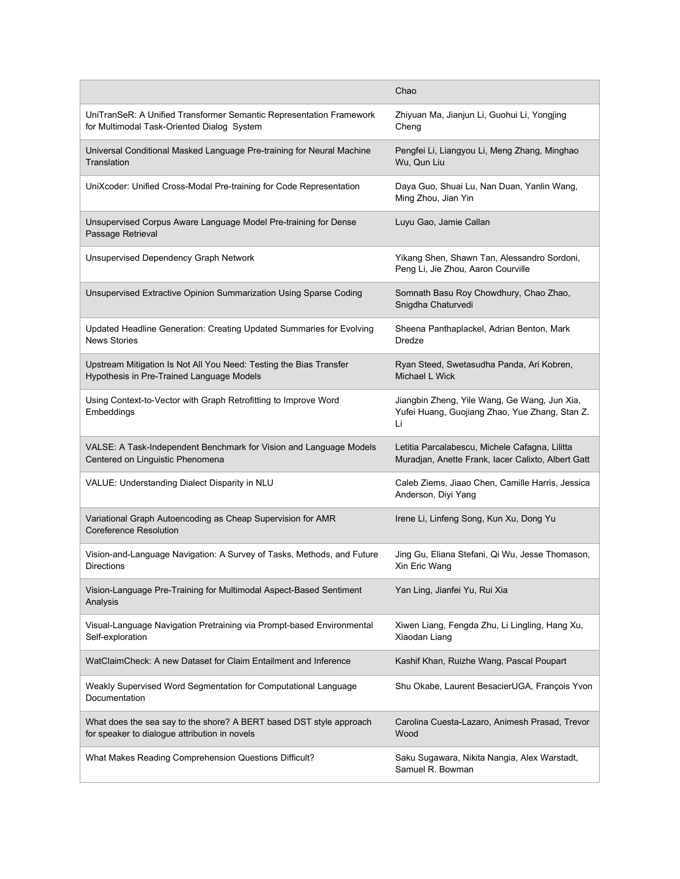| | |
|---|---|
| | Chao |
| UniTranSeR: A Unified Transformer Semantic Representation Framework for Multimodal Task-Oriented Dialog System | Zhiyuan Ma, Jianjun Li, Guohui Li, Yongjing Cheng |
| Universal Conditional Masked Language Pre-training for Neural Machine Translation | Pengfei Li, Liangyou Li, Meng Zhang, Minghao Wu, Qun Liu |
| UniXcoder: Unified Cross-Modal Pre-training for Code Representation | Daya Guo, Shuai Lu, Nan Duan, Yanlin Wang, Ming Zhou, Jian Yin |
| Unsupervised Corpus Aware Language Model Pre-training for Dense Passage Retrieval | Luyu Gao, Jamie Callan |
| Unsupervised Dependency Graph Network | Yikang Shen, Shawn Tan, Alessandro Sordoni, Peng Li, Jie Zhou, Aaron Courville |
| Unsupervised Extractive Opinion Summarization Using Sparse Coding | Somnath Basu Roy Chowdhury, Chao Zhao, Snigdha Chaturvedi |
| Updated Headline Generation: Creating Updated Summaries for Evolving News Stories | Sheena Panthaplackel, Adrian Benton, Mark Dredze |
| Upstream Mitigation Is Not All You Need: Testing the Bias Transfer Hypothesis in Pre-Trained Language Models | Ryan Steed, Swetasudha Panda, Ari Kobren, Michael L Wick |
| Using Context-to-Vector with Graph Retrofitting to Improve Word Embeddings | Jiangbin Zheng, Yile Wang, Ge Wang, Jun Xia, Yufei Huang, Guojiang Zhao, Yue Zhang, Stan Z. Li |
| VALSE: A Task-Independent Benchmark for Vision and Language Models Centered on Linguistic Phenomena | Letitia Parcalabescu, Michele Cafagna, Lilitta Muradjan, Anette Frank, Iacer Calixto, Albert Gatt |
| VALUE: Understanding Dialect Disparity in NLU | Caleb Ziems, Jiaao Chen, Camille Harris, Jessica Anderson, Diyi Yang |
| Variational Graph Autoencoding as Cheap Supervision for AMR Coreference Resolution | Irene Li, Linfeng Song, Kun Xu, Dong Yu |
| Vision-and-Language Navigation: A Survey of Tasks, Methods, and Future Directions | Jing Gu, Eliana Stefani, Qi Wu, Jesse Thomason, Xin Eric Wang |
| Vision-Language Pre-Training for Multimodal Aspect-Based Sentiment Analysis | Yan Ling, Jianfei Yu, Rui Xia |
| Visual-Language Navigation Pretraining via Prompt-based Environmental Self-exploration | Xiwen Liang, Fengda Zhu, Li Lingling, Hang Xu, Xiaodan Liang |
| WatClaimCheck: A new Dataset for Claim Entailment and Inference | Kashif Khan, Ruizhe Wang, Pascal Poupart |
| Weakly Supervised Word Segmentation for Computational Language Documentation | Shu Okabe, Laurent BesacierUGA, François Yvon |
| What does the sea say to the shore? A BERT based DST style approach for speaker to dialogue attribution in novels | Carolina Cuesta-Lazaro, Animesh Prasad, Trevor Wood |
| What Makes Reading Comprehension Questions Difficult? | Saku Sugawara, Nikita Nangia, Alex Warstadt, Samuel R. Bowman |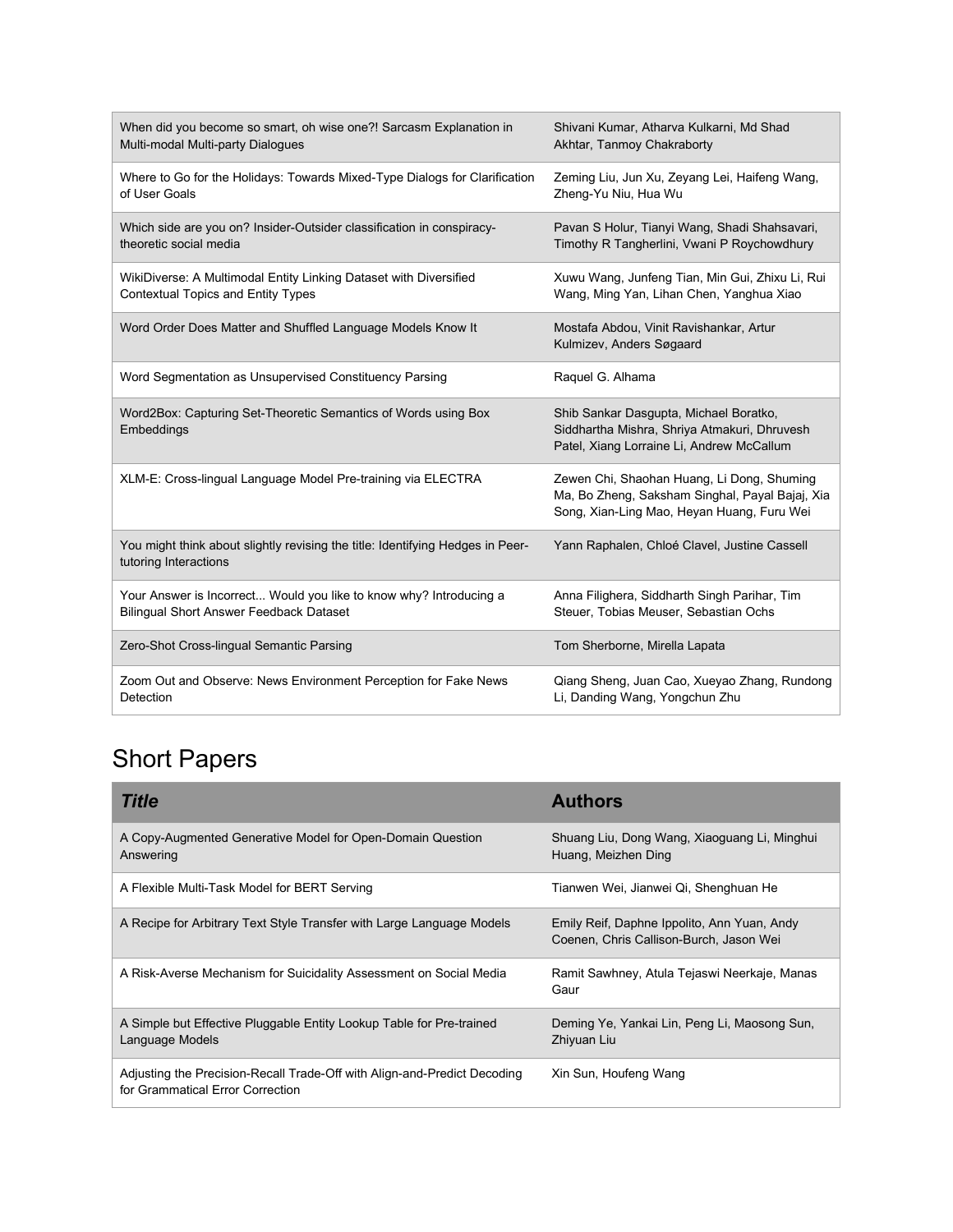| | |
|---|---|
| When did you become so smart, oh wise one?! Sarcasm Explanation in Multi-modal Multi-party Dialogues | Shivani Kumar, Atharva Kulkarni, Md Shad Akhtar, Tanmoy Chakraborty |
| Where to Go for the Holidays: Towards Mixed-Type Dialogs for Clarification of User Goals | Zeming Liu, Jun Xu, Zeyang Lei, Haifeng Wang, Zheng-Yu Niu, Hua Wu |
| Which side are you on? Insider-Outsider classification in conspiracy-theoretic social media | Pavan S Holur, Tianyi Wang, Shadi Shahsavari, Timothy R Tangherlini, Vwani P Roychowdhury |
| WikiDiverse: A Multimodal Entity Linking Dataset with Diversified Contextual Topics and Entity Types | Xuwu Wang, Junfeng Tian, Min Gui, Zhixu Li, Rui Wang, Ming Yan, Lihan Chen, Yanghua Xiao |
| Word Order Does Matter and Shuffled Language Models Know It | Mostafa Abdou, Vinit Ravishankar, Artur Kulmizev, Anders Søgaard |
| Word Segmentation as Unsupervised Constituency Parsing | Raquel G. Alhama |
| Word2Box: Capturing Set-Theoretic Semantics of Words using Box Embeddings | Shib Sankar Dasgupta, Michael Boratko, Siddhartha Mishra, Shriya Atmakuri, Dhruvesh Patel, Xiang Lorraine Li, Andrew McCallum |
| XLM-E: Cross-lingual Language Model Pre-training via ELECTRA | Zewen Chi, Shaohan Huang, Li Dong, Shuming Ma, Bo Zheng, Saksham Singhal, Payal Bajaj, Xia Song, Xian-Ling Mao, Heyan Huang, Furu Wei |
| You might think about slightly revising the title: Identifying Hedges in Peer-tutoring Interactions | Yann Raphalen, Chloé Clavel, Justine Cassell |
| Your Answer is Incorrect... Would you like to know why? Introducing a Bilingual Short Answer Feedback Dataset | Anna Filighera, Siddharth Singh Parihar, Tim Steuer, Tobias Meuser, Sebastian Ochs |
| Zero-Shot Cross-lingual Semantic Parsing | Tom Sherborne, Mirella Lapata |
| Zoom Out and Observe: News Environment Perception for Fake News Detection | Qiang Sheng, Juan Cao, Xueyao Zhang, Rundong Li, Danding Wang, Yongchun Zhu |

# Short Papers

| ***Title*** | **Authors** |
|---|---|
| A Copy-Augmented Generative Model for Open-Domain Question Answering | Shuang Liu, Dong Wang, Xiaoguang Li, Minghui Huang, Meizhen Ding |
| A Flexible Multi-Task Model for BERT Serving | Tianwen Wei, Jianwei Qi, Shenghuan He |
| A Recipe for Arbitrary Text Style Transfer with Large Language Models | Emily Reif, Daphne Ippolito, Ann Yuan, Andy Coenen, Chris Callison-Burch, Jason Wei |
| A Risk-Averse Mechanism for Suicidality Assessment on Social Media | Ramit Sawhney, Atula Tejaswi Neerkaje, Manas Gaur |
| A Simple but Effective Pluggable Entity Lookup Table for Pre-trained Language Models | Deming Ye, Yankai Lin, Peng Li, Maosong Sun, Zhiyuan Liu |
| Adjusting the Precision-Recall Trade-Off with Align-and-Predict Decoding for Grammatical Error Correction | Xin Sun, Houfeng Wang |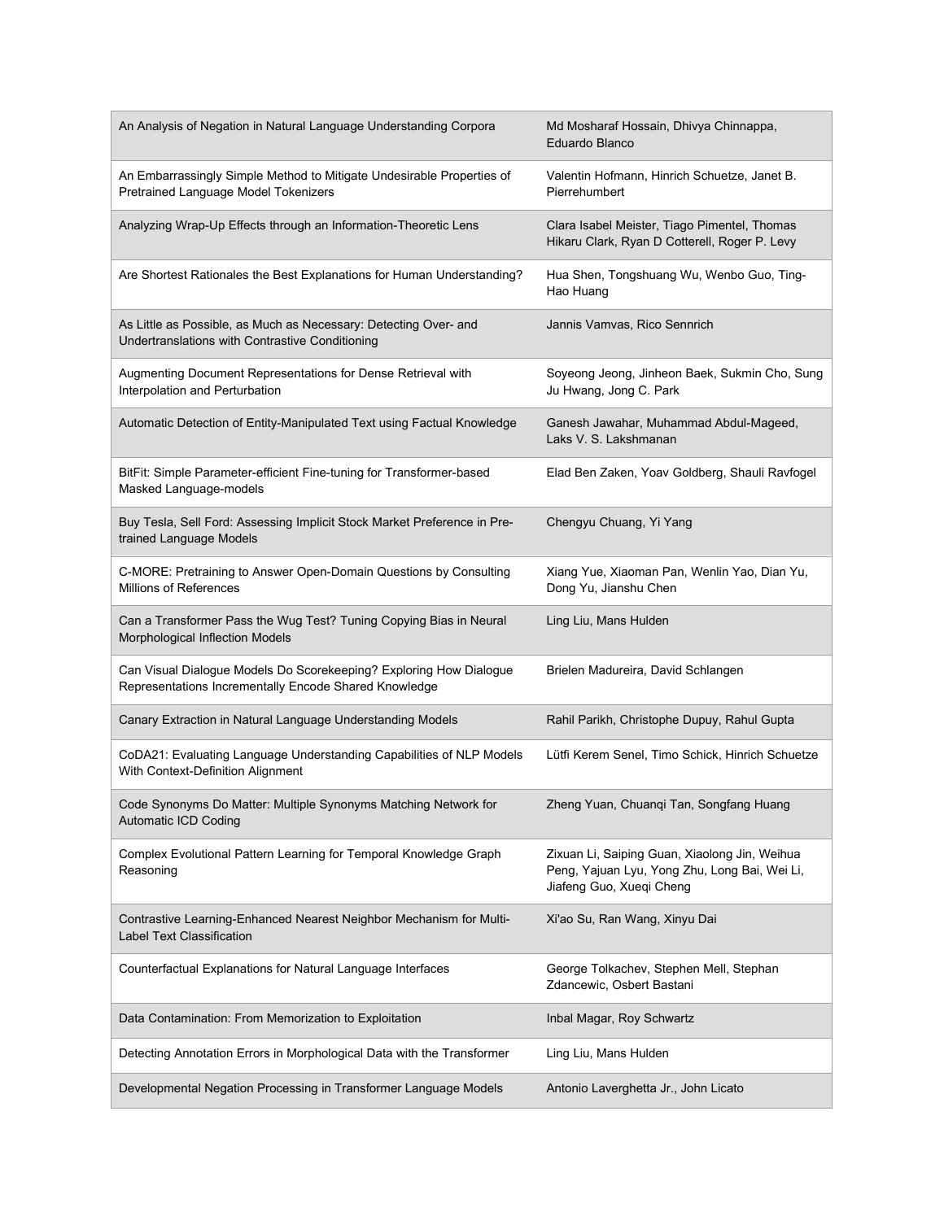| | |
|---|---|
| An Analysis of Negation in Natural Language Understanding Corpora | Md Mosharaf Hossain, Dhivya Chinnappa, Eduardo Blanco |
| An Embarrassingly Simple Method to Mitigate Undesirable Properties of Pretrained Language Model Tokenizers | Valentin Hofmann, Hinrich Schuetze, Janet B. Pierrehumbert |
| Analyzing Wrap-Up Effects through an Information-Theoretic Lens | Clara Isabel Meister, Tiago Pimentel, Thomas Hikaru Clark, Ryan D Cotterell, Roger P. Levy |
| Are Shortest Rationales the Best Explanations for Human Understanding? | Hua Shen, Tongshuang Wu, Wenbo Guo, Ting-Hao Huang |
| As Little as Possible, as Much as Necessary: Detecting Over- and Undertranslations with Contrastive Conditioning | Jannis Vamvas, Rico Sennrich |
| Augmenting Document Representations for Dense Retrieval with Interpolation and Perturbation | Soyeong Jeong, Jinheon Baek, Sukmin Cho, Sung Ju Hwang, Jong C. Park |
| Automatic Detection of Entity-Manipulated Text using Factual Knowledge | Ganesh Jawahar, Muhammad Abdul-Mageed, Laks V. S. Lakshmanan |
| BitFit: Simple Parameter-efficient Fine-tuning for Transformer-based Masked Language-models | Elad Ben Zaken, Yoav Goldberg, Shauli Ravfogel |
| Buy Tesla, Sell Ford: Assessing Implicit Stock Market Preference in Pre-trained Language Models | Chengyu Chuang, Yi Yang |
| C-MORE: Pretraining to Answer Open-Domain Questions by Consulting Millions of References | Xiang Yue, Xiaoman Pan, Wenlin Yao, Dian Yu, Dong Yu, Jianshu Chen |
| Can a Transformer Pass the Wug Test? Tuning Copying Bias in Neural Morphological Inflection Models | Ling Liu, Mans Hulden |
| Can Visual Dialogue Models Do Scorekeeping? Exploring How Dialogue Representations Incrementally Encode Shared Knowledge | Brielen Madureira, David Schlangen |
| Canary Extraction in Natural Language Understanding Models | Rahil Parikh, Christophe Dupuy, Rahul Gupta |
| CoDA21: Evaluating Language Understanding Capabilities of NLP Models With Context-Definition Alignment | Lütfi Kerem Senel, Timo Schick, Hinrich Schuetze |
| Code Synonyms Do Matter: Multiple Synonyms Matching Network for Automatic ICD Coding | Zheng Yuan, Chuanqi Tan, Songfang Huang |
| Complex Evolutional Pattern Learning for Temporal Knowledge Graph Reasoning | Zixuan Li, Saiping Guan, Xiaolong Jin, Weihua Peng, Yajuan Lyu, Yong Zhu, Long Bai, Wei Li, Jiafeng Guo, Xueqi Cheng |
| Contrastive Learning-Enhanced Nearest Neighbor Mechanism for Multi-Label Text Classification | Xi'ao Su, Ran Wang, Xinyu Dai |
| Counterfactual Explanations for Natural Language Interfaces | George Tolkachev, Stephen Mell, Stephan Zdancewic, Osbert Bastani |
| Data Contamination: From Memorization to Exploitation | Inbal Magar, Roy Schwartz |
| Detecting Annotation Errors in Morphological Data with the Transformer | Ling Liu, Mans Hulden |
| Developmental Negation Processing in Transformer Language Models | Antonio Laverghetta Jr., John Licato |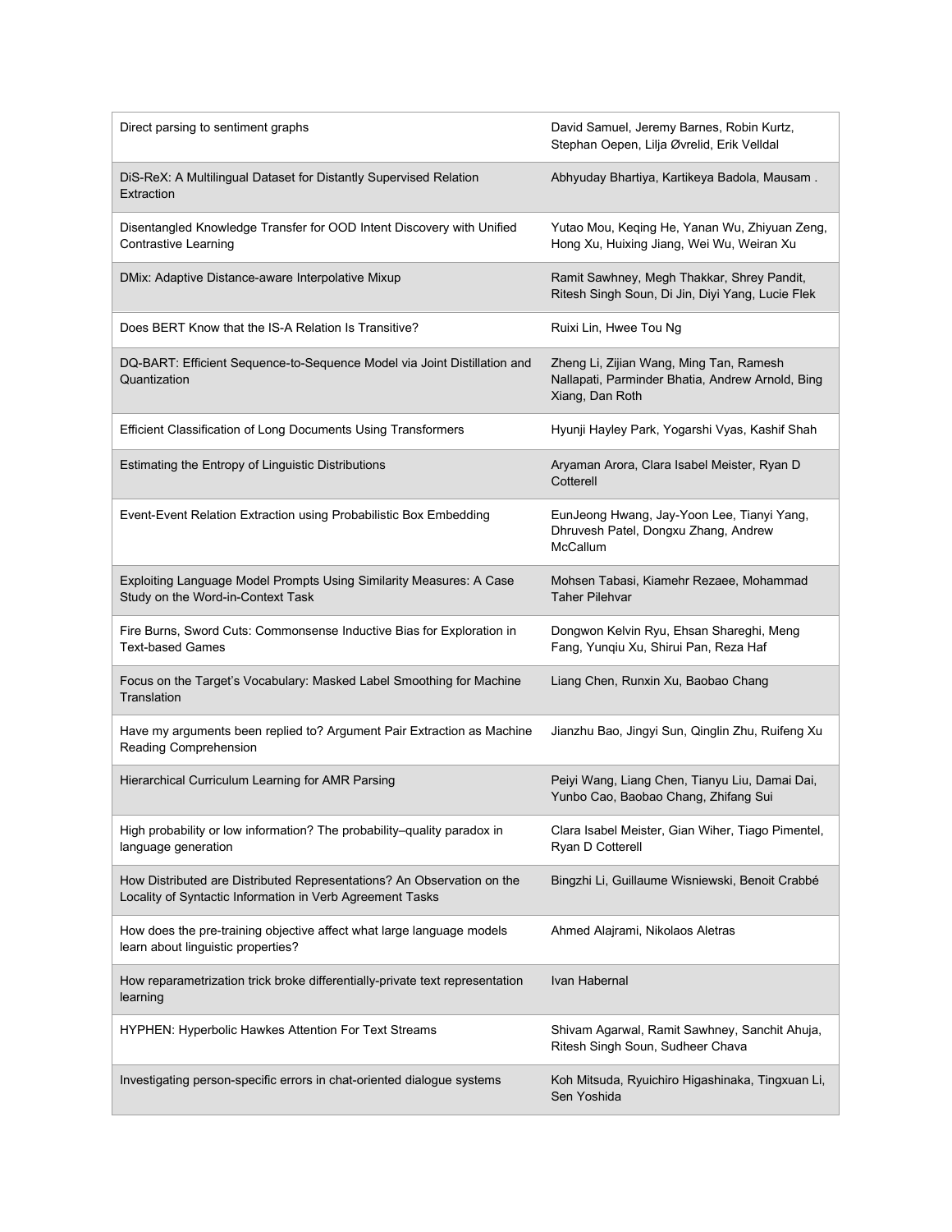| | |
|---|---|
| Direct parsing to sentiment graphs | David Samuel, Jeremy Barnes, Robin Kurtz, Stephan Oepen, Lilja Øvrelid, Erik Velldal |
| DiS-ReX: A Multilingual Dataset for Distantly Supervised Relation Extraction | Abhyuday Bhartiya, Kartikeya Badola, Mausam . |
| Disentangled Knowledge Transfer for OOD Intent Discovery with Unified Contrastive Learning | Yutao Mou, Keqing He, Yanan Wu, Zhiyuan Zeng, Hong Xu, Huixing Jiang, Wei Wu, Weiran Xu |
| DMix: Adaptive Distance-aware Interpolative Mixup | Ramit Sawhney, Megh Thakkar, Shrey Pandit, Ritesh Singh Soun, Di Jin, Diyi Yang, Lucie Flek |
| Does BERT Know that the IS-A Relation Is Transitive? | Ruixi Lin, Hwee Tou Ng |
| DQ-BART: Efficient Sequence-to-Sequence Model via Joint Distillation and Quantization | Zheng Li, Zijian Wang, Ming Tan, Ramesh Nallapati, Parminder Bhatia, Andrew Arnold, Bing Xiang, Dan Roth |
| Efficient Classification of Long Documents Using Transformers | Hyunji Hayley Park, Yogarshi Vyas, Kashif Shah |
| Estimating the Entropy of Linguistic Distributions | Aryaman Arora, Clara Isabel Meister, Ryan D Cotterell |
| Event-Event Relation Extraction using Probabilistic Box Embedding | EunJeong Hwang, Jay-Yoon Lee, Tianyi Yang, Dhruvesh Patel, Dongxu Zhang, Andrew McCallum |
| Exploiting Language Model Prompts Using Similarity Measures: A Case Study on the Word-in-Context Task | Mohsen Tabasi, Kiamehr Rezaee, Mohammad Taher Pilehvar |
| Fire Burns, Sword Cuts: Commonsense Inductive Bias for Exploration in Text-based Games | Dongwon Kelvin Ryu, Ehsan Shareghi, Meng Fang, Yunqiu Xu, Shirui Pan, Reza Haf |
| Focus on the Target's Vocabulary: Masked Label Smoothing for Machine Translation | Liang Chen, Runxin Xu, Baobao Chang |
| Have my arguments been replied to? Argument Pair Extraction as Machine Reading Comprehension | Jianzhu Bao, Jingyi Sun, Qinglin Zhu, Ruifeng Xu |
| Hierarchical Curriculum Learning for AMR Parsing | Peiyi Wang, Liang Chen, Tianyu Liu, Damai Dai, Yunbo Cao, Baobao Chang, Zhifang Sui |
| High probability or low information? The probability–quality paradox in language generation | Clara Isabel Meister, Gian Wiher, Tiago Pimentel, Ryan D Cotterell |
| How Distributed are Distributed Representations? An Observation on the Locality of Syntactic Information in Verb Agreement Tasks | Bingzhi Li, Guillaume Wisniewski, Benoit Crabbé |
| How does the pre-training objective affect what large language models learn about linguistic properties? | Ahmed Alajrami, Nikolaos Aletras |
| How reparametrization trick broke differentially-private text representation learning | Ivan Habernal |
| HYPHEN: Hyperbolic Hawkes Attention For Text Streams | Shivam Agarwal, Ramit Sawhney, Sanchit Ahuja, Ritesh Singh Soun, Sudheer Chava |
| Investigating person-specific errors in chat-oriented dialogue systems | Koh Mitsuda, Ryuichiro Higashinaka, Tingxuan Li, Sen Yoshida |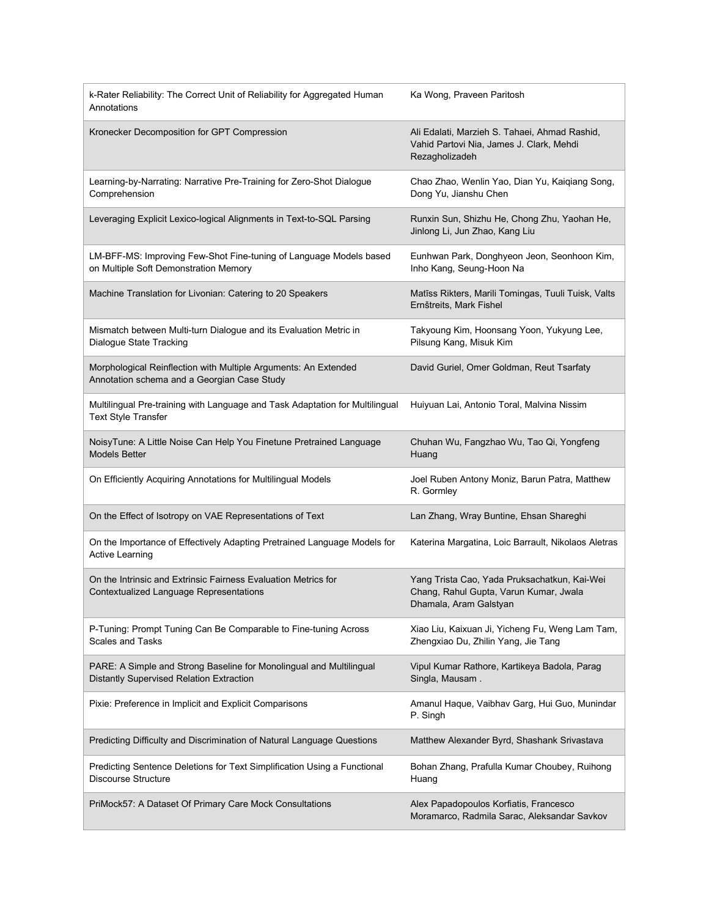| | |
|---|---|
| k-Rater Reliability: The Correct Unit of Reliability for Aggregated Human Annotations | Ka Wong, Praveen Paritosh |
| Kronecker Decomposition for GPT Compression | Ali Edalati, Marzieh S. Tahaei, Ahmad Rashid, Vahid Partovi Nia, James J. Clark, Mehdi Rezagholizadeh |
| Learning-by-Narrating: Narrative Pre-Training for Zero-Shot Dialogue Comprehension | Chao Zhao, Wenlin Yao, Dian Yu, Kaiqiang Song, Dong Yu, Jianshu Chen |
| Leveraging Explicit Lexico-logical Alignments in Text-to-SQL Parsing | Runxin Sun, Shizhu He, Chong Zhu, Yaohan He, Jinlong Li, Jun Zhao, Kang Liu |
| LM-BFF-MS: Improving Few-Shot Fine-tuning of Language Models based on Multiple Soft Demonstration Memory | Eunhwan Park, Donghyeon Jeon, Seonhoon Kim, Inho Kang, Seung-Hoon Na |
| Machine Translation for Livonian: Catering to 20 Speakers | Matīss Rikters, Marili Tomingas, Tuuli Tuisk, Valts Ernštreits, Mark Fishel |
| Mismatch between Multi-turn Dialogue and its Evaluation Metric in Dialogue State Tracking | Takyoung Kim, Hoonsang Yoon, Yukyung Lee, Pilsung Kang, Misuk Kim |
| Morphological Reinflection with Multiple Arguments: An Extended Annotation schema and a Georgian Case Study | David Guriel, Omer Goldman, Reut Tsarfaty |
| Multilingual Pre-training with Language and Task Adaptation for Multilingual Text Style Transfer | Huiyuan Lai, Antonio Toral, Malvina Nissim |
| NoisyTune: A Little Noise Can Help You Finetune Pretrained Language Models Better | Chuhan Wu, Fangzhao Wu, Tao Qi, Yongfeng Huang |
| On Efficiently Acquiring Annotations for Multilingual Models | Joel Ruben Antony Moniz, Barun Patra, Matthew R. Gormley |
| On the Effect of Isotropy on VAE Representations of Text | Lan Zhang, Wray Buntine, Ehsan Shareghi |
| On the Importance of Effectively Adapting Pretrained Language Models for Active Learning | Katerina Margatina, Loic Barrault, Nikolaos Aletras |
| On the Intrinsic and Extrinsic Fairness Evaluation Metrics for Contextualized Language Representations | Yang Trista Cao, Yada Pruksachatkun, Kai-Wei Chang, Rahul Gupta, Varun Kumar, Jwala Dhamala, Aram Galstyan |
| P-Tuning: Prompt Tuning Can Be Comparable to Fine-tuning Across Scales and Tasks | Xiao Liu, Kaixuan Ji, Yicheng Fu, Weng Lam Tam, Zhengxiao Du, Zhilin Yang, Jie Tang |
| PARE: A Simple and Strong Baseline for Monolingual and Multilingual Distantly Supervised Relation Extraction | Vipul Kumar Rathore, Kartikeya Badola, Parag Singla, Mausam . |
| Pixie: Preference in Implicit and Explicit Comparisons | Amanul Haque, Vaibhav Garg, Hui Guo, Munindar P. Singh |
| Predicting Difficulty and Discrimination of Natural Language Questions | Matthew Alexander Byrd, Shashank Srivastava |
| Predicting Sentence Deletions for Text Simplification Using a Functional Discourse Structure | Bohan Zhang, Prafulla Kumar Choubey, Ruihong Huang |
| PriMock57: A Dataset Of Primary Care Mock Consultations | Alex Papadopoulos Korfiatis, Francesco Moramarco, Radmila Sarac, Aleksandar Savkov |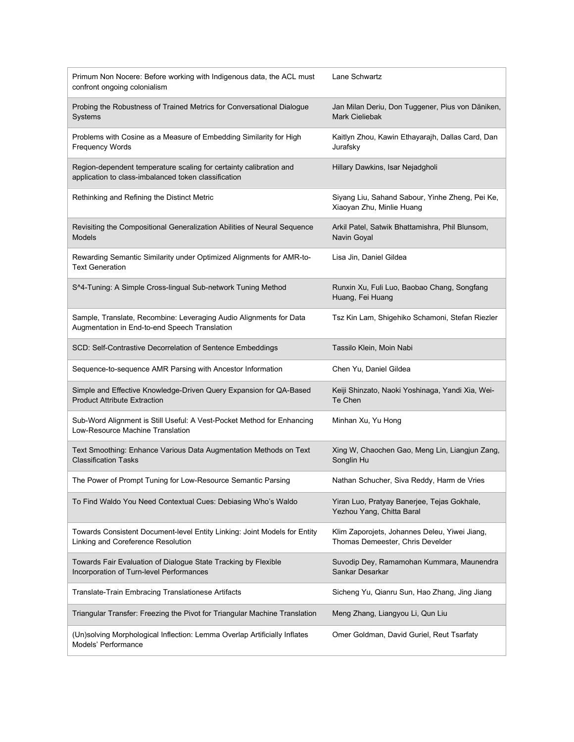| | |
|---|---|
| Primum Non Nocere: Before working with Indigenous data, the ACL must confront ongoing colonialism | Lane Schwartz |
| Probing the Robustness of Trained Metrics for Conversational Dialogue Systems | Jan Milan Deriu, Don Tuggener, Pius von Däniken, Mark Cieliebak |
| Problems with Cosine as a Measure of Embedding Similarity for High Frequency Words | Kaitlyn Zhou, Kawin Ethayarajh, Dallas Card, Dan Jurafsky |
| Region-dependent temperature scaling for certainty calibration and application to class-imbalanced token classification | Hillary Dawkins, Isar Nejadgholi |
| Rethinking and Refining the Distinct Metric | Siyang Liu, Sahand Sabour, Yinhe Zheng, Pei Ke, Xiaoyan Zhu, Minlie Huang |
| Revisiting the Compositional Generalization Abilities of Neural Sequence Models | Arkil Patel, Satwik Bhattamishra, Phil Blunsom, Navin Goyal |
| Rewarding Semantic Similarity under Optimized Alignments for AMR-to-Text Generation | Lisa Jin, Daniel Gildea |
| S^4-Tuning: A Simple Cross-lingual Sub-network Tuning Method | Runxin Xu, Fuli Luo, Baobao Chang, Songfang Huang, Fei Huang |
| Sample, Translate, Recombine: Leveraging Audio Alignments for Data Augmentation in End-to-end Speech Translation | Tsz Kin Lam, Shigehiko Schamoni, Stefan Riezler |
| SCD: Self-Contrastive Decorrelation of Sentence Embeddings | Tassilo Klein, Moin Nabi |
| Sequence-to-sequence AMR Parsing with Ancestor Information | Chen Yu, Daniel Gildea |
| Simple and Effective Knowledge-Driven Query Expansion for QA-Based Product Attribute Extraction | Keiji Shinzato, Naoki Yoshinaga, Yandi Xia, Wei-Te Chen |
| Sub-Word Alignment is Still Useful: A Vest-Pocket Method for Enhancing Low-Resource Machine Translation | Minhan Xu, Yu Hong |
| Text Smoothing: Enhance Various Data Augmentation Methods on Text Classification Tasks | Xing W, Chaochen Gao, Meng Lin, Liangjun Zang, Songlin Hu |
| The Power of Prompt Tuning for Low-Resource Semantic Parsing | Nathan Schucher, Siva Reddy, Harm de Vries |
| To Find Waldo You Need Contextual Cues: Debiasing Who's Waldo | Yiran Luo, Pratyay Banerjee, Tejas Gokhale, Yezhou Yang, Chitta Baral |
| Towards Consistent Document-level Entity Linking: Joint Models for Entity Linking and Coreference Resolution | Klim Zaporojets, Johannes Deleu, Yiwei Jiang, Thomas Demeester, Chris Develder |
| Towards Fair Evaluation of Dialogue State Tracking by Flexible Incorporation of Turn-level Performances | Suvodip Dey, Ramamohan Kummara, Maunendra Sankar Desarkar |
| Translate-Train Embracing Translationese Artifacts | Sicheng Yu, Qianru Sun, Hao Zhang, Jing Jiang |
| Triangular Transfer: Freezing the Pivot for Triangular Machine Translation | Meng Zhang, Liangyou Li, Qun Liu |
| (Un)solving Morphological Inflection: Lemma Overlap Artificially Inflates Models' Performance | Omer Goldman, David Guriel, Reut Tsarfaty |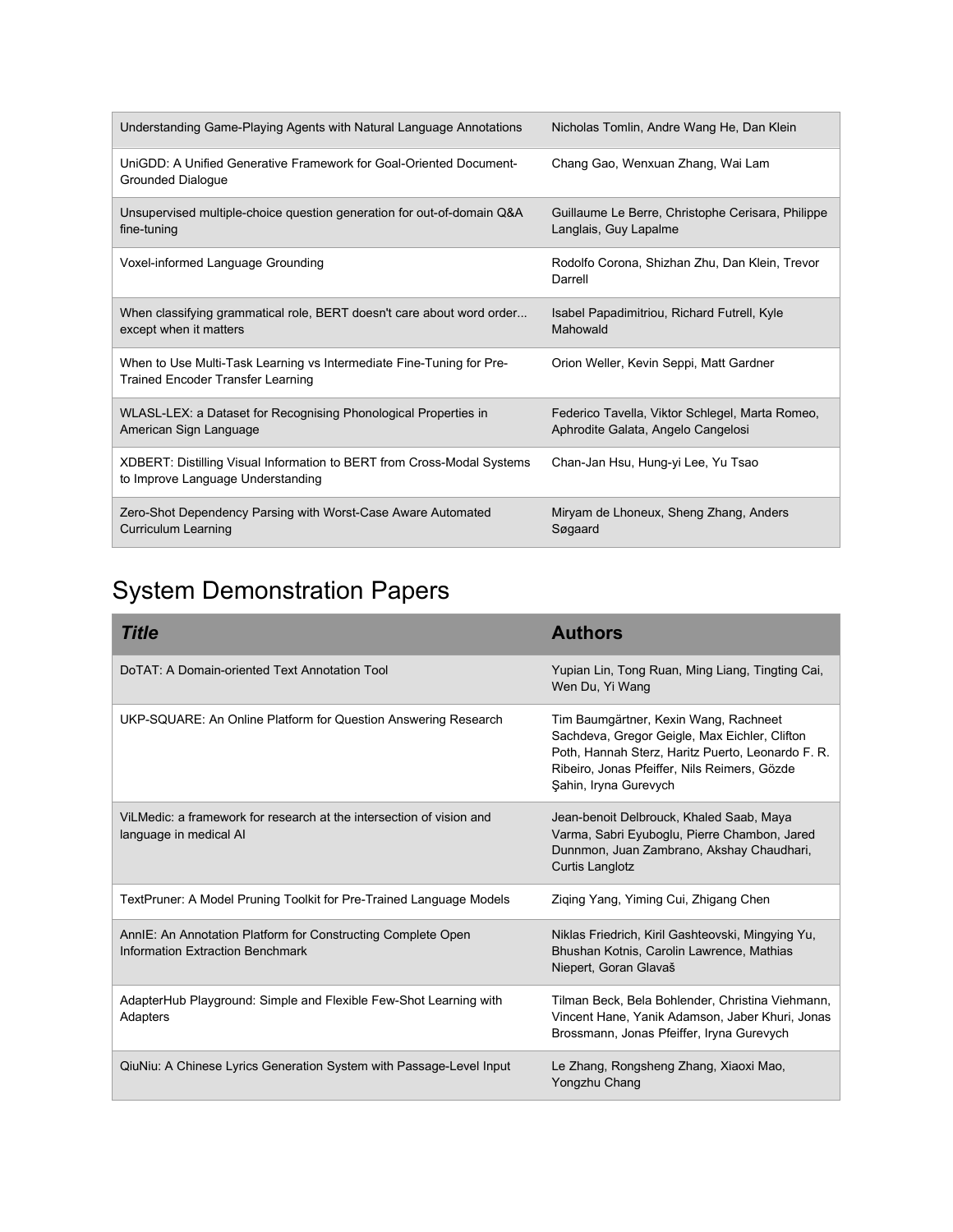| | |
|---|---|
| Understanding Game-Playing Agents with Natural Language Annotations | Nicholas Tomlin, Andre Wang He, Dan Klein |
| UniGDD: A Unified Generative Framework for Goal-Oriented Document-Grounded Dialogue | Chang Gao, Wenxuan Zhang, Wai Lam |
| Unsupervised multiple-choice question generation for out-of-domain Q&A fine-tuning | Guillaume Le Berre, Christophe Cerisara, Philippe Langlais, Guy Lapalme |
| Voxel-informed Language Grounding | Rodolfo Corona, Shizhan Zhu, Dan Klein, Trevor Darrell |
| When classifying grammatical role, BERT doesn't care about word order... except when it matters | Isabel Papadimitriou, Richard Futrell, Kyle Mahowald |
| When to Use Multi-Task Learning vs Intermediate Fine-Tuning for Pre-Trained Encoder Transfer Learning | Orion Weller, Kevin Seppi, Matt Gardner |
| WLASL-LEX: a Dataset for Recognising Phonological Properties in American Sign Language | Federico Tavella, Viktor Schlegel, Marta Romeo, Aphrodite Galata, Angelo Cangelosi |
| XDBERT: Distilling Visual Information to BERT from Cross-Modal Systems to Improve Language Understanding | Chan-Jan Hsu, Hung-yi Lee, Yu Tsao |
| Zero-Shot Dependency Parsing with Worst-Case Aware Automated Curriculum Learning | Miryam de Lhoneux, Sheng Zhang, Anders Søgaard |

# System Demonstration Papers

| *Title* | Authors |
|---|---|
| DoTAT: A Domain-oriented Text Annotation Tool | Yupian Lin, Tong Ruan, Ming Liang, Tingting Cai, Wen Du, Yi Wang |
| UKP-SQUARE: An Online Platform for Question Answering Research | Tim Baumgärtner, Kexin Wang, Rachneet Sachdeva, Gregor Geigle, Max Eichler, Clifton Poth, Hannah Sterz, Haritz Puerto, Leonardo F. R. Ribeiro, Jonas Pfeiffer, Nils Reimers, Gözde Şahin, Iryna Gurevych |
| ViLMedic: a framework for research at the intersection of vision and language in medical AI | Jean-benoit Delbrouck, Khaled Saab, Maya Varma, Sabri Eyuboglu, Pierre Chambon, Jared Dunnmon, Juan Zambrano, Akshay Chaudhari, Curtis Langlotz |
| TextPruner: A Model Pruning Toolkit for Pre-Trained Language Models | Ziqing Yang, Yiming Cui, Zhigang Chen |
| AnnIE: An Annotation Platform for Constructing Complete Open Information Extraction Benchmark | Niklas Friedrich, Kiril Gashteovski, Mingying Yu, Bhushan Kotnis, Carolin Lawrence, Mathias Niepert, Goran Glavaš |
| AdapterHub Playground: Simple and Flexible Few-Shot Learning with Adapters | Tilman Beck, Bela Bohlender, Christina Viehmann, Vincent Hane, Yanik Adamson, Jaber Khuri, Jonas Brossmann, Jonas Pfeiffer, Iryna Gurevych |
| QiuNiu: A Chinese Lyrics Generation System with Passage-Level Input | Le Zhang, Rongsheng Zhang, Xiaoxi Mao, Yongzhu Chang |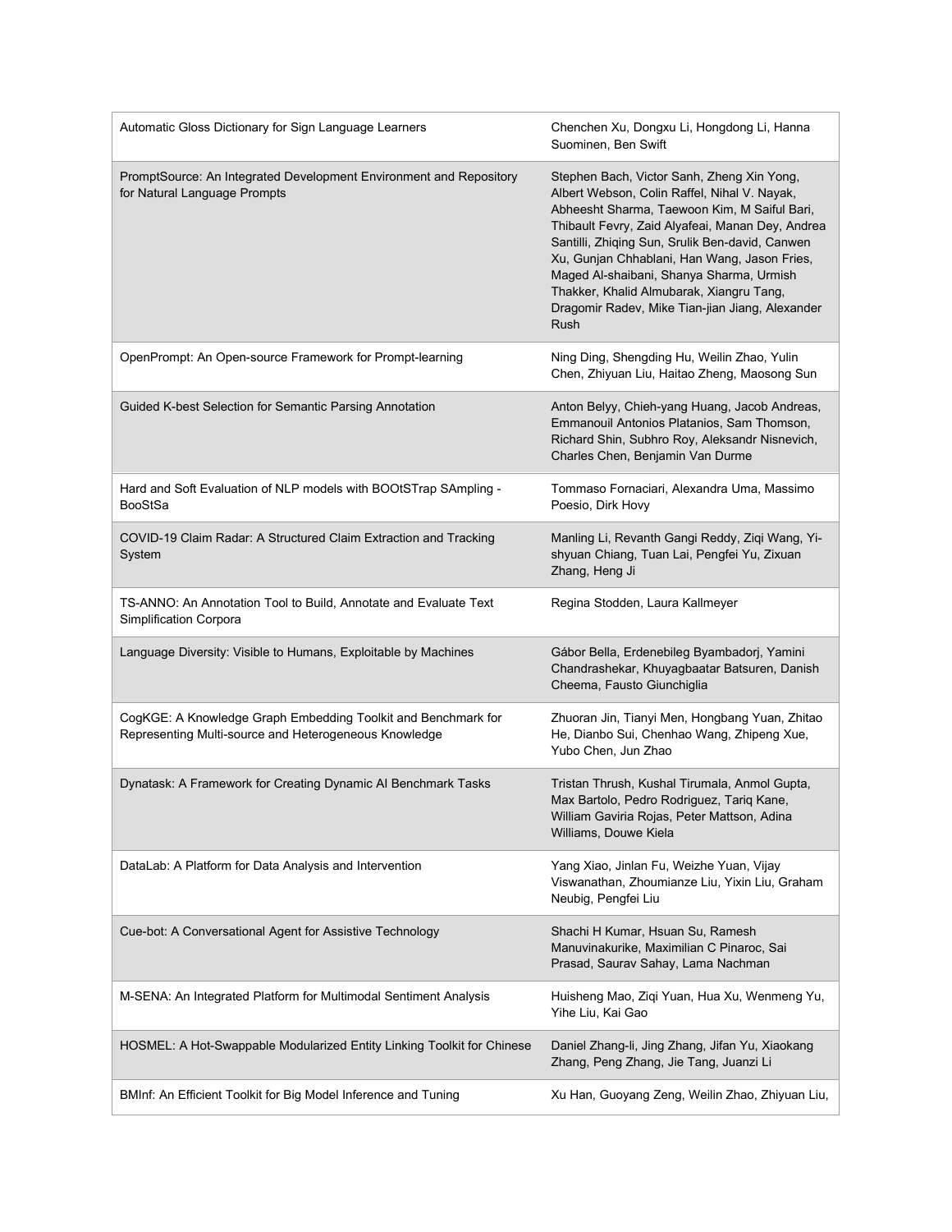| | |
|---|---|
| Automatic Gloss Dictionary for Sign Language Learners | Chenchen Xu, Dongxu Li, Hongdong Li, Hanna Suominen, Ben Swift |
| PromptSource: An Integrated Development Environment and Repository for Natural Language Prompts | Stephen Bach, Victor Sanh, Zheng Xin Yong, Albert Webson, Colin Raffel, Nihal V. Nayak, Abheesht Sharma, Taewoon Kim, M Saiful Bari, Thibault Fevry, Zaid Alyafeai, Manan Dey, Andrea Santilli, Zhiqing Sun, Srulik Ben-david, Canwen Xu, Gunjan Chhablani, Han Wang, Jason Fries, Maged Al-shaibani, Shanya Sharma, Urmish Thakker, Khalid Almubarak, Xiangru Tang, Dragomir Radev, Mike Tian-jian Jiang, Alexander Rush |
| OpenPrompt: An Open-source Framework for Prompt-learning | Ning Ding, Shengding Hu, Weilin Zhao, Yulin Chen, Zhiyuan Liu, Haitao Zheng, Maosong Sun |
| Guided K-best Selection for Semantic Parsing Annotation | Anton Belyy, Chieh-yang Huang, Jacob Andreas, Emmanouil Antonios Platanios, Sam Thomson, Richard Shin, Subhro Roy, Aleksandr Nisnevich, Charles Chen, Benjamin Van Durme |
| Hard and Soft Evaluation of NLP models with BOOtSTrap SAmpling - BooStSa | Tommaso Fornaciari, Alexandra Uma, Massimo Poesio, Dirk Hovy |
| COVID-19 Claim Radar: A Structured Claim Extraction and Tracking System | Manling Li, Revanth Gangi Reddy, Ziqi Wang, Yi-shyuan Chiang, Tuan Lai, Pengfei Yu, Zixuan Zhang, Heng Ji |
| TS-ANNO: An Annotation Tool to Build, Annotate and Evaluate Text Simplification Corpora | Regina Stodden, Laura Kallmeyer |
| Language Diversity: Visible to Humans, Exploitable by Machines | Gábor Bella, Erdenebileg Byambadorj, Yamini Chandrashekar, Khuyagbaatar Batsuren, Danish Cheema, Fausto Giunchiglia |
| CogKGE: A Knowledge Graph Embedding Toolkit and Benchmark for Representing Multi-source and Heterogeneous Knowledge | Zhuoran Jin, Tianyi Men, Hongbang Yuan, Zhitao He, Dianbo Sui, Chenhao Wang, Zhipeng Xue, Yubo Chen, Jun Zhao |
| Dynatask: A Framework for Creating Dynamic AI Benchmark Tasks | Tristan Thrush, Kushal Tirumala, Anmol Gupta, Max Bartolo, Pedro Rodriguez, Tariq Kane, William Gaviria Rojas, Peter Mattson, Adina Williams, Douwe Kiela |
| DataLab: A Platform for Data Analysis and Intervention | Yang Xiao, Jinlan Fu, Weizhe Yuan, Vijay Viswanathan, Zhoumianze Liu, Yixin Liu, Graham Neubig, Pengfei Liu |
| Cue-bot: A Conversational Agent for Assistive Technology | Shachi H Kumar, Hsuan Su, Ramesh Manuvinakurike, Maximilian C Pinaroc, Sai Prasad, Saurav Sahay, Lama Nachman |
| M-SENA: An Integrated Platform for Multimodal Sentiment Analysis | Huisheng Mao, Ziqi Yuan, Hua Xu, Wenmeng Yu, Yihe Liu, Kai Gao |
| HOSMEL: A Hot-Swappable Modularized Entity Linking Toolkit for Chinese | Daniel Zhang-li, Jing Zhang, Jifan Yu, Xiaokang Zhang, Peng Zhang, Jie Tang, Juanzi Li |
| BMInf: An Efficient Toolkit for Big Model Inference and Tuning | Xu Han, Guoyang Zeng, Weilin Zhao, Zhiyuan Liu, |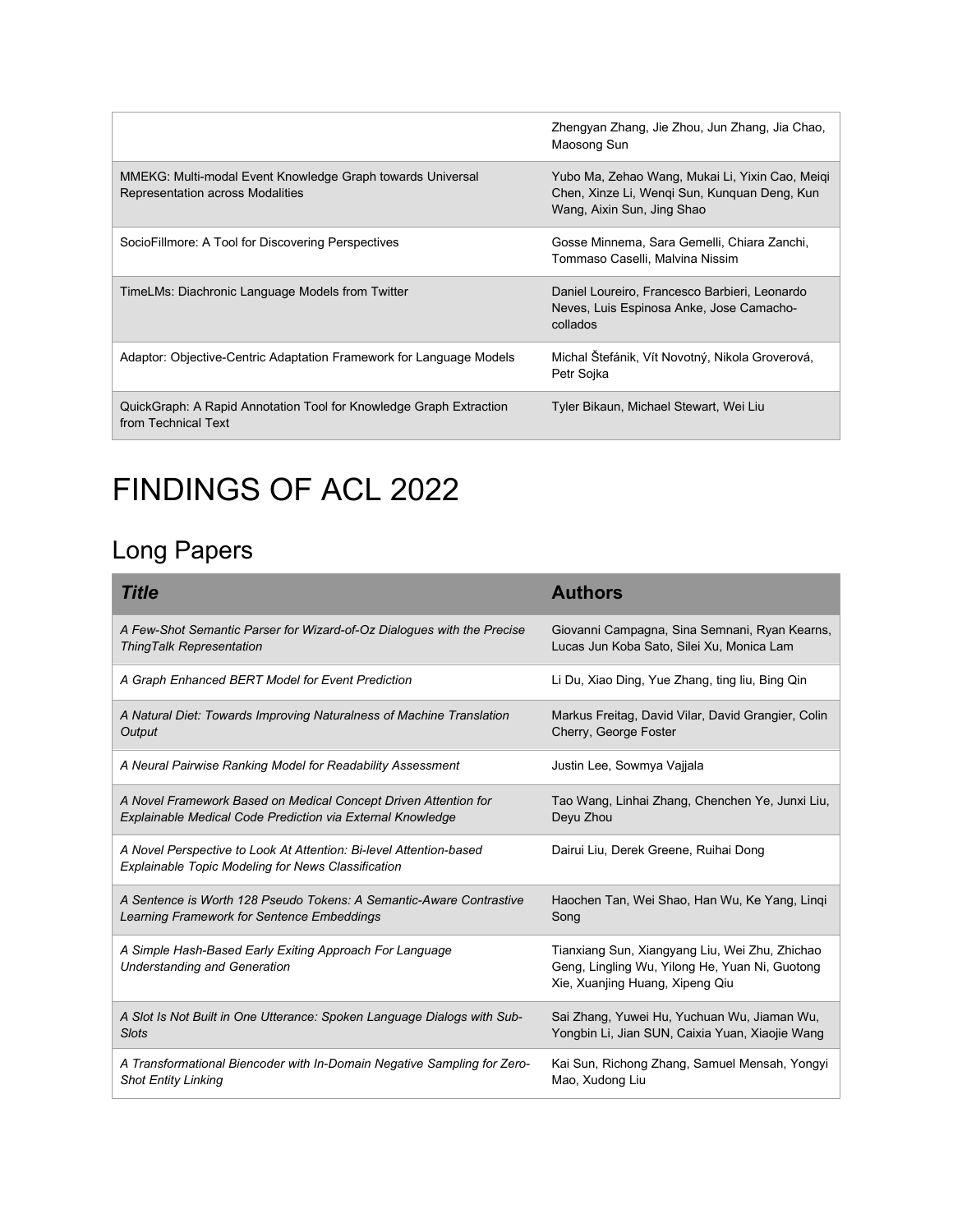| | |
|---|---|
| | Zhengyan Zhang, Jie Zhou, Jun Zhang, Jia Chao, Maosong Sun |
| MMEKG: Multi-modal Event Knowledge Graph towards Universal Representation across Modalities | Yubo Ma, Zehao Wang, Mukai Li, Yixin Cao, Meiqi Chen, Xinze Li, Wenqi Sun, Kunquan Deng, Kun Wang, Aixin Sun, Jing Shao |
| SocioFillmore: A Tool for Discovering Perspectives | Gosse Minnema, Sara Gemelli, Chiara Zanchi, Tommaso Caselli, Malvina Nissim |
| TimeLMs: Diachronic Language Models from Twitter | Daniel Loureiro, Francesco Barbieri, Leonardo Neves, Luis Espinosa Anke, Jose Camacho-collados |
| Adaptor: Objective-Centric Adaptation Framework for Language Models | Michal Štefánik, Vít Novotný, Nikola Groverová, Petr Sojka |
| QuickGraph: A Rapid Annotation Tool for Knowledge Graph Extraction from Technical Text | Tyler Bikaun, Michael Stewart, Wei Liu |

# FINDINGS OF ACL 2022

## Long Papers

| ***Title*** | **Authors** |
|---|---|
| *A Few-Shot Semantic Parser for Wizard-of-Oz Dialogues with the Precise ThingTalk Representation* | Giovanni Campagna, Sina Semnani, Ryan Kearns, Lucas Jun Koba Sato, Silei Xu, Monica Lam |
| *A Graph Enhanced BERT Model for Event Prediction* | Li Du, Xiao Ding, Yue Zhang, ting liu, Bing Qin |
| *A Natural Diet: Towards Improving Naturalness of Machine Translation Output* | Markus Freitag, David Vilar, David Grangier, Colin Cherry, George Foster |
| *A Neural Pairwise Ranking Model for Readability Assessment* | Justin Lee, Sowmya Vajjala |
| *A Novel Framework Based on Medical Concept Driven Attention for Explainable Medical Code Prediction via External Knowledge* | Tao Wang, Linhai Zhang, Chenchen Ye, Junxi Liu, Deyu Zhou |
| *A Novel Perspective to Look At Attention: Bi-level Attention-based Explainable Topic Modeling for News Classification* | Dairui Liu, Derek Greene, Ruihai Dong |
| *A Sentence is Worth 128 Pseudo Tokens: A Semantic-Aware Contrastive Learning Framework for Sentence Embeddings* | Haochen Tan, Wei Shao, Han Wu, Ke Yang, Linqi Song |
| *A Simple Hash-Based Early Exiting Approach For Language Understanding and Generation* | Tianxiang Sun, Xiangyang Liu, Wei Zhu, Zhichao Geng, Lingling Wu, Yilong He, Yuan Ni, Guotong Xie, Xuanjing Huang, Xipeng Qiu |
| *A Slot Is Not Built in One Utterance: Spoken Language Dialogs with Sub-Slots* | Sai Zhang, Yuwei Hu, Yuchuan Wu, Jiaman Wu, Yongbin Li, Jian SUN, Caixia Yuan, Xiaojie Wang |
| *A Transformational Biencoder with In-Domain Negative Sampling for Zero-Shot Entity Linking* | Kai Sun, Richong Zhang, Samuel Mensah, Yongyi Mao, Xudong Liu |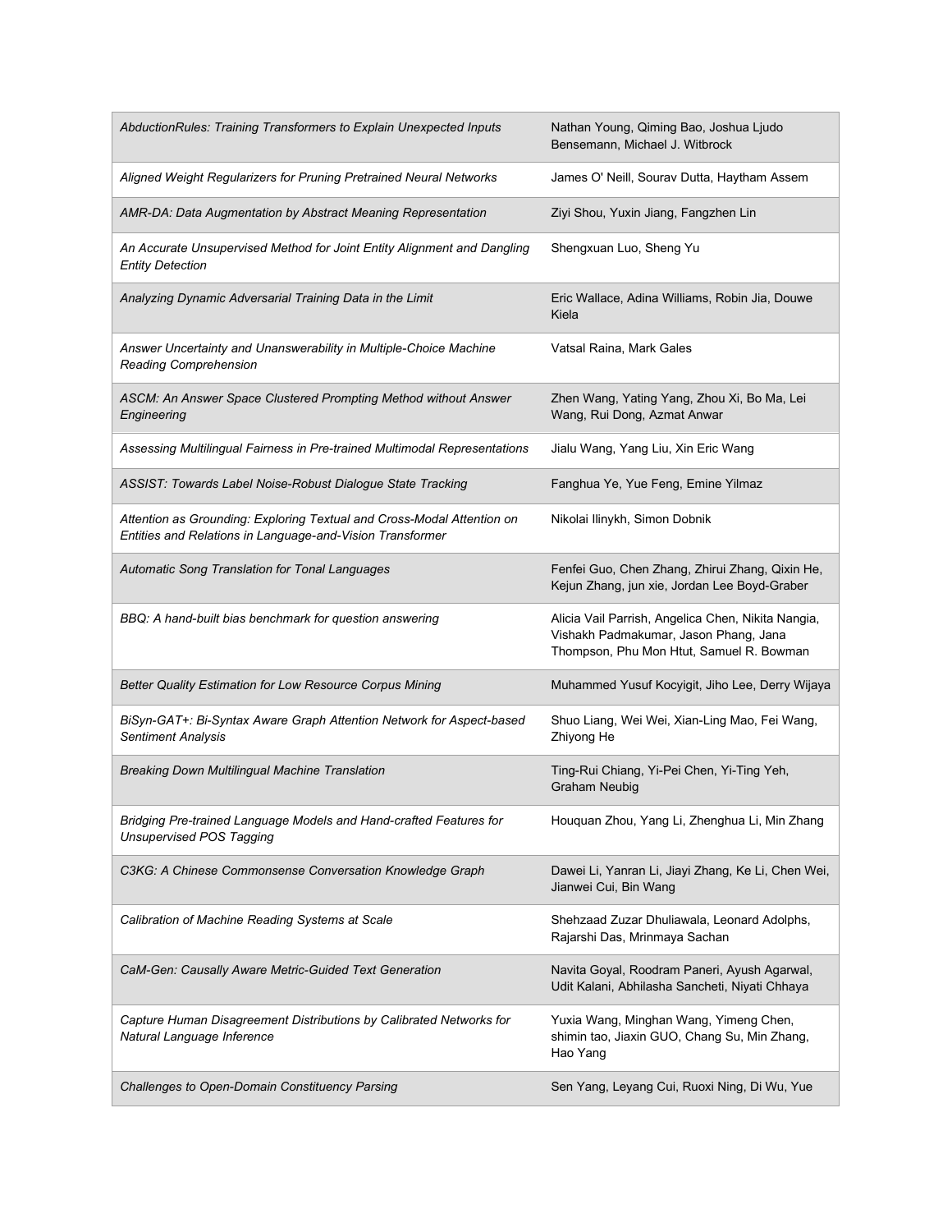| | |
|---|---|
| *AbductionRules: Training Transformers to Explain Unexpected Inputs* | Nathan Young, Qiming Bao, Joshua Ljudo Bensemann, Michael J. Witbrock |
| *Aligned Weight Regularizers for Pruning Pretrained Neural Networks* | James O' Neill, Sourav Dutta, Haytham Assem |
| *AMR-DA: Data Augmentation by Abstract Meaning Representation* | Ziyi Shou, Yuxin Jiang, Fangzhen Lin |
| *An Accurate Unsupervised Method for Joint Entity Alignment and Dangling Entity Detection* | Shengxuan Luo, Sheng Yu |
| *Analyzing Dynamic Adversarial Training Data in the Limit* | Eric Wallace, Adina Williams, Robin Jia, Douwe Kiela |
| *Answer Uncertainty and Unanswerability in Multiple-Choice Machine Reading Comprehension* | Vatsal Raina, Mark Gales |
| *ASCM: An Answer Space Clustered Prompting Method without Answer Engineering* | Zhen Wang, Yating Yang, Zhou Xi, Bo Ma, Lei Wang, Rui Dong, Azmat Anwar |
| *Assessing Multilingual Fairness in Pre-trained Multimodal Representations* | Jialu Wang, Yang Liu, Xin Eric Wang |
| *ASSIST: Towards Label Noise-Robust Dialogue State Tracking* | Fanghua Ye, Yue Feng, Emine Yilmaz |
| *Attention as Grounding: Exploring Textual and Cross-Modal Attention on Entities and Relations in Language-and-Vision Transformer* | Nikolai Ilinykh, Simon Dobnik |
| *Automatic Song Translation for Tonal Languages* | Fenfei Guo, Chen Zhang, Zhirui Zhang, Qixin He, Kejun Zhang, jun xie, Jordan Lee Boyd-Graber |
| *BBQ: A hand-built bias benchmark for question answering* | Alicia Vail Parrish, Angelica Chen, Nikita Nangia, Vishakh Padmakumar, Jason Phang, Jana Thompson, Phu Mon Htut, Samuel R. Bowman |
| *Better Quality Estimation for Low Resource Corpus Mining* | Muhammed Yusuf Kocyigit, Jiho Lee, Derry Wijaya |
| *BiSyn-GAT+: Bi-Syntax Aware Graph Attention Network for Aspect-based Sentiment Analysis* | Shuo Liang, Wei Wei, Xian-Ling Mao, Fei Wang, Zhiyong He |
| *Breaking Down Multilingual Machine Translation* | Ting-Rui Chiang, Yi-Pei Chen, Yi-Ting Yeh, Graham Neubig |
| *Bridging Pre-trained Language Models and Hand-crafted Features for Unsupervised POS Tagging* | Houquan Zhou, Yang Li, Zhenghua Li, Min Zhang |
| *C3KG: A Chinese Commonsense Conversation Knowledge Graph* | Dawei Li, Yanran Li, Jiayi Zhang, Ke Li, Chen Wei, Jianwei Cui, Bin Wang |
| *Calibration of Machine Reading Systems at Scale* | Shehzaad Zuzar Dhuliawala, Leonard Adolphs, Rajarshi Das, Mrinmaya Sachan |
| *CaM-Gen: Causally Aware Metric-Guided Text Generation* | Navita Goyal, Roodram Paneri, Ayush Agarwal, Udit Kalani, Abhilasha Sancheti, Niyati Chhaya |
| *Capture Human Disagreement Distributions by Calibrated Networks for Natural Language Inference* | Yuxia Wang, Minghan Wang, Yimeng Chen, shimin tao, Jiaxin GUO, Chang Su, Min Zhang, Hao Yang |
| *Challenges to Open-Domain Constituency Parsing* | Sen Yang, Leyang Cui, Ruoxi Ning, Di Wu, Yue |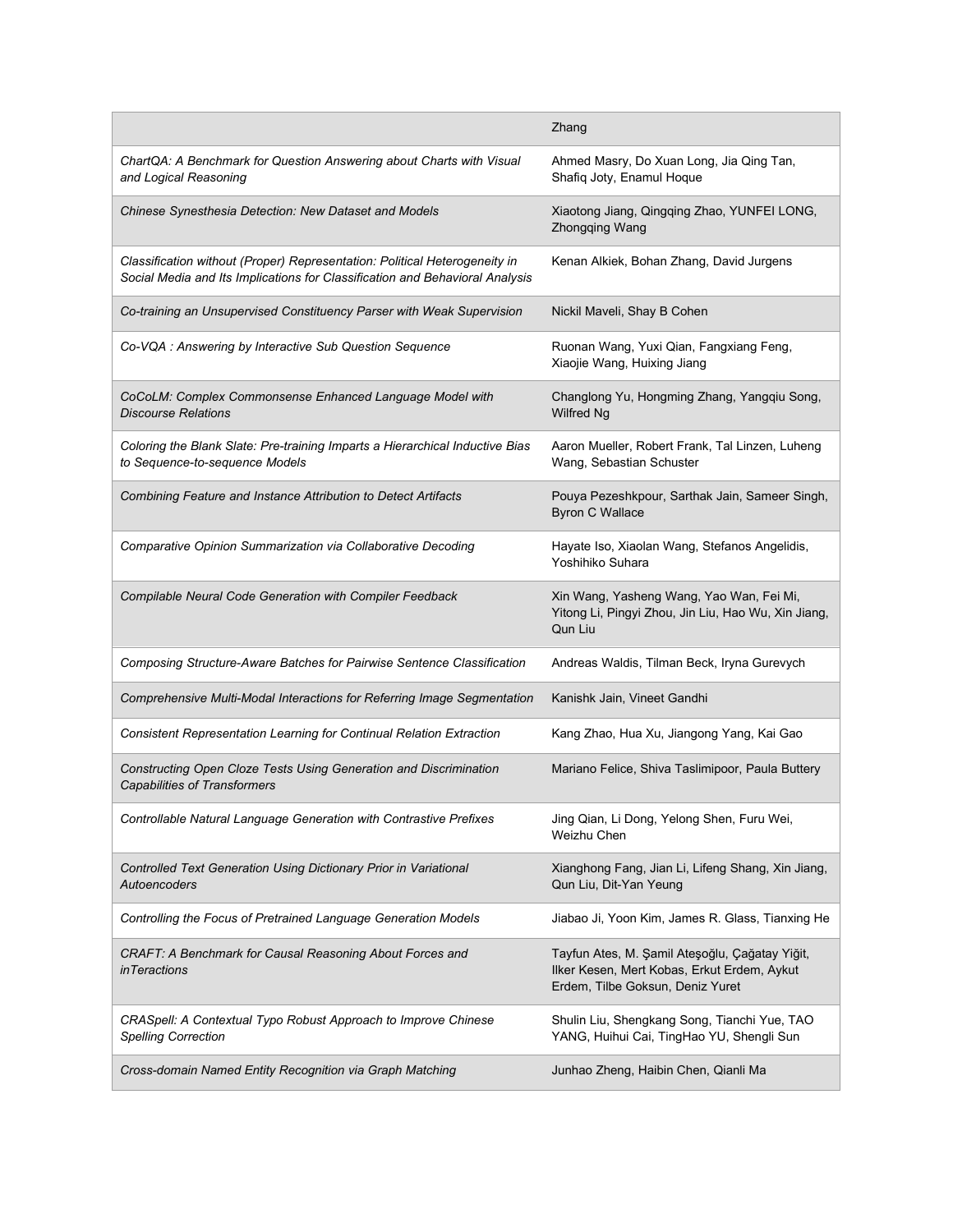| | |
|---|---|
| | Zhang |
| *ChartQA: A Benchmark for Question Answering about Charts with Visual and Logical Reasoning* | Ahmed Masry, Do Xuan Long, Jia Qing Tan, Shafiq Joty, Enamul Hoque |
| *Chinese Synesthesia Detection: New Dataset and Models* | Xiaotong Jiang, Qingqing Zhao, YUNFEI LONG, Zhongqing Wang |
| *Classification without (Proper) Representation: Political Heterogeneity in Social Media and Its Implications for Classification and Behavioral Analysis* | Kenan Alkiek, Bohan Zhang, David Jurgens |
| *Co-training an Unsupervised Constituency Parser with Weak Supervision* | Nickil Maveli, Shay B Cohen |
| *Co-VQA : Answering by Interactive Sub Question Sequence* | Ruonan Wang, Yuxi Qian, Fangxiang Feng, Xiaojie Wang, Huixing Jiang |
| *CoCoLM: Complex Commonsense Enhanced Language Model with Discourse Relations* | Changlong Yu, Hongming Zhang, Yangqiu Song, Wilfred Ng |
| *Coloring the Blank Slate: Pre-training Imparts a Hierarchical Inductive Bias to Sequence-to-sequence Models* | Aaron Mueller, Robert Frank, Tal Linzen, Luheng Wang, Sebastian Schuster |
| *Combining Feature and Instance Attribution to Detect Artifacts* | Pouya Pezeshkpour, Sarthak Jain, Sameer Singh, Byron C Wallace |
| *Comparative Opinion Summarization via Collaborative Decoding* | Hayate Iso, Xiaolan Wang, Stefanos Angelidis, Yoshihiko Suhara |
| *Compilable Neural Code Generation with Compiler Feedback* | Xin Wang, Yasheng Wang, Yao Wan, Fei Mi, Yitong Li, Pingyi Zhou, Jin Liu, Hao Wu, Xin Jiang, Qun Liu |
| *Composing Structure-Aware Batches for Pairwise Sentence Classification* | Andreas Waldis, Tilman Beck, Iryna Gurevych |
| *Comprehensive Multi-Modal Interactions for Referring Image Segmentation* | Kanishk Jain, Vineet Gandhi |
| *Consistent Representation Learning for Continual Relation Extraction* | Kang Zhao, Hua Xu, Jiangong Yang, Kai Gao |
| *Constructing Open Cloze Tests Using Generation and Discrimination Capabilities of Transformers* | Mariano Felice, Shiva Taslimipoor, Paula Buttery |
| *Controllable Natural Language Generation with Contrastive Prefixes* | Jing Qian, Li Dong, Yelong Shen, Furu Wei, Weizhu Chen |
| *Controlled Text Generation Using Dictionary Prior in Variational Autoencoders* | Xianghong Fang, Jian Li, Lifeng Shang, Xin Jiang, Qun Liu, Dit-Yan Yeung |
| *Controlling the Focus of Pretrained Language Generation Models* | Jiabao Ji, Yoon Kim, James R. Glass, Tianxing He |
| *CRAFT: A Benchmark for Causal Reasoning About Forces and inTeractions* | Tayfun Ates, M. Şamil Ateşoğlu, Çağatay Yiğit, Ilker Kesen, Mert Kobas, Erkut Erdem, Aykut Erdem, Tilbe Goksun, Deniz Yuret |
| *CRASpell: A Contextual Typo Robust Approach to Improve Chinese Spelling Correction* | Shulin Liu, Shengkang Song, Tianchi Yue, TAO YANG, Huihui Cai, TingHao YU, Shengli Sun |
| *Cross-domain Named Entity Recognition via Graph Matching* | Junhao Zheng, Haibin Chen, Qianli Ma |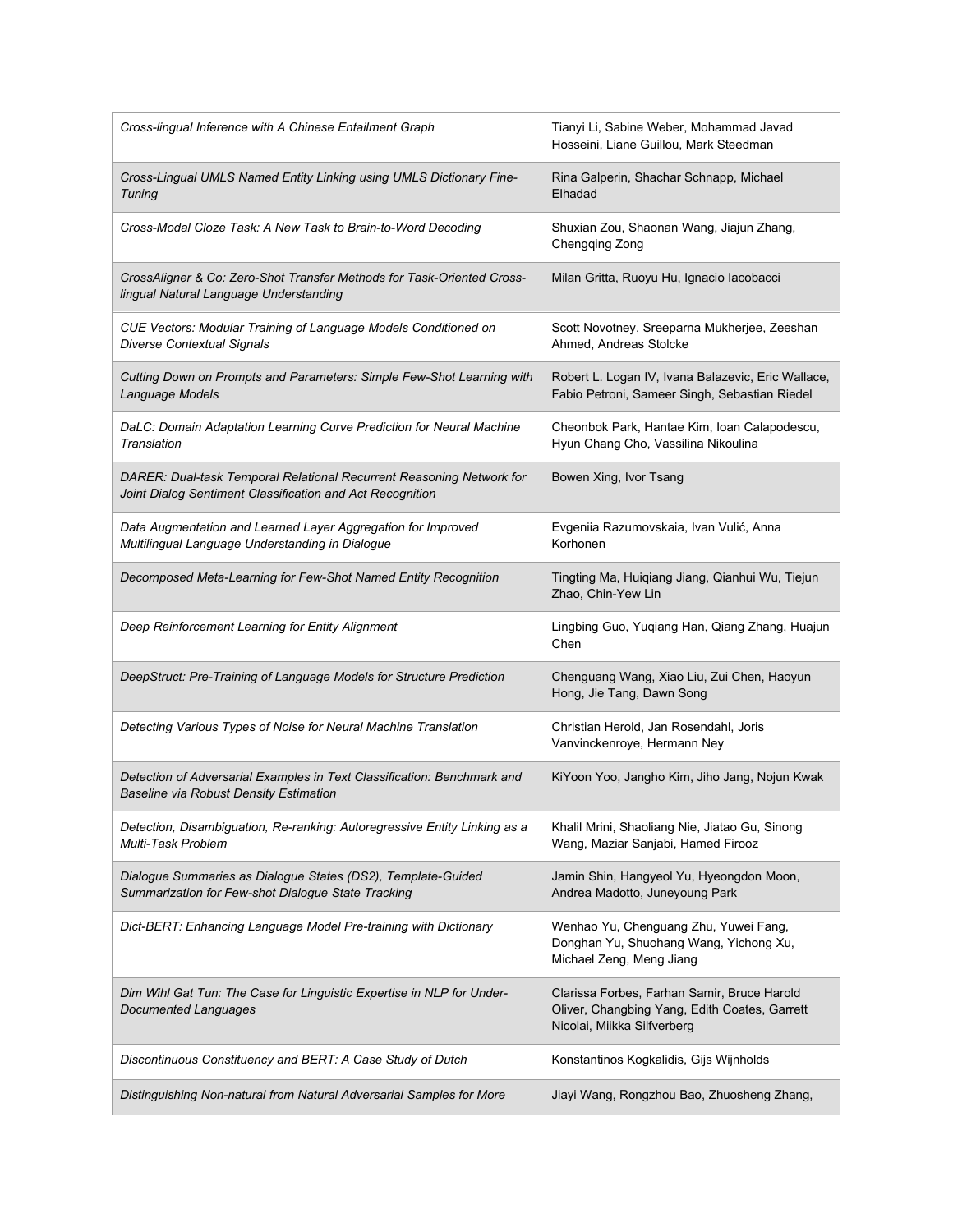| | |
|---|---|
| *Cross-lingual Inference with A Chinese Entailment Graph* | Tianyi Li, Sabine Weber, Mohammad Javad Hosseini, Liane Guillou, Mark Steedman |
| *Cross-Lingual UMLS Named Entity Linking using UMLS Dictionary Fine-Tuning* | Rina Galperin, Shachar Schnapp, Michael Elhadad |
| *Cross-Modal Cloze Task: A New Task to Brain-to-Word Decoding* | Shuxian Zou, Shaonan Wang, Jiajun Zhang, Chengqing Zong |
| *CrossAligner & Co: Zero-Shot Transfer Methods for Task-Oriented Cross-lingual Natural Language Understanding* | Milan Gritta, Ruoyu Hu, Ignacio Iacobacci |
| *CUE Vectors: Modular Training of Language Models Conditioned on Diverse Contextual Signals* | Scott Novotney, Sreeparna Mukherjee, Zeeshan Ahmed, Andreas Stolcke |
| *Cutting Down on Prompts and Parameters: Simple Few-Shot Learning with Language Models* | Robert L. Logan IV, Ivana Balazevic, Eric Wallace, Fabio Petroni, Sameer Singh, Sebastian Riedel |
| *DaLC: Domain Adaptation Learning Curve Prediction for Neural Machine Translation* | Cheonbok Park, Hantae Kim, Ioan Calapodescu, Hyun Chang Cho, Vassilina Nikoulina |
| *DARER: Dual-task Temporal Relational Recurrent Reasoning Network for Joint Dialog Sentiment Classification and Act Recognition* | Bowen Xing, Ivor Tsang |
| *Data Augmentation and Learned Layer Aggregation for Improved Multilingual Language Understanding in Dialogue* | Evgeniia Razumovskaia, Ivan Vulić, Anna Korhonen |
| *Decomposed Meta-Learning for Few-Shot Named Entity Recognition* | Tingting Ma, Huiqiang Jiang, Qianhui Wu, Tiejun Zhao, Chin-Yew Lin |
| *Deep Reinforcement Learning for Entity Alignment* | Lingbing Guo, Yuqiang Han, Qiang Zhang, Huajun Chen |
| *DeepStruct: Pre-Training of Language Models for Structure Prediction* | Chenguang Wang, Xiao Liu, Zui Chen, Haoyun Hong, Jie Tang, Dawn Song |
| *Detecting Various Types of Noise for Neural Machine Translation* | Christian Herold, Jan Rosendahl, Joris Vanvinckenroye, Hermann Ney |
| *Detection of Adversarial Examples in Text Classification: Benchmark and Baseline via Robust Density Estimation* | KiYoon Yoo, Jangho Kim, Jiho Jang, Nojun Kwak |
| *Detection, Disambiguation, Re-ranking: Autoregressive Entity Linking as a Multi-Task Problem* | Khalil Mrini, Shaoliang Nie, Jiatao Gu, Sinong Wang, Maziar Sanjabi, Hamed Firooz |
| *Dialogue Summaries as Dialogue States (DS2), Template-Guided Summarization for Few-shot Dialogue State Tracking* | Jamin Shin, Hangyeol Yu, Hyeongdon Moon, Andrea Madotto, Juneyoung Park |
| *Dict-BERT: Enhancing Language Model Pre-training with Dictionary* | Wenhao Yu, Chenguang Zhu, Yuwei Fang, Donghan Yu, Shuohang Wang, Yichong Xu, Michael Zeng, Meng Jiang |
| *Dim Wihl Gat Tun: The Case for Linguistic Expertise in NLP for Under-Documented Languages* | Clarissa Forbes, Farhan Samir, Bruce Harold Oliver, Changbing Yang, Edith Coates, Garrett Nicolai, Miikka Silfverberg |
| *Discontinuous Constituency and BERT: A Case Study of Dutch* | Konstantinos Kogkalidis, Gijs Wijnholds |
| *Distinguishing Non-natural from Natural Adversarial Samples for More* | Jiayi Wang, Rongzhou Bao, Zhuosheng Zhang, |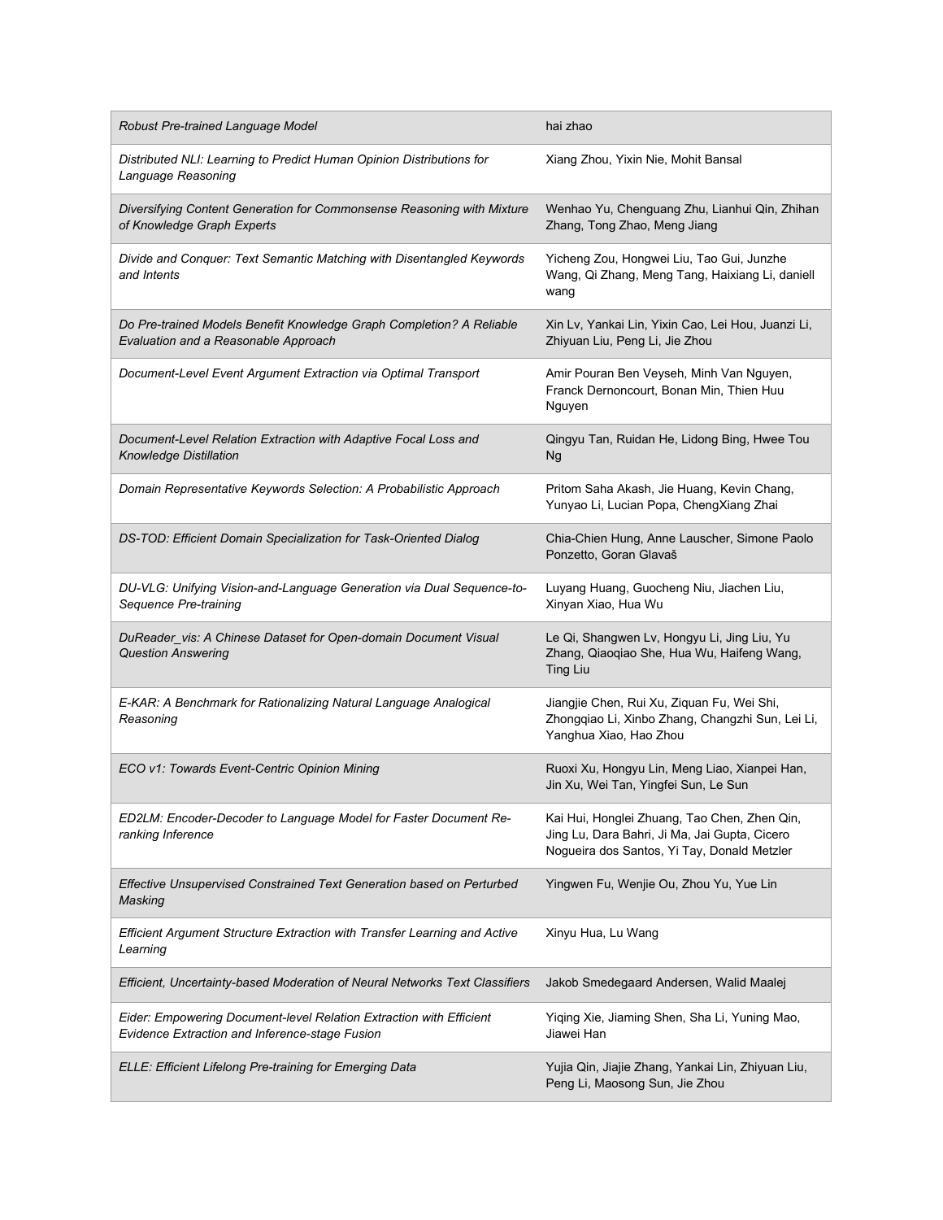| | |
|---|---|
| *Robust Pre-trained Language Model* | hai zhao |
| *Distributed NLI: Learning to Predict Human Opinion Distributions for Language Reasoning* | Xiang Zhou, Yixin Nie, Mohit Bansal |
| *Diversifying Content Generation for Commonsense Reasoning with Mixture of Knowledge Graph Experts* | Wenhao Yu, Chenguang Zhu, Lianhui Qin, Zhihan Zhang, Tong Zhao, Meng Jiang |
| *Divide and Conquer: Text Semantic Matching with Disentangled Keywords and Intents* | Yicheng Zou, Hongwei Liu, Tao Gui, Junzhe Wang, Qi Zhang, Meng Tang, Haixiang Li, daniell wang |
| *Do Pre-trained Models Benefit Knowledge Graph Completion? A Reliable Evaluation and a Reasonable Approach* | Xin Lv, Yankai Lin, Yixin Cao, Lei Hou, Juanzi Li, Zhiyuan Liu, Peng Li, Jie Zhou |
| *Document-Level Event Argument Extraction via Optimal Transport* | Amir Pouran Ben Veyseh, Minh Van Nguyen, Franck Dernoncourt, Bonan Min, Thien Huu Nguyen |
| *Document-Level Relation Extraction with Adaptive Focal Loss and Knowledge Distillation* | Qingyu Tan, Ruidan He, Lidong Bing, Hwee Tou Ng |
| *Domain Representative Keywords Selection: A Probabilistic Approach* | Pritom Saha Akash, Jie Huang, Kevin Chang, Yunyao Li, Lucian Popa, ChengXiang Zhai |
| *DS-TOD: Efficient Domain Specialization for Task-Oriented Dialog* | Chia-Chien Hung, Anne Lauscher, Simone Paolo Ponzetto, Goran Glavaš |
| *DU-VLG: Unifying Vision-and-Language Generation via Dual Sequence-to-Sequence Pre-training* | Luyang Huang, Guocheng Niu, Jiachen Liu, Xinyan Xiao, Hua Wu |
| *DuReader_vis: A Chinese Dataset for Open-domain Document Visual Question Answering* | Le Qi, Shangwen Lv, Hongyu Li, Jing Liu, Yu Zhang, Qiaoqiao She, Hua Wu, Haifeng Wang, Ting Liu |
| *E-KAR: A Benchmark for Rationalizing Natural Language Analogical Reasoning* | Jiangjie Chen, Rui Xu, Ziquan Fu, Wei Shi, Zhongqiao Li, Xinbo Zhang, Changzhi Sun, Lei Li, Yanghua Xiao, Hao Zhou |
| *ECO v1: Towards Event-Centric Opinion Mining* | Ruoxi Xu, Hongyu Lin, Meng Liao, Xianpei Han, Jin Xu, Wei Tan, Yingfei Sun, Le Sun |
| *ED2LM: Encoder-Decoder to Language Model for Faster Document Re-ranking Inference* | Kai Hui, Honglei Zhuang, Tao Chen, Zhen Qin, Jing Lu, Dara Bahri, Ji Ma, Jai Gupta, Cicero Nogueira dos Santos, Yi Tay, Donald Metzler |
| *Effective Unsupervised Constrained Text Generation based on Perturbed Masking* | Yingwen Fu, Wenjie Ou, Zhou Yu, Yue Lin |
| *Efficient Argument Structure Extraction with Transfer Learning and Active Learning* | Xinyu Hua, Lu Wang |
| *Efficient, Uncertainty-based Moderation of Neural Networks Text Classifiers* | Jakob Smedegaard Andersen, Walid Maalej |
| *Eider: Empowering Document-level Relation Extraction with Efficient Evidence Extraction and Inference-stage Fusion* | Yiqing Xie, Jiaming Shen, Sha Li, Yuning Mao, Jiawei Han |
| *ELLE: Efficient Lifelong Pre-training for Emerging Data* | Yujia Qin, Jiajie Zhang, Yankai Lin, Zhiyuan Liu, Peng Li, Maosong Sun, Jie Zhou |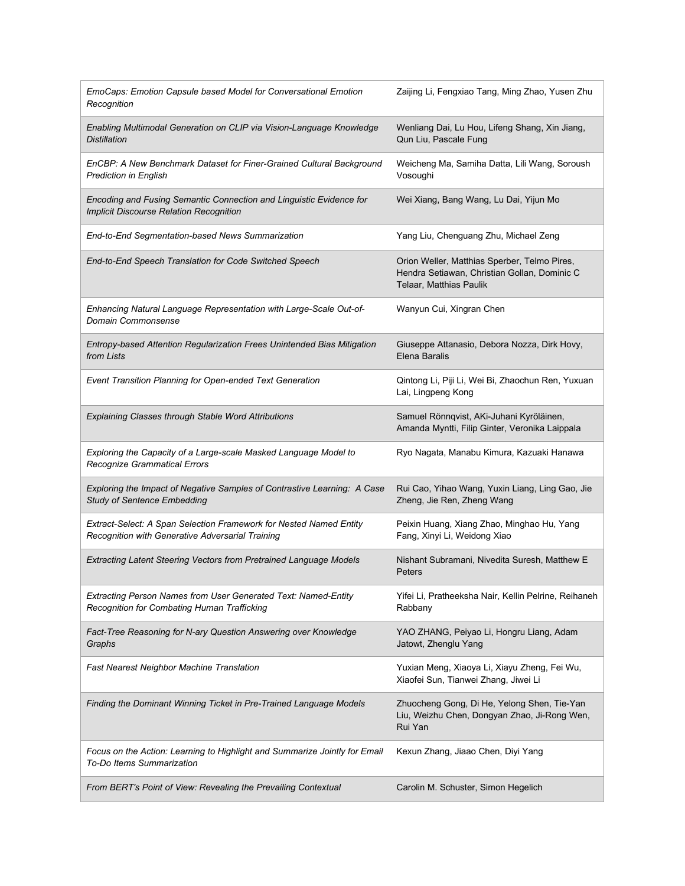| | |
|---|---|
| *EmoCaps: Emotion Capsule based Model for Conversational Emotion Recognition* | Zaijing Li, Fengxiao Tang, Ming Zhao, Yusen Zhu |
| *Enabling Multimodal Generation on CLIP via Vision-Language Knowledge Distillation* | Wenliang Dai, Lu Hou, Lifeng Shang, Xin Jiang, Qun Liu, Pascale Fung |
| *EnCBP: A New Benchmark Dataset for Finer-Grained Cultural Background Prediction in English* | Weicheng Ma, Samiha Datta, Lili Wang, Soroush Vosoughi |
| *Encoding and Fusing Semantic Connection and Linguistic Evidence for Implicit Discourse Relation Recognition* | Wei Xiang, Bang Wang, Lu Dai, Yijun Mo |
| *End-to-End Segmentation-based News Summarization* | Yang Liu, Chenguang Zhu, Michael Zeng |
| *End-to-End Speech Translation for Code Switched Speech* | Orion Weller, Matthias Sperber, Telmo Pires, Hendra Setiawan, Christian Gollan, Dominic C Telaar, Matthias Paulik |
| *Enhancing Natural Language Representation with Large-Scale Out-of-Domain Commonsense* | Wanyun Cui, Xingran Chen |
| *Entropy-based Attention Regularization Frees Unintended Bias Mitigation from Lists* | Giuseppe Attanasio, Debora Nozza, Dirk Hovy, Elena Baralis |
| *Event Transition Planning for Open-ended Text Generation* | Qintong Li, Piji Li, Wei Bi, Zhaochun Ren, Yuxuan Lai, Lingpeng Kong |
| *Explaining Classes through Stable Word Attributions* | Samuel Rönnqvist, AKi-Juhani Kyröläinen, Amanda Myntti, Filip Ginter, Veronika Laippala |
| *Exploring the Capacity of a Large-scale Masked Language Model to Recognize Grammatical Errors* | Ryo Nagata, Manabu Kimura, Kazuaki Hanawa |
| *Exploring the Impact of Negative Samples of Contrastive Learning: A Case Study of Sentence Embedding* | Rui Cao, Yihao Wang, Yuxin Liang, Ling Gao, Jie Zheng, Jie Ren, Zheng Wang |
| *Extract-Select: A Span Selection Framework for Nested Named Entity Recognition with Generative Adversarial Training* | Peixin Huang, Xiang Zhao, Minghao Hu, Yang Fang, Xinyi Li, Weidong Xiao |
| *Extracting Latent Steering Vectors from Pretrained Language Models* | Nishant Subramani, Nivedita Suresh, Matthew E Peters |
| *Extracting Person Names from User Generated Text: Named-Entity Recognition for Combating Human Trafficking* | Yifei Li, Pratheeksha Nair, Kellin Pelrine, Reihaneh Rabbany |
| *Fact-Tree Reasoning for N-ary Question Answering over Knowledge Graphs* | YAO ZHANG, Peiyao Li, Hongru Liang, Adam Jatowt, Zhenglu Yang |
| *Fast Nearest Neighbor Machine Translation* | Yuxian Meng, Xiaoya Li, Xiayu Zheng, Fei Wu, Xiaofei Sun, Tianwei Zhang, Jiwei Li |
| *Finding the Dominant Winning Ticket in Pre-Trained Language Models* | Zhuocheng Gong, Di He, Yelong Shen, Tie-Yan Liu, Weizhu Chen, Dongyan Zhao, Ji-Rong Wen, Rui Yan |
| *Focus on the Action: Learning to Highlight and Summarize Jointly for Email To-Do Items Summarization* | Kexun Zhang, Jiaao Chen, Diyi Yang |
| *From BERT's Point of View: Revealing the Prevailing Contextual* | Carolin M. Schuster, Simon Hegelich |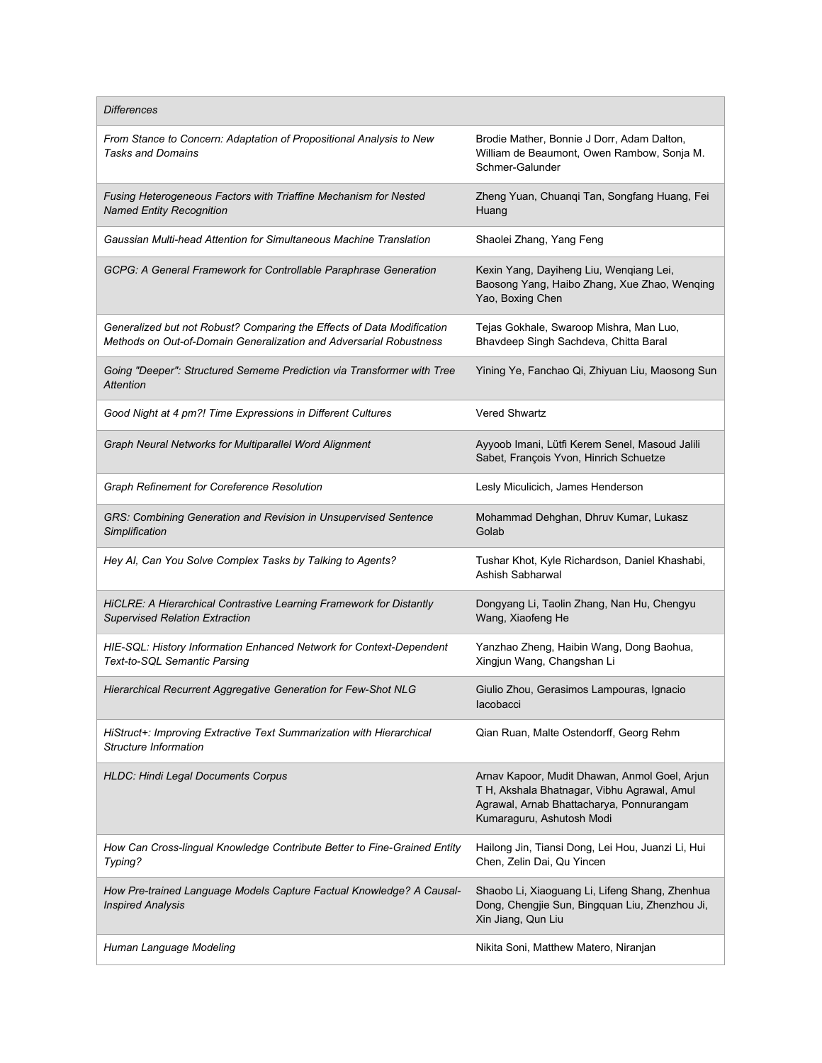| *Differences* | |
|---|---|
| *From Stance to Concern: Adaptation of Propositional Analysis to New Tasks and Domains* | Brodie Mather, Bonnie J Dorr, Adam Dalton, William de Beaumont, Owen Rambow, Sonja M. Schmer-Galunder |
| *Fusing Heterogeneous Factors with Triaffine Mechanism for Nested Named Entity Recognition* | Zheng Yuan, Chuanqi Tan, Songfang Huang, Fei Huang |
| *Gaussian Multi-head Attention for Simultaneous Machine Translation* | Shaolei Zhang, Yang Feng |
| *GCPG: A General Framework for Controllable Paraphrase Generation* | Kexin Yang, Dayiheng Liu, Wenqiang Lei, Baosong Yang, Haibo Zhang, Xue Zhao, Wenqing Yao, Boxing Chen |
| *Generalized but not Robust? Comparing the Effects of Data Modification Methods on Out-of-Domain Generalization and Adversarial Robustness* | Tejas Gokhale, Swaroop Mishra, Man Luo, Bhavdeep Singh Sachdeva, Chitta Baral |
| *Going "Deeper": Structured Sememe Prediction via Transformer with Tree Attention* | Yining Ye, Fanchao Qi, Zhiyuan Liu, Maosong Sun |
| *Good Night at 4 pm?! Time Expressions in Different Cultures* | Vered Shwartz |
| *Graph Neural Networks for Multiparallel Word Alignment* | Ayyoob Imani, Lütfi Kerem Senel, Masoud Jalili Sabet, François Yvon, Hinrich Schuetze |
| *Graph Refinement for Coreference Resolution* | Lesly Miculicich, James Henderson |
| *GRS: Combining Generation and Revision in Unsupervised Sentence Simplification* | Mohammad Dehghan, Dhruv Kumar, Lukasz Golab |
| *Hey AI, Can You Solve Complex Tasks by Talking to Agents?* | Tushar Khot, Kyle Richardson, Daniel Khashabi, Ashish Sabharwal |
| *HiCLRE: A Hierarchical Contrastive Learning Framework for Distantly Supervised Relation Extraction* | Dongyang Li, Taolin Zhang, Nan Hu, Chengyu Wang, Xiaofeng He |
| *HIE-SQL: History Information Enhanced Network for Context-Dependent Text-to-SQL Semantic Parsing* | Yanzhao Zheng, Haibin Wang, Dong Baohua, Xingjun Wang, Changshan Li |
| *Hierarchical Recurrent Aggregative Generation for Few-Shot NLG* | Giulio Zhou, Gerasimos Lampouras, Ignacio Iacobacci |
| *HiStruct+: Improving Extractive Text Summarization with Hierarchical Structure Information* | Qian Ruan, Malte Ostendorff, Georg Rehm |
| *HLDC: Hindi Legal Documents Corpus* | Arnav Kapoor, Mudit Dhawan, Anmol Goel, Arjun T H, Akshala Bhatnagar, Vibhu Agrawal, Amul Agrawal, Arnab Bhattacharya, Ponnurangam Kumaraguru, Ashutosh Modi |
| *How Can Cross-lingual Knowledge Contribute Better to Fine-Grained Entity Typing?* | Hailong Jin, Tiansi Dong, Lei Hou, Juanzi Li, Hui Chen, Zelin Dai, Qu Yincen |
| *How Pre-trained Language Models Capture Factual Knowledge? A Causal-Inspired Analysis* | Shaobo Li, Xiaoguang Li, Lifeng Shang, Zhenhua Dong, Chengjie Sun, Bingquan Liu, Zhenzhou Ji, Xin Jiang, Qun Liu |
| *Human Language Modeling* | Nikita Soni, Matthew Matero, Niranjan |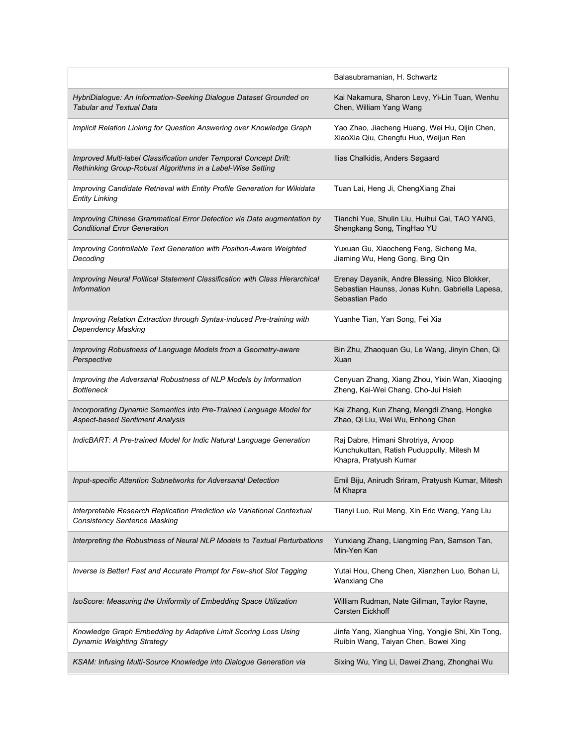| | |
|---|---|
| | Balasubramanian, H. Schwartz |
| *HybriDialogue: An Information-Seeking Dialogue Dataset Grounded on Tabular and Textual Data* | Kai Nakamura, Sharon Levy, Yi-Lin Tuan, Wenhu Chen, William Yang Wang |
| *Implicit Relation Linking for Question Answering over Knowledge Graph* | Yao Zhao, Jiacheng Huang, Wei Hu, Qijin Chen, XiaoXia Qiu, Chengfu Huo, Weijun Ren |
| *Improved Multi-label Classification under Temporal Concept Drift: Rethinking Group-Robust Algorithms in a Label-Wise Setting* | Ilias Chalkidis, Anders Søgaard |
| *Improving Candidate Retrieval with Entity Profile Generation for Wikidata Entity Linking* | Tuan Lai, Heng Ji, ChengXiang Zhai |
| *Improving Chinese Grammatical Error Detection via Data augmentation by Conditional Error Generation* | Tianchi Yue, Shulin Liu, Huihui Cai, TAO YANG, Shengkang Song, TingHao YU |
| *Improving Controllable Text Generation with Position-Aware Weighted Decoding* | Yuxuan Gu, Xiaocheng Feng, Sicheng Ma, Jiaming Wu, Heng Gong, Bing Qin |
| *Improving Neural Political Statement Classification with Class Hierarchical Information* | Erenay Dayanik, Andre Blessing, Nico Blokker, Sebastian Haunss, Jonas Kuhn, Gabriella Lapesa, Sebastian Pado |
| *Improving Relation Extraction through Syntax-induced Pre-training with Dependency Masking* | Yuanhe Tian, Yan Song, Fei Xia |
| *Improving Robustness of Language Models from a Geometry-aware Perspective* | Bin Zhu, Zhaoquan Gu, Le Wang, Jinyin Chen, Qi Xuan |
| *Improving the Adversarial Robustness of NLP Models by Information Bottleneck* | Cenyuan Zhang, Xiang Zhou, Yixin Wan, Xiaoqing Zheng, Kai-Wei Chang, Cho-Jui Hsieh |
| *Incorporating Dynamic Semantics into Pre-Trained Language Model for Aspect-based Sentiment Analysis* | Kai Zhang, Kun Zhang, Mengdi Zhang, Hongke Zhao, Qi Liu, Wei Wu, Enhong Chen |
| *IndicBART: A Pre-trained Model for Indic Natural Language Generation* | Raj Dabre, Himani Shrotriya, Anoop Kunchukuttan, Ratish Puduppully, Mitesh M Khapra, Pratyush Kumar |
| *Input-specific Attention Subnetworks for Adversarial Detection* | Emil Biju, Anirudh Sriram, Pratyush Kumar, Mitesh M Khapra |
| *Interpretable Research Replication Prediction via Variational Contextual Consistency Sentence Masking* | Tianyi Luo, Rui Meng, Xin Eric Wang, Yang Liu |
| *Interpreting the Robustness of Neural NLP Models to Textual Perturbations* | Yunxiang Zhang, Liangming Pan, Samson Tan, Min-Yen Kan |
| *Inverse is Better! Fast and Accurate Prompt for Few-shot Slot Tagging* | Yutai Hou, Cheng Chen, Xianzhen Luo, Bohan Li, Wanxiang Che |
| *IsoScore: Measuring the Uniformity of Embedding Space Utilization* | William Rudman, Nate Gillman, Taylor Rayne, Carsten Eickhoff |
| *Knowledge Graph Embedding by Adaptive Limit Scoring Loss Using Dynamic Weighting Strategy* | Jinfa Yang, Xianghua Ying, Yongjie Shi, Xin Tong, Ruibin Wang, Taiyan Chen, Bowei Xing |
| *KSAM: Infusing Multi-Source Knowledge into Dialogue Generation via* | Sixing Wu, Ying Li, Dawei Zhang, Zhonghai Wu |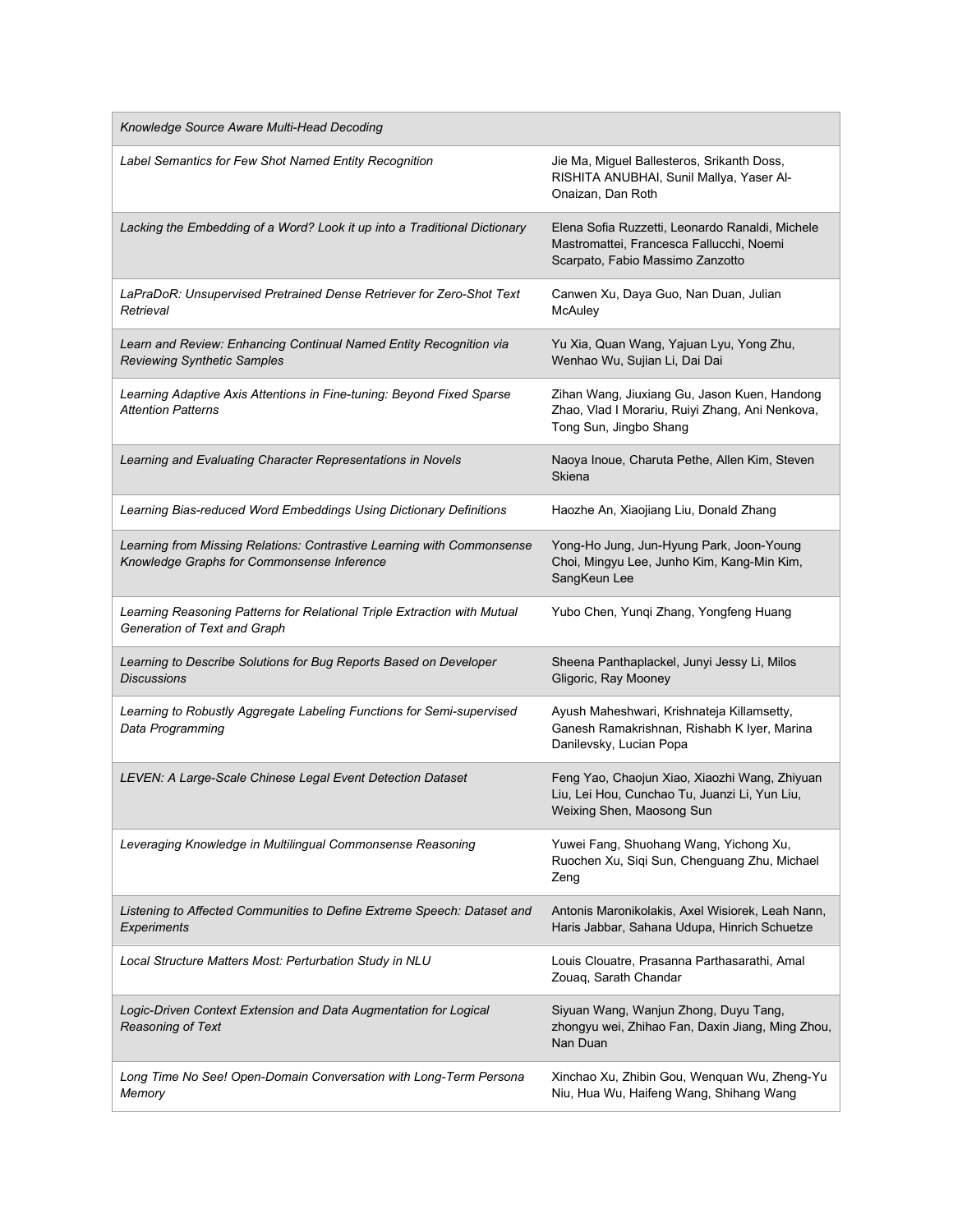| | |
|---|---|
| *Knowledge Source Aware Multi-Head Decoding* | |
| *Label Semantics for Few Shot Named Entity Recognition* | Jie Ma, Miguel Ballesteros, Srikanth Doss, RISHITA ANUBHAI, Sunil Mallya, Yaser Al-Onaizan, Dan Roth |
| *Lacking the Embedding of a Word? Look it up into a Traditional Dictionary* | Elena Sofia Ruzzetti, Leonardo Ranaldi, Michele Mastromattei, Francesca Fallucchi, Noemi Scarpato, Fabio Massimo Zanzotto |
| *LaPraDoR: Unsupervised Pretrained Dense Retriever for Zero-Shot Text Retrieval* | Canwen Xu, Daya Guo, Nan Duan, Julian McAuley |
| *Learn and Review: Enhancing Continual Named Entity Recognition via Reviewing Synthetic Samples* | Yu Xia, Quan Wang, Yajuan Lyu, Yong Zhu, Wenhao Wu, Sujian Li, Dai Dai |
| *Learning Adaptive Axis Attentions in Fine-tuning: Beyond Fixed Sparse Attention Patterns* | Zihan Wang, Jiuxiang Gu, Jason Kuen, Handong Zhao, Vlad I Morariu, Ruiyi Zhang, Ani Nenkova, Tong Sun, Jingbo Shang |
| *Learning and Evaluating Character Representations in Novels* | Naoya Inoue, Charuta Pethe, Allen Kim, Steven Skiena |
| *Learning Bias-reduced Word Embeddings Using Dictionary Definitions* | Haozhe An, Xiaojiang Liu, Donald Zhang |
| *Learning from Missing Relations: Contrastive Learning with Commonsense Knowledge Graphs for Commonsense Inference* | Yong-Ho Jung, Jun-Hyung Park, Joon-Young Choi, Mingyu Lee, Junho Kim, Kang-Min Kim, SangKeun Lee |
| *Learning Reasoning Patterns for Relational Triple Extraction with Mutual Generation of Text and Graph* | Yubo Chen, Yunqi Zhang, Yongfeng Huang |
| *Learning to Describe Solutions for Bug Reports Based on Developer Discussions* | Sheena Panthaplackel, Junyi Jessy Li, Milos Gligoric, Ray Mooney |
| *Learning to Robustly Aggregate Labeling Functions for Semi-supervised Data Programming* | Ayush Maheshwari, Krishnateja Killamsetty, Ganesh Ramakrishnan, Rishabh K Iyer, Marina Danilevsky, Lucian Popa |
| *LEVEN: A Large-Scale Chinese Legal Event Detection Dataset* | Feng Yao, Chaojun Xiao, Xiaozhi Wang, Zhiyuan Liu, Lei Hou, Cunchao Tu, Juanzi Li, Yun Liu, Weixing Shen, Maosong Sun |
| *Leveraging Knowledge in Multilingual Commonsense Reasoning* | Yuwei Fang, Shuohang Wang, Yichong Xu, Ruochen Xu, Siqi Sun, Chenguang Zhu, Michael Zeng |
| *Listening to Affected Communities to Define Extreme Speech: Dataset and Experiments* | Antonis Maronikolakis, Axel Wisiorek, Leah Nann, Haris Jabbar, Sahana Udupa, Hinrich Schuetze |
| *Local Structure Matters Most: Perturbation Study in NLU* | Louis Clouatre, Prasanna Parthasarathi, Amal Zouaq, Sarath Chandar |
| *Logic-Driven Context Extension and Data Augmentation for Logical Reasoning of Text* | Siyuan Wang, Wanjun Zhong, Duyu Tang, zhongyu wei, Zhihao Fan, Daxin Jiang, Ming Zhou, Nan Duan |
| *Long Time No See! Open-Domain Conversation with Long-Term Persona Memory* | Xinchao Xu, Zhibin Gou, Wenquan Wu, Zheng-Yu Niu, Hua Wu, Haifeng Wang, Shihang Wang |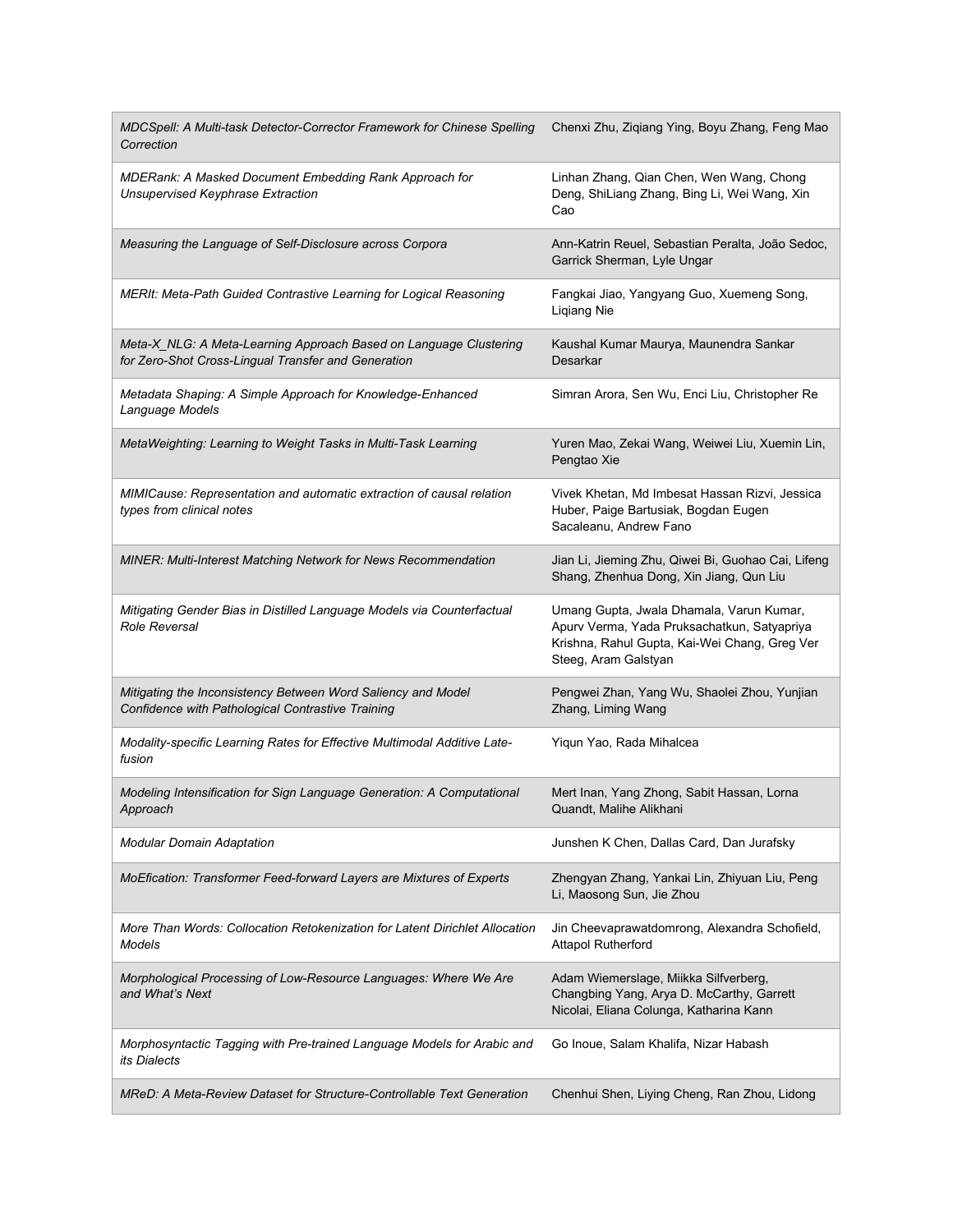| | |
|---|---|
| *MDCSpell: A Multi-task Detector-Corrector Framework for Chinese Spelling Correction* | Chenxi Zhu, Ziqiang Ying, Boyu Zhang, Feng Mao |
| *MDERank: A Masked Document Embedding Rank Approach for Unsupervised Keyphrase Extraction* | Linhan Zhang, Qian Chen, Wen Wang, Chong Deng, ShiLiang Zhang, Bing Li, Wei Wang, Xin Cao |
| *Measuring the Language of Self-Disclosure across Corpora* | Ann-Katrin Reuel, Sebastian Peralta, João Sedoc, Garrick Sherman, Lyle Ungar |
| *MERIt: Meta-Path Guided Contrastive Learning for Logical Reasoning* | Fangkai Jiao, Yangyang Guo, Xuemeng Song, Liqiang Nie |
| *Meta-X_NLG: A Meta-Learning Approach Based on Language Clustering for Zero-Shot Cross-Lingual Transfer and Generation* | Kaushal Kumar Maurya, Maunendra Sankar Desarkar |
| *Metadata Shaping: A Simple Approach for Knowledge-Enhanced Language Models* | Simran Arora, Sen Wu, Enci Liu, Christopher Re |
| *MetaWeighting: Learning to Weight Tasks in Multi-Task Learning* | Yuren Mao, Zekai Wang, Weiwei Liu, Xuemin Lin, Pengtao Xie |
| *MIMICause: Representation and automatic extraction of causal relation types from clinical notes* | Vivek Khetan, Md Imbesat Hassan Rizvi, Jessica Huber, Paige Bartusiak, Bogdan Eugen Sacaleanu, Andrew Fano |
| *MINER: Multi-Interest Matching Network for News Recommendation* | Jian Li, Jieming Zhu, Qiwei Bi, Guohao Cai, Lifeng Shang, Zhenhua Dong, Xin Jiang, Qun Liu |
| *Mitigating Gender Bias in Distilled Language Models via Counterfactual Role Reversal* | Umang Gupta, Jwala Dhamala, Varun Kumar, Apurv Verma, Yada Pruksachatkun, Satyapriya Krishna, Rahul Gupta, Kai-Wei Chang, Greg Ver Steeg, Aram Galstyan |
| *Mitigating the Inconsistency Between Word Saliency and Model Confidence with Pathological Contrastive Training* | Pengwei Zhan, Yang Wu, Shaolei Zhou, Yunjian Zhang, Liming Wang |
| *Modality-specific Learning Rates for Effective Multimodal Additive Late-fusion* | Yiqun Yao, Rada Mihalcea |
| *Modeling Intensification for Sign Language Generation: A Computational Approach* | Mert Inan, Yang Zhong, Sabit Hassan, Lorna Quandt, Malihe Alikhani |
| *Modular Domain Adaptation* | Junshen K Chen, Dallas Card, Dan Jurafsky |
| *MoEfication: Transformer Feed-forward Layers are Mixtures of Experts* | Zhengyan Zhang, Yankai Lin, Zhiyuan Liu, Peng Li, Maosong Sun, Jie Zhou |
| *More Than Words: Collocation Retokenization for Latent Dirichlet Allocation Models* | Jin Cheevaprawatdomrong, Alexandra Schofield, Attapol Rutherford |
| *Morphological Processing of Low-Resource Languages: Where We Are and What's Next* | Adam Wiemerslage, Miikka Silfverberg, Changbing Yang, Arya D. McCarthy, Garrett Nicolai, Eliana Colunga, Katharina Kann |
| *Morphosyntactic Tagging with Pre-trained Language Models for Arabic and its Dialects* | Go Inoue, Salam Khalifa, Nizar Habash |
| *MReD: A Meta-Review Dataset for Structure-Controllable Text Generation* | Chenhui Shen, Liying Cheng, Ran Zhou, Lidong |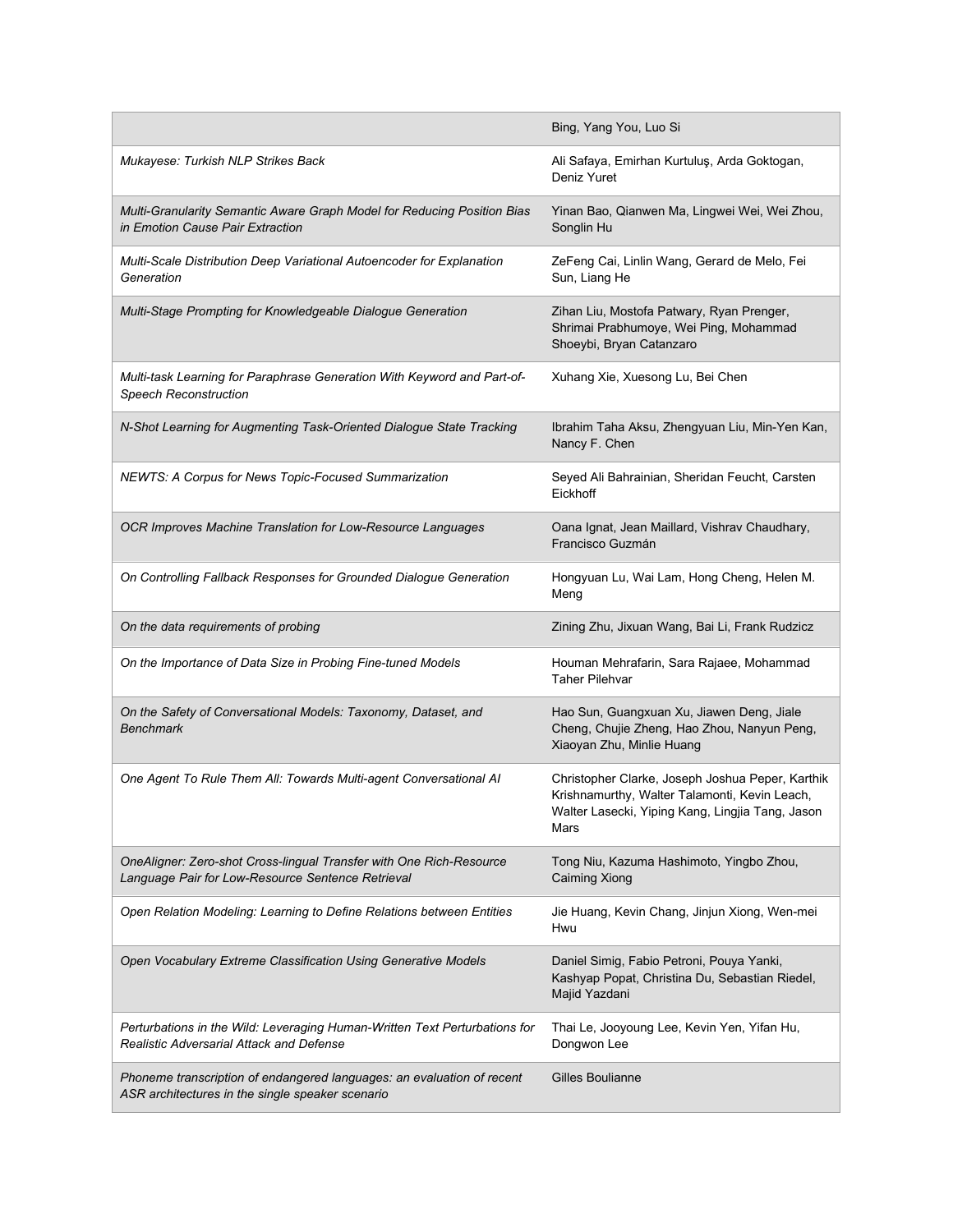| | |
|---|---|
| | Bing, Yang You, Luo Si |
| *Mukayese: Turkish NLP Strikes Back* | Ali Safaya, Emirhan Kurtuluş, Arda Goktogan, Deniz Yuret |
| *Multi-Granularity Semantic Aware Graph Model for Reducing Position Bias in Emotion Cause Pair Extraction* | Yinan Bao, Qianwen Ma, Lingwei Wei, Wei Zhou, Songlin Hu |
| *Multi-Scale Distribution Deep Variational Autoencoder for Explanation Generation* | ZeFeng Cai, Linlin Wang, Gerard de Melo, Fei Sun, Liang He |
| *Multi-Stage Prompting for Knowledgeable Dialogue Generation* | Zihan Liu, Mostofa Patwary, Ryan Prenger, Shrimai Prabhumoye, Wei Ping, Mohammad Shoeybi, Bryan Catanzaro |
| *Multi-task Learning for Paraphrase Generation With Keyword and Part-of-Speech Reconstruction* | Xuhang Xie, Xuesong Lu, Bei Chen |
| *N-Shot Learning for Augmenting Task-Oriented Dialogue State Tracking* | Ibrahim Taha Aksu, Zhengyuan Liu, Min-Yen Kan, Nancy F. Chen |
| *NEWTS: A Corpus for News Topic-Focused Summarization* | Seyed Ali Bahrainian, Sheridan Feucht, Carsten Eickhoff |
| *OCR Improves Machine Translation for Low-Resource Languages* | Oana Ignat, Jean Maillard, Vishrav Chaudhary, Francisco Guzmán |
| *On Controlling Fallback Responses for Grounded Dialogue Generation* | Hongyuan Lu, Wai Lam, Hong Cheng, Helen M. Meng |
| *On the data requirements of probing* | Zining Zhu, Jixuan Wang, Bai Li, Frank Rudzicz |
| *On the Importance of Data Size in Probing Fine-tuned Models* | Houman Mehrafarin, Sara Rajaee, Mohammad Taher Pilehvar |
| *On the Safety of Conversational Models: Taxonomy, Dataset, and Benchmark* | Hao Sun, Guangxuan Xu, Jiawen Deng, Jiale Cheng, Chujie Zheng, Hao Zhou, Nanyun Peng, Xiaoyan Zhu, Minlie Huang |
| *One Agent To Rule Them All: Towards Multi-agent Conversational AI* | Christopher Clarke, Joseph Joshua Peper, Karthik Krishnamurthy, Walter Talamonti, Kevin Leach, Walter Lasecki, Yiping Kang, Lingjia Tang, Jason Mars |
| *OneAligner: Zero-shot Cross-lingual Transfer with One Rich-Resource Language Pair for Low-Resource Sentence Retrieval* | Tong Niu, Kazuma Hashimoto, Yingbo Zhou, Caiming Xiong |
| *Open Relation Modeling: Learning to Define Relations between Entities* | Jie Huang, Kevin Chang, Jinjun Xiong, Wen-mei Hwu |
| *Open Vocabulary Extreme Classification Using Generative Models* | Daniel Simig, Fabio Petroni, Pouya Yanki, Kashyap Popat, Christina Du, Sebastian Riedel, Majid Yazdani |
| *Perturbations in the Wild: Leveraging Human-Written Text Perturbations for Realistic Adversarial Attack and Defense* | Thai Le, Jooyoung Lee, Kevin Yen, Yifan Hu, Dongwon Lee |
| *Phoneme transcription of endangered languages: an evaluation of recent ASR architectures in the single speaker scenario* | Gilles Boulianne |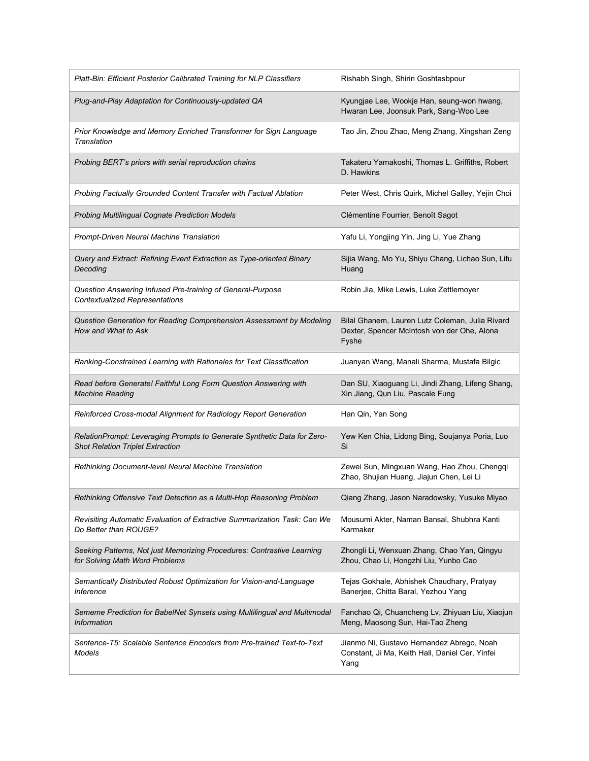| | |
|---|---|
| *Platt-Bin: Efficient Posterior Calibrated Training for NLP Classifiers* | Rishabh Singh, Shirin Goshtasbpour |
| *Plug-and-Play Adaptation for Continuously-updated QA* | Kyungjae Lee, Wookje Han, seung-won hwang, Hwaran Lee, Joonsuk Park, Sang-Woo Lee |
| *Prior Knowledge and Memory Enriched Transformer for Sign Language Translation* | Tao Jin, Zhou Zhao, Meng Zhang, Xingshan Zeng |
| *Probing BERT's priors with serial reproduction chains* | Takateru Yamakoshi, Thomas L. Griffiths, Robert D. Hawkins |
| *Probing Factually Grounded Content Transfer with Factual Ablation* | Peter West, Chris Quirk, Michel Galley, Yejin Choi |
| *Probing Multilingual Cognate Prediction Models* | Clémentine Fourrier, Benoît Sagot |
| *Prompt-Driven Neural Machine Translation* | Yafu Li, Yongjing Yin, Jing Li, Yue Zhang |
| *Query and Extract: Refining Event Extraction as Type-oriented Binary Decoding* | Sijia Wang, Mo Yu, Shiyu Chang, Lichao Sun, Lifu Huang |
| *Question Answering Infused Pre-training of General-Purpose Contextualized Representations* | Robin Jia, Mike Lewis, Luke Zettlemoyer |
| *Question Generation for Reading Comprehension Assessment by Modeling How and What to Ask* | Bilal Ghanem, Lauren Lutz Coleman, Julia Rivard Dexter, Spencer McIntosh von der Ohe, Alona Fyshe |
| *Ranking-Constrained Learning with Rationales for Text Classification* | Juanyan Wang, Manali Sharma, Mustafa Bilgic |
| *Read before Generate! Faithful Long Form Question Answering with Machine Reading* | Dan SU, Xiaoguang Li, Jindi Zhang, Lifeng Shang, Xin Jiang, Qun Liu, Pascale Fung |
| *Reinforced Cross-modal Alignment for Radiology Report Generation* | Han Qin, Yan Song |
| *RelationPrompt: Leveraging Prompts to Generate Synthetic Data for Zero-Shot Relation Triplet Extraction* | Yew Ken Chia, Lidong Bing, Soujanya Poria, Luo Si |
| *Rethinking Document-level Neural Machine Translation* | Zewei Sun, Mingxuan Wang, Hao Zhou, Chengqi Zhao, Shujian Huang, Jiajun Chen, Lei Li |
| *Rethinking Offensive Text Detection as a Multi-Hop Reasoning Problem* | Qiang Zhang, Jason Naradowsky, Yusuke Miyao |
| *Revisiting Automatic Evaluation of Extractive Summarization Task: Can We Do Better than ROUGE?* | Mousumi Akter, Naman Bansal, Shubhra Kanti Karmaker |
| *Seeking Patterns, Not just Memorizing Procedures: Contrastive Learning for Solving Math Word Problems* | Zhongli Li, Wenxuan Zhang, Chao Yan, Qingyu Zhou, Chao Li, Hongzhi Liu, Yunbo Cao |
| *Semantically Distributed Robust Optimization for Vision-and-Language Inference* | Tejas Gokhale, Abhishek Chaudhary, Pratyay Banerjee, Chitta Baral, Yezhou Yang |
| *Sememe Prediction for BabelNet Synsets using Multilingual and Multimodal Information* | Fanchao Qi, Chuancheng Lv, Zhiyuan Liu, Xiaojun Meng, Maosong Sun, Hai-Tao Zheng |
| *Sentence-T5: Scalable Sentence Encoders from Pre-trained Text-to-Text Models* | Jianmo Ni, Gustavo Hernandez Abrego, Noah Constant, Ji Ma, Keith Hall, Daniel Cer, Yinfei Yang |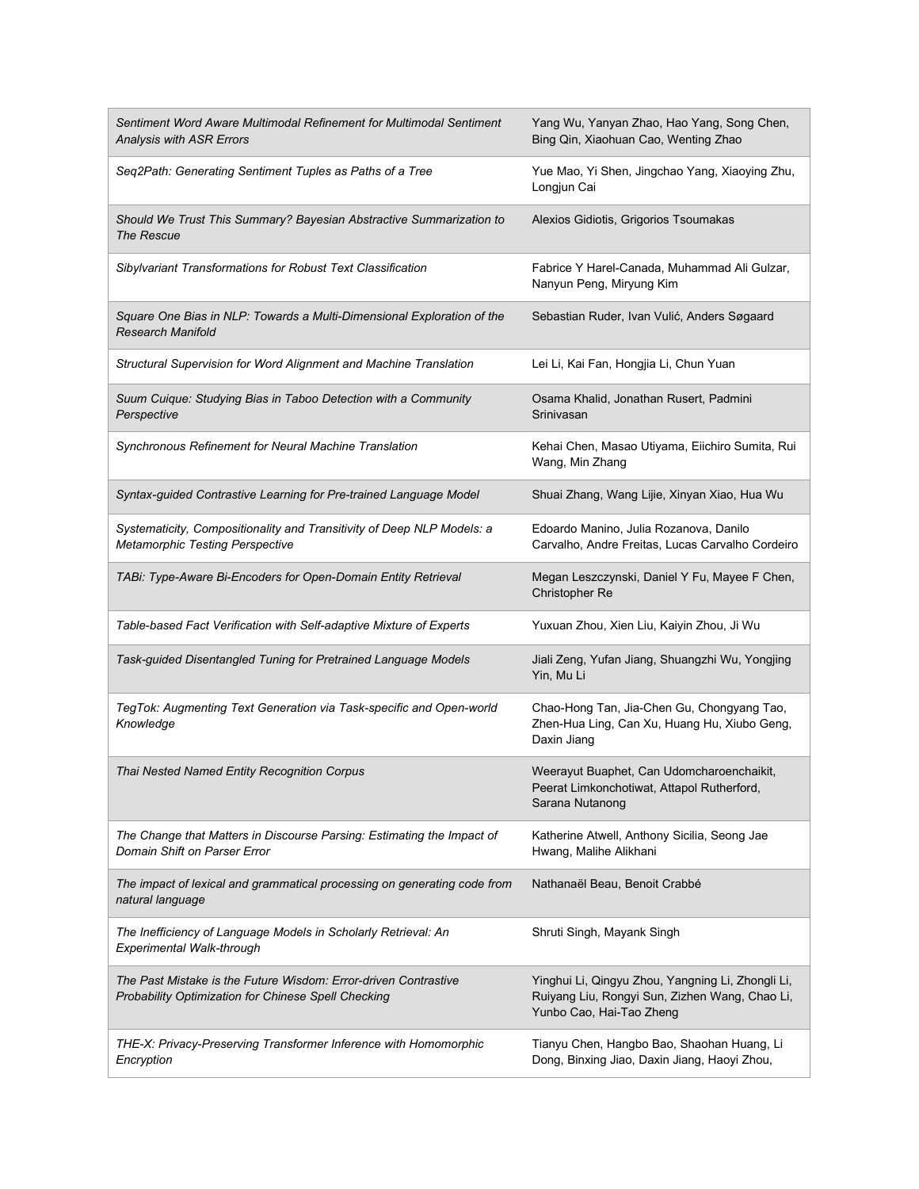| | |
|---|---|
| *Sentiment Word Aware Multimodal Refinement for Multimodal Sentiment Analysis with ASR Errors* | Yang Wu, Yanyan Zhao, Hao Yang, Song Chen, Bing Qin, Xiaohuan Cao, Wenting Zhao |
| *Seq2Path: Generating Sentiment Tuples as Paths of a Tree* | Yue Mao, Yi Shen, Jingchao Yang, Xiaoying Zhu, Longjun Cai |
| *Should We Trust This Summary? Bayesian Abstractive Summarization to The Rescue* | Alexios Gidiotis, Grigorios Tsoumakas |
| *Sibylvariant Transformations for Robust Text Classification* | Fabrice Y Harel-Canada, Muhammad Ali Gulzar, Nanyun Peng, Miryung Kim |
| *Square One Bias in NLP: Towards a Multi-Dimensional Exploration of the Research Manifold* | Sebastian Ruder, Ivan Vulić, Anders Søgaard |
| *Structural Supervision for Word Alignment and Machine Translation* | Lei Li, Kai Fan, Hongjia Li, Chun Yuan |
| *Suum Cuique: Studying Bias in Taboo Detection with a Community Perspective* | Osama Khalid, Jonathan Rusert, Padmini Srinivasan |
| *Synchronous Refinement for Neural Machine Translation* | Kehai Chen, Masao Utiyama, Eiichiro Sumita, Rui Wang, Min Zhang |
| *Syntax-guided Contrastive Learning for Pre-trained Language Model* | Shuai Zhang, Wang Lijie, Xinyan Xiao, Hua Wu |
| *Systematicity, Compositionality and Transitivity of Deep NLP Models: a Metamorphic Testing Perspective* | Edoardo Manino, Julia Rozanova, Danilo Carvalho, Andre Freitas, Lucas Carvalho Cordeiro |
| *TABi: Type-Aware Bi-Encoders for Open-Domain Entity Retrieval* | Megan Leszczynski, Daniel Y Fu, Mayee F Chen, Christopher Re |
| *Table-based Fact Verification with Self-adaptive Mixture of Experts* | Yuxuan Zhou, Xien Liu, Kaiyin Zhou, Ji Wu |
| *Task-guided Disentangled Tuning for Pretrained Language Models* | Jiali Zeng, Yufan Jiang, Shuangzhi Wu, Yongjing Yin, Mu Li |
| *TegTok: Augmenting Text Generation via Task-specific and Open-world Knowledge* | Chao-Hong Tan, Jia-Chen Gu, Chongyang Tao, Zhen-Hua Ling, Can Xu, Huang Hu, Xiubo Geng, Daxin Jiang |
| *Thai Nested Named Entity Recognition Corpus* | Weerayut Buaphet, Can Udomcharoenchaikit, Peerat Limkonchotiwat, Attapol Rutherford, Sarana Nutanong |
| *The Change that Matters in Discourse Parsing: Estimating the Impact of Domain Shift on Parser Error* | Katherine Atwell, Anthony Sicilia, Seong Jae Hwang, Malihe Alikhani |
| *The impact of lexical and grammatical processing on generating code from natural language* | Nathanaël Beau, Benoit Crabbé |
| *The Inefficiency of Language Models in Scholarly Retrieval: An Experimental Walk-through* | Shruti Singh, Mayank Singh |
| *The Past Mistake is the Future Wisdom: Error-driven Contrastive Probability Optimization for Chinese Spell Checking* | Yinghui Li, Qingyu Zhou, Yangning Li, Zhongli Li, Ruiyang Liu, Rongyi Sun, Zizhen Wang, Chao Li, Yunbo Cao, Hai-Tao Zheng |
| *THE-X: Privacy-Preserving Transformer Inference with Homomorphic Encryption* | Tianyu Chen, Hangbo Bao, Shaohan Huang, Li Dong, Binxing Jiao, Daxin Jiang, Haoyi Zhou, |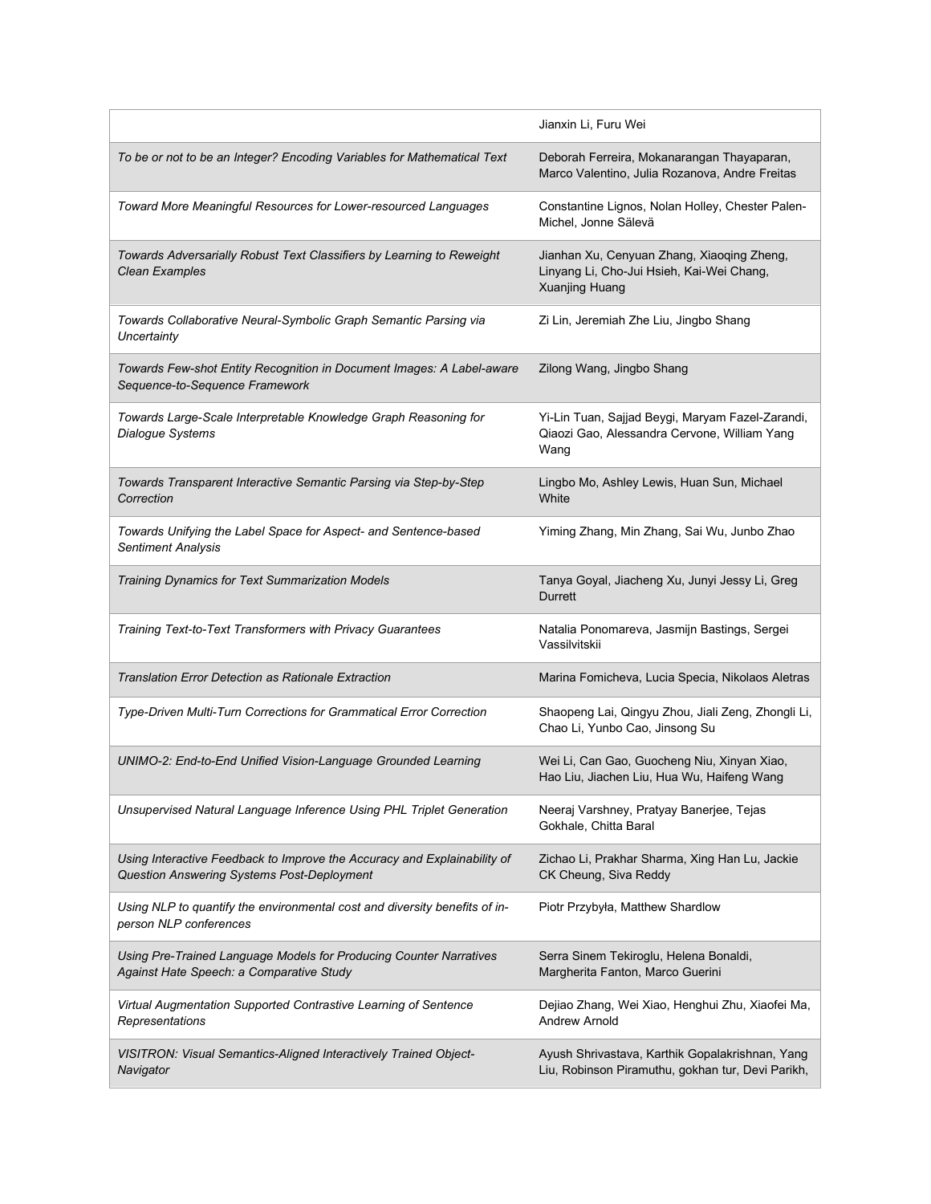| | |
|---|---|
| | Jianxin Li, Furu Wei |
| *To be or not to be an Integer? Encoding Variables for Mathematical Text* | Deborah Ferreira, Mokanarangan Thayaparan, Marco Valentino, Julia Rozanova, Andre Freitas |
| *Toward More Meaningful Resources for Lower-resourced Languages* | Constantine Lignos, Nolan Holley, Chester Palen-Michel, Jonne Sälevä |
| *Towards Adversarially Robust Text Classifiers by Learning to Reweight Clean Examples* | Jianhan Xu, Cenyuan Zhang, Xiaoqing Zheng, Linyang Li, Cho-Jui Hsieh, Kai-Wei Chang, Xuanjing Huang |
| *Towards Collaborative Neural-Symbolic Graph Semantic Parsing via Uncertainty* | Zi Lin, Jeremiah Zhe Liu, Jingbo Shang |
| *Towards Few-shot Entity Recognition in Document Images: A Label-aware Sequence-to-Sequence Framework* | Zilong Wang, Jingbo Shang |
| *Towards Large-Scale Interpretable Knowledge Graph Reasoning for Dialogue Systems* | Yi-Lin Tuan, Sajjad Beygi, Maryam Fazel-Zarandi, Qiaozi Gao, Alessandra Cervone, William Yang Wang |
| *Towards Transparent Interactive Semantic Parsing via Step-by-Step Correction* | Lingbo Mo, Ashley Lewis, Huan Sun, Michael White |
| *Towards Unifying the Label Space for Aspect- and Sentence-based Sentiment Analysis* | Yiming Zhang, Min Zhang, Sai Wu, Junbo Zhao |
| *Training Dynamics for Text Summarization Models* | Tanya Goyal, Jiacheng Xu, Junyi Jessy Li, Greg Durrett |
| *Training Text-to-Text Transformers with Privacy Guarantees* | Natalia Ponomareva, Jasmijn Bastings, Sergei Vassilvitskii |
| *Translation Error Detection as Rationale Extraction* | Marina Fomicheva, Lucia Specia, Nikolaos Aletras |
| *Type-Driven Multi-Turn Corrections for Grammatical Error Correction* | Shaopeng Lai, Qingyu Zhou, Jiali Zeng, Zhongli Li, Chao Li, Yunbo Cao, Jinsong Su |
| *UNIMO-2: End-to-End Unified Vision-Language Grounded Learning* | Wei Li, Can Gao, Guocheng Niu, Xinyan Xiao, Hao Liu, Jiachen Liu, Hua Wu, Haifeng Wang |
| *Unsupervised Natural Language Inference Using PHL Triplet Generation* | Neeraj Varshney, Pratyay Banerjee, Tejas Gokhale, Chitta Baral |
| *Using Interactive Feedback to Improve the Accuracy and Explainability of Question Answering Systems Post-Deployment* | Zichao Li, Prakhar Sharma, Xing Han Lu, Jackie CK Cheung, Siva Reddy |
| *Using NLP to quantify the environmental cost and diversity benefits of in-person NLP conferences* | Piotr Przybyła, Matthew Shardlow |
| *Using Pre-Trained Language Models for Producing Counter Narratives Against Hate Speech: a Comparative Study* | Serra Sinem Tekiroglu, Helena Bonaldi, Margherita Fanton, Marco Guerini |
| *Virtual Augmentation Supported Contrastive Learning of Sentence Representations* | Dejiao Zhang, Wei Xiao, Henghui Zhu, Xiaofei Ma, Andrew Arnold |
| *VISITRON: Visual Semantics-Aligned Interactively Trained Object-Navigator* | Ayush Shrivastava, Karthik Gopalakrishnan, Yang Liu, Robinson Piramuthu, gokhan tur, Devi Parikh, |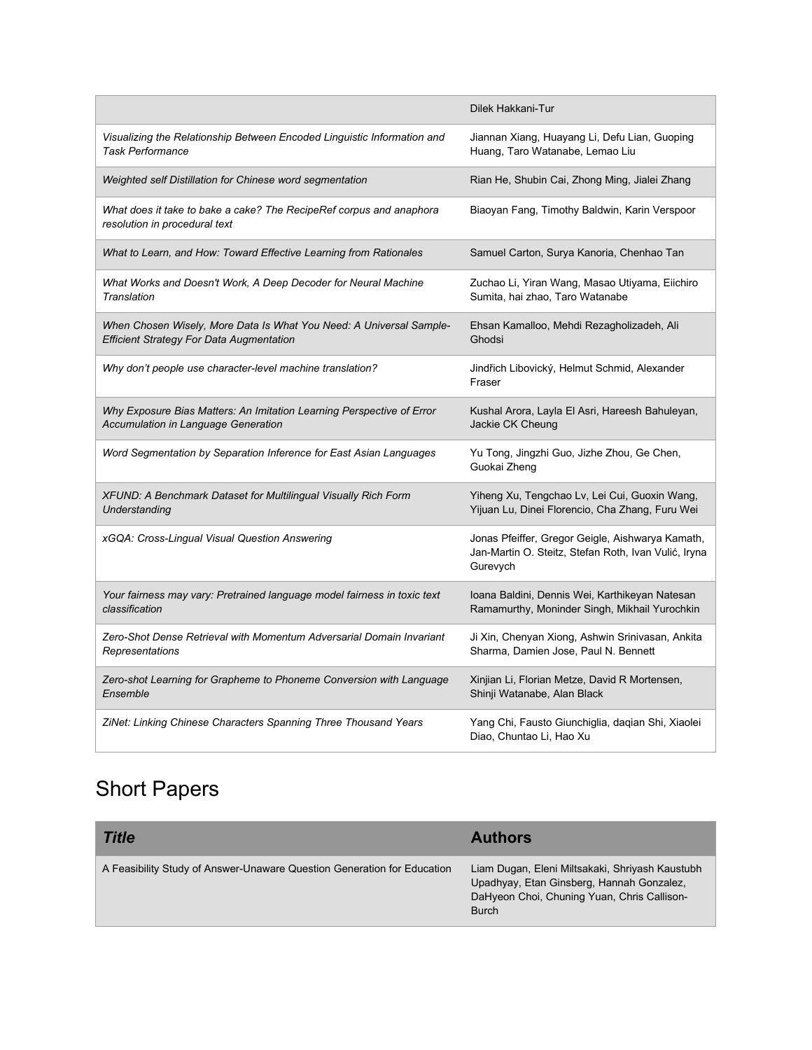| | |
|---|---|
| | Dilek Hakkani-Tur |
| *Visualizing the Relationship Between Encoded Linguistic Information and Task Performance* | Jiannan Xiang, Huayang Li, Defu Lian, Guoping Huang, Taro Watanabe, Lemao Liu |
| *Weighted self Distillation for Chinese word segmentation* | Rian He, Shubin Cai, Zhong Ming, Jialei Zhang |
| *What does it take to bake a cake? The RecipeRef corpus and anaphora resolution in procedural text* | Biaoyan Fang, Timothy Baldwin, Karin Verspoor |
| *What to Learn, and How: Toward Effective Learning from Rationales* | Samuel Carton, Surya Kanoria, Chenhao Tan |
| *What Works and Doesn't Work, A Deep Decoder for Neural Machine Translation* | Zuchao Li, Yiran Wang, Masao Utiyama, Eiichiro Sumita, hai zhao, Taro Watanabe |
| *When Chosen Wisely, More Data Is What You Need: A Universal Sample-Efficient Strategy For Data Augmentation* | Ehsan Kamalloo, Mehdi Rezagholizadeh, Ali Ghodsi |
| *Why don't people use character-level machine translation?* | Jindřich Libovický, Helmut Schmid, Alexander Fraser |
| *Why Exposure Bias Matters: An Imitation Learning Perspective of Error Accumulation in Language Generation* | Kushal Arora, Layla El Asri, Hareesh Bahuleyan, Jackie CK Cheung |
| *Word Segmentation by Separation Inference for East Asian Languages* | Yu Tong, Jingzhi Guo, Jizhe Zhou, Ge Chen, Guokai Zheng |
| *XFUND: A Benchmark Dataset for Multilingual Visually Rich Form Understanding* | Yiheng Xu, Tengchao Lv, Lei Cui, Guoxin Wang, Yijuan Lu, Dinei Florencio, Cha Zhang, Furu Wei |
| *xGQA: Cross-Lingual Visual Question Answering* | Jonas Pfeiffer, Gregor Geigle, Aishwarya Kamath, Jan-Martin O. Steitz, Stefan Roth, Ivan Vulić, Iryna Gurevych |
| *Your fairness may vary: Pretrained language model fairness in toxic text classification* | Ioana Baldini, Dennis Wei, Karthikeyan Natesan Ramamurthy, Moninder Singh, Mikhail Yurochkin |
| *Zero-Shot Dense Retrieval with Momentum Adversarial Domain Invariant Representations* | Ji Xin, Chenyan Xiong, Ashwin Srinivasan, Ankita Sharma, Damien Jose, Paul N. Bennett |
| *Zero-shot Learning for Grapheme to Phoneme Conversion with Language Ensemble* | Xinjian Li, Florian Metze, David R Mortensen, Shinji Watanabe, Alan Black |
| *ZiNet: Linking Chinese Characters Spanning Three Thousand Years* | Yang Chi, Fausto Giunchiglia, daqian Shi, Xiaolei Diao, Chuntao Li, Hao Xu |

## Short Papers

| ***Title*** | **Authors** |
|---|---|
| A Feasibility Study of Answer-Unaware Question Generation for Education | Liam Dugan, Eleni Miltsakaki, Shriyash Kaustubh Upadhyay, Etan Ginsberg, Hannah Gonzalez, DaHyeon Choi, Chuning Yuan, Chris Callison-Burch |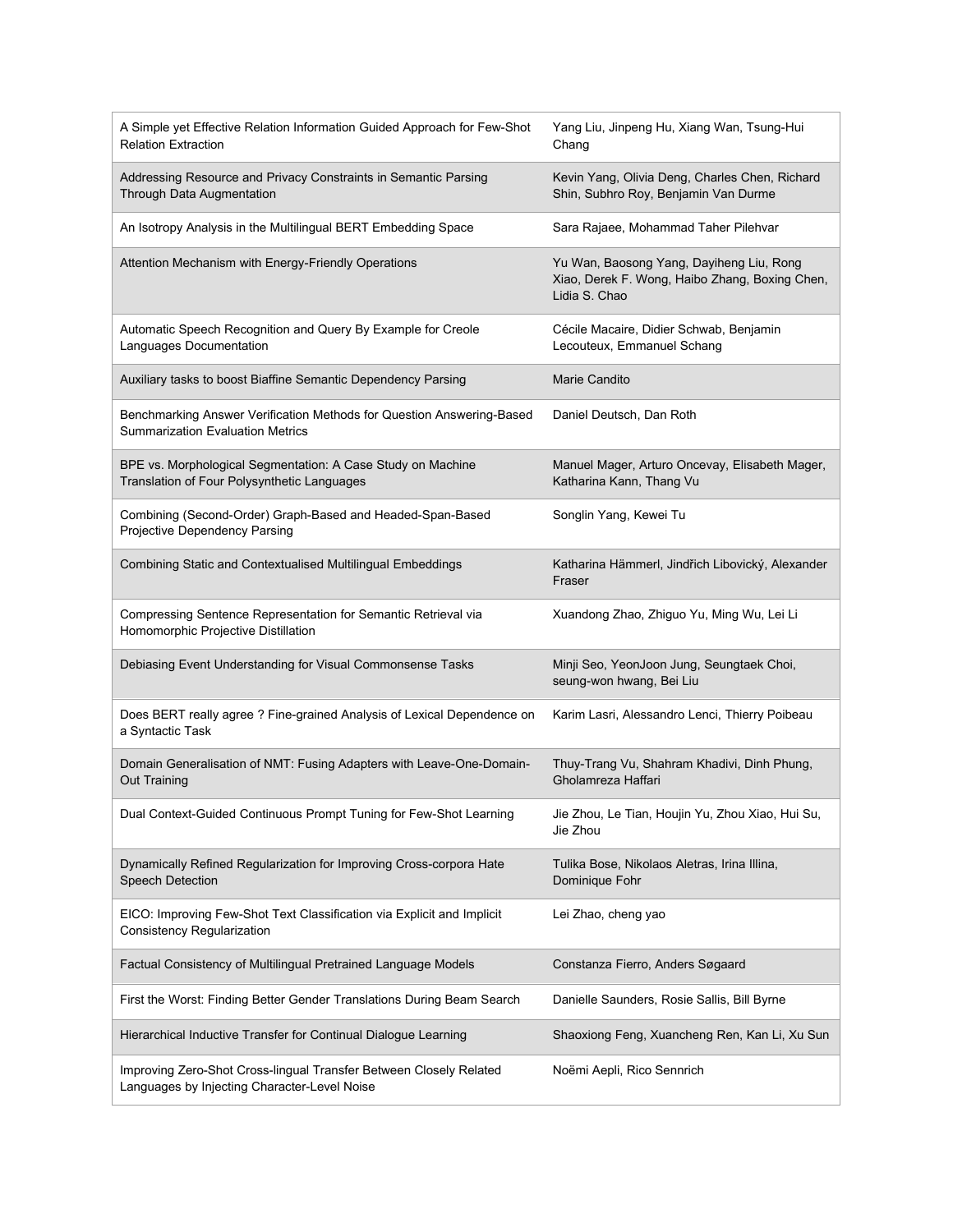| | |
|---|---|
| A Simple yet Effective Relation Information Guided Approach for Few-Shot Relation Extraction | Yang Liu, Jinpeng Hu, Xiang Wan, Tsung-Hui Chang |
| Addressing Resource and Privacy Constraints in Semantic Parsing Through Data Augmentation | Kevin Yang, Olivia Deng, Charles Chen, Richard Shin, Subhro Roy, Benjamin Van Durme |
| An Isotropy Analysis in the Multilingual BERT Embedding Space | Sara Rajaee, Mohammad Taher Pilehvar |
| Attention Mechanism with Energy-Friendly Operations | Yu Wan, Baosong Yang, Dayiheng Liu, Rong Xiao, Derek F. Wong, Haibo Zhang, Boxing Chen, Lidia S. Chao |
| Automatic Speech Recognition and Query By Example for Creole Languages Documentation | Cécile Macaire, Didier Schwab, Benjamin Lecouteux, Emmanuel Schang |
| Auxiliary tasks to boost Biaffine Semantic Dependency Parsing | Marie Candito |
| Benchmarking Answer Verification Methods for Question Answering-Based Summarization Evaluation Metrics | Daniel Deutsch, Dan Roth |
| BPE vs. Morphological Segmentation: A Case Study on Machine Translation of Four Polysynthetic Languages | Manuel Mager, Arturo Oncevay, Elisabeth Mager, Katharina Kann, Thang Vu |
| Combining (Second-Order) Graph-Based and Headed-Span-Based Projective Dependency Parsing | Songlin Yang, Kewei Tu |
| Combining Static and Contextualised Multilingual Embeddings | Katharina Hämmerl, Jindřich Libovický, Alexander Fraser |
| Compressing Sentence Representation for Semantic Retrieval via Homomorphic Projective Distillation | Xuandong Zhao, Zhiguo Yu, Ming Wu, Lei Li |
| Debiasing Event Understanding for Visual Commonsense Tasks | Minji Seo, YeonJoon Jung, Seungtaek Choi, seung-won hwang, Bei Liu |
| Does BERT really agree ? Fine-grained Analysis of Lexical Dependence on a Syntactic Task | Karim Lasri, Alessandro Lenci, Thierry Poibeau |
| Domain Generalisation of NMT: Fusing Adapters with Leave-One-Domain-Out Training | Thuy-Trang Vu, Shahram Khadivi, Dinh Phung, Gholamreza Haffari |
| Dual Context-Guided Continuous Prompt Tuning for Few-Shot Learning | Jie Zhou, Le Tian, Houjin Yu, Zhou Xiao, Hui Su, Jie Zhou |
| Dynamically Refined Regularization for Improving Cross-corpora Hate Speech Detection | Tulika Bose, Nikolaos Aletras, Irina Illina, Dominique Fohr |
| EICO: Improving Few-Shot Text Classification via Explicit and Implicit Consistency Regularization | Lei Zhao, cheng yao |
| Factual Consistency of Multilingual Pretrained Language Models | Constanza Fierro, Anders Søgaard |
| First the Worst: Finding Better Gender Translations During Beam Search | Danielle Saunders, Rosie Sallis, Bill Byrne |
| Hierarchical Inductive Transfer for Continual Dialogue Learning | Shaoxiong Feng, Xuancheng Ren, Kan Li, Xu Sun |
| Improving Zero-Shot Cross-lingual Transfer Between Closely Related Languages by Injecting Character-Level Noise | Noëmi Aepli, Rico Sennrich |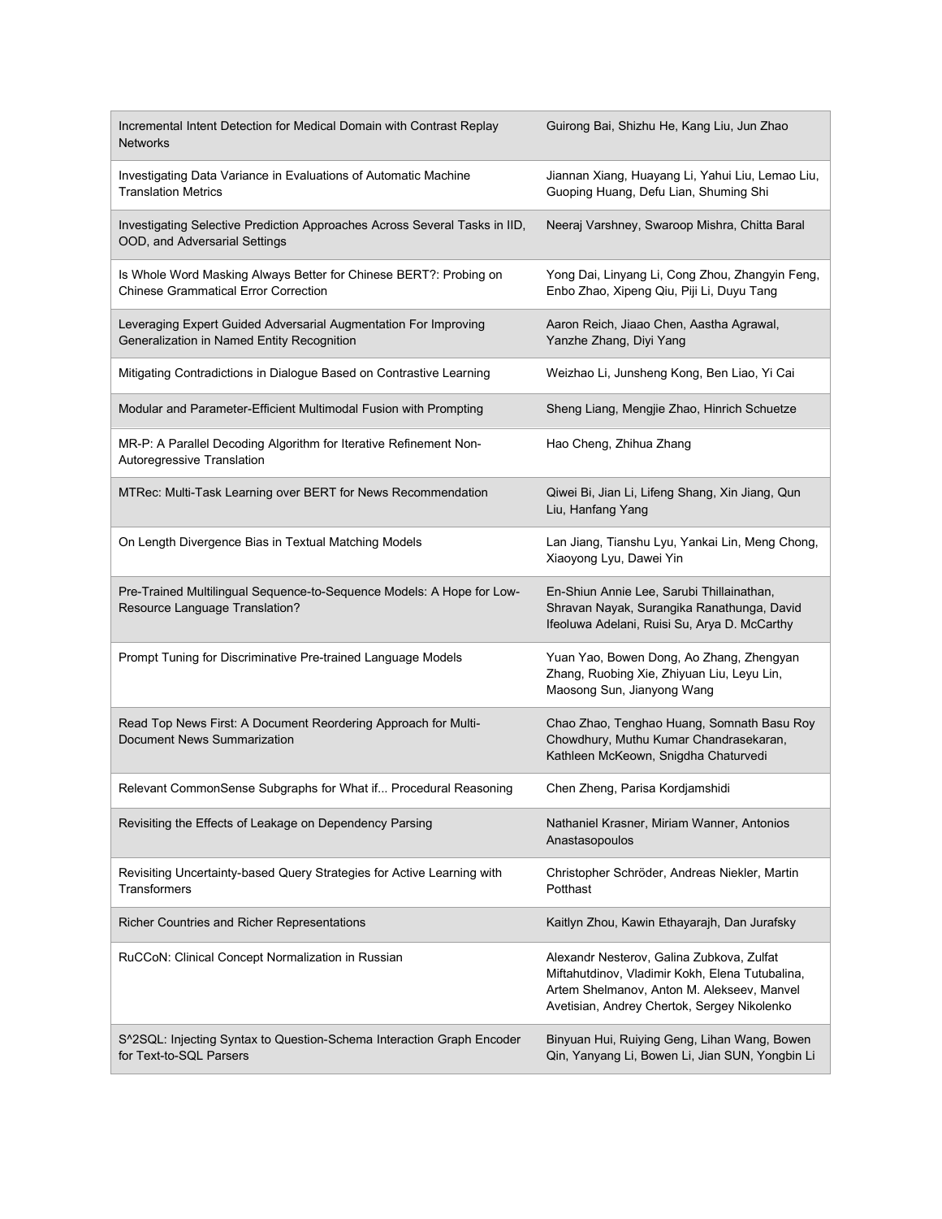| | |
|---|---|
| Incremental Intent Detection for Medical Domain with Contrast Replay Networks | Guirong Bai, Shizhu He, Kang Liu, Jun Zhao |
| Investigating Data Variance in Evaluations of Automatic Machine Translation Metrics | Jiannan Xiang, Huayang Li, Yahui Liu, Lemao Liu, Guoping Huang, Defu Lian, Shuming Shi |
| Investigating Selective Prediction Approaches Across Several Tasks in IID, OOD, and Adversarial Settings | Neeraj Varshney, Swaroop Mishra, Chitta Baral |
| Is Whole Word Masking Always Better for Chinese BERT?: Probing on Chinese Grammatical Error Correction | Yong Dai, Linyang Li, Cong Zhou, Zhangyin Feng, Enbo Zhao, Xipeng Qiu, Piji Li, Duyu Tang |
| Leveraging Expert Guided Adversarial Augmentation For Improving Generalization in Named Entity Recognition | Aaron Reich, Jiaao Chen, Aastha Agrawal, Yanzhe Zhang, Diyi Yang |
| Mitigating Contradictions in Dialogue Based on Contrastive Learning | Weizhao Li, Junsheng Kong, Ben Liao, Yi Cai |
| Modular and Parameter-Efficient Multimodal Fusion with Prompting | Sheng Liang, Mengjie Zhao, Hinrich Schuetze |
| MR-P: A Parallel Decoding Algorithm for Iterative Refinement Non-Autoregressive Translation | Hao Cheng, Zhihua Zhang |
| MTRec: Multi-Task Learning over BERT for News Recommendation | Qiwei Bi, Jian Li, Lifeng Shang, Xin Jiang, Qun Liu, Hanfang Yang |
| On Length Divergence Bias in Textual Matching Models | Lan Jiang, Tianshu Lyu, Yankai Lin, Meng Chong, Xiaoyong Lyu, Dawei Yin |
| Pre-Trained Multilingual Sequence-to-Sequence Models: A Hope for Low-Resource Language Translation? | En-Shiun Annie Lee, Sarubi Thillainathan, Shravan Nayak, Surangika Ranathunga, David Ifeoluwa Adelani, Ruisi Su, Arya D. McCarthy |
| Prompt Tuning for Discriminative Pre-trained Language Models | Yuan Yao, Bowen Dong, Ao Zhang, Zhengyan Zhang, Ruobing Xie, Zhiyuan Liu, Leyu Lin, Maosong Sun, Jianyong Wang |
| Read Top News First: A Document Reordering Approach for Multi-Document News Summarization | Chao Zhao, Tenghao Huang, Somnath Basu Roy Chowdhury, Muthu Kumar Chandrasekaran, Kathleen McKeown, Snigdha Chaturvedi |
| Relevant CommonSense Subgraphs for What if... Procedural Reasoning | Chen Zheng, Parisa Kordjamshidi |
| Revisiting the Effects of Leakage on Dependency Parsing | Nathaniel Krasner, Miriam Wanner, Antonios Anastasopoulos |
| Revisiting Uncertainty-based Query Strategies for Active Learning with Transformers | Christopher Schröder, Andreas Niekler, Martin Potthast |
| Richer Countries and Richer Representations | Kaitlyn Zhou, Kawin Ethayarajh, Dan Jurafsky |
| RuCCoN: Clinical Concept Normalization in Russian | Alexandr Nesterov, Galina Zubkova, Zulfat Miftahutdinov, Vladimir Kokh, Elena Tutubalina, Artem Shelmanov, Anton M. Alekseev, Manvel Avetisian, Andrey Chertok, Sergey Nikolenko |
| S^2SQL: Injecting Syntax to Question-Schema Interaction Graph Encoder for Text-to-SQL Parsers | Binyuan Hui, Ruiying Geng, Lihan Wang, Bowen Qin, Yanyang Li, Bowen Li, Jian SUN, Yongbin Li |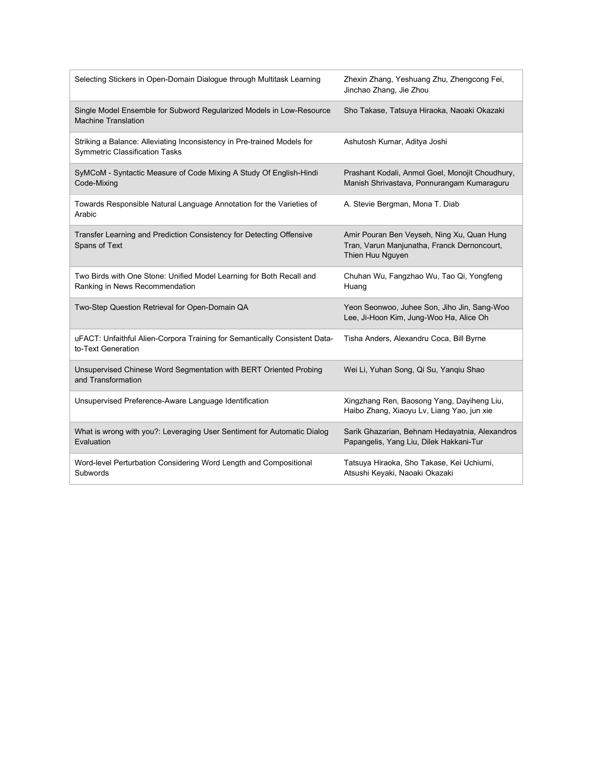| | |
|---|---|
| Selecting Stickers in Open-Domain Dialogue through Multitask Learning | Zhexin Zhang, Yeshuang Zhu, Zhengcong Fei, Jinchao Zhang, Jie Zhou |
| Single Model Ensemble for Subword Regularized Models in Low-Resource Machine Translation | Sho Takase, Tatsuya Hiraoka, Naoaki Okazaki |
| Striking a Balance: Alleviating Inconsistency in Pre-trained Models for Symmetric Classification Tasks | Ashutosh Kumar, Aditya Joshi |
| SyMCoM - Syntactic Measure of Code Mixing A Study Of English-Hindi Code-Mixing | Prashant Kodali, Anmol Goel, Monojit Choudhury, Manish Shrivastava, Ponnurangam Kumaraguru |
| Towards Responsible Natural Language Annotation for the Varieties of Arabic | A. Stevie Bergman, Mona T. Diab |
| Transfer Learning and Prediction Consistency for Detecting Offensive Spans of Text | Amir Pouran Ben Veyseh, Ning Xu, Quan Hung Tran, Varun Manjunatha, Franck Dernoncourt, Thien Huu Nguyen |
| Two Birds with One Stone: Unified Model Learning for Both Recall and Ranking in News Recommendation | Chuhan Wu, Fangzhao Wu, Tao Qi, Yongfeng Huang |
| Two-Step Question Retrieval for Open-Domain QA | Yeon Seonwoo, Juhee Son, Jiho Jin, Sang-Woo Lee, Ji-Hoon Kim, Jung-Woo Ha, Alice Oh |
| uFACT: Unfaithful Alien-Corpora Training for Semantically Consistent Data-to-Text Generation | Tisha Anders, Alexandru Coca, Bill Byrne |
| Unsupervised Chinese Word Segmentation with BERT Oriented Probing and Transformation | Wei Li, Yuhan Song, Qi Su, Yanqiu Shao |
| Unsupervised Preference-Aware Language Identification | Xingzhang Ren, Baosong Yang, Dayiheng Liu, Haibo Zhang, Xiaoyu Lv, Liang Yao, jun xie |
| What is wrong with you?: Leveraging User Sentiment for Automatic Dialog Evaluation | Sarik Ghazarian, Behnam Hedayatnia, Alexandros Papangelis, Yang Liu, Dilek Hakkani-Tur |
| Word-level Perturbation Considering Word Length and Compositional Subwords | Tatsuya Hiraoka, Sho Takase, Kei Uchiumi, Atsushi Keyaki, Naoaki Okazaki |